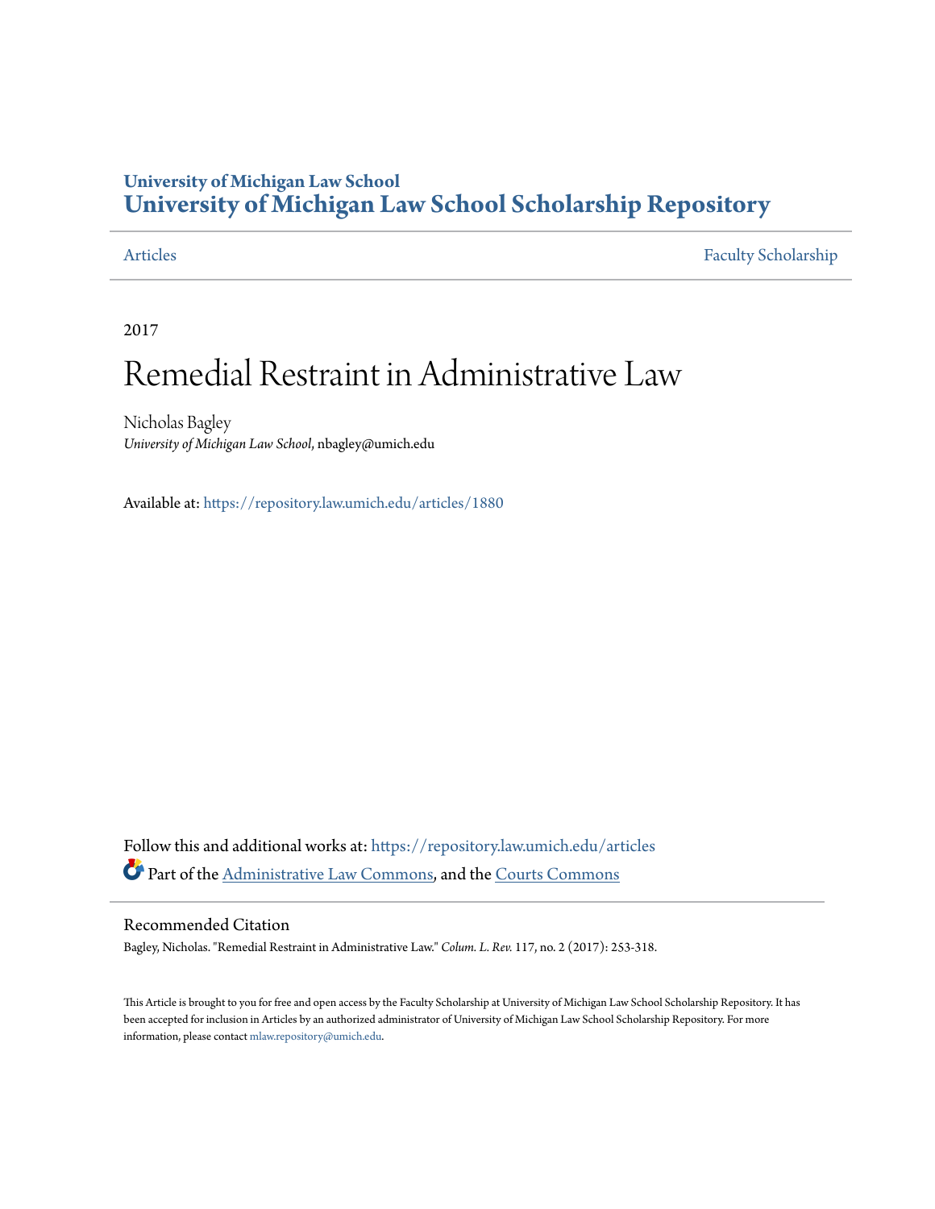University of Michigan Law School
# University of Michigan Law School Scholarship Repository

Articles | Faculty Scholarship

2017

# Remedial Restraint in Administrative Law

Nicholas Bagley
*University of Michigan Law School*, nbagley@umich.edu

Available at: https://repository.law.umich.edu/articles/1880

Follow this and additional works at: https://repository.law.umich.edu/articles

Part of the Administrative Law Commons, and the Courts Commons

## Recommended Citation

Bagley, Nicholas. "Remedial Restraint in Administrative Law." *Colum. L. Rev.* 117, no. 2 (2017): 253-318.

This Article is brought to you for free and open access by the Faculty Scholarship at University of Michigan Law School Scholarship Repository. It has been accepted for inclusion in Articles by an authorized administrator of University of Michigan Law School Scholarship Repository. For more information, please contact mlaw.repository@umich.edu.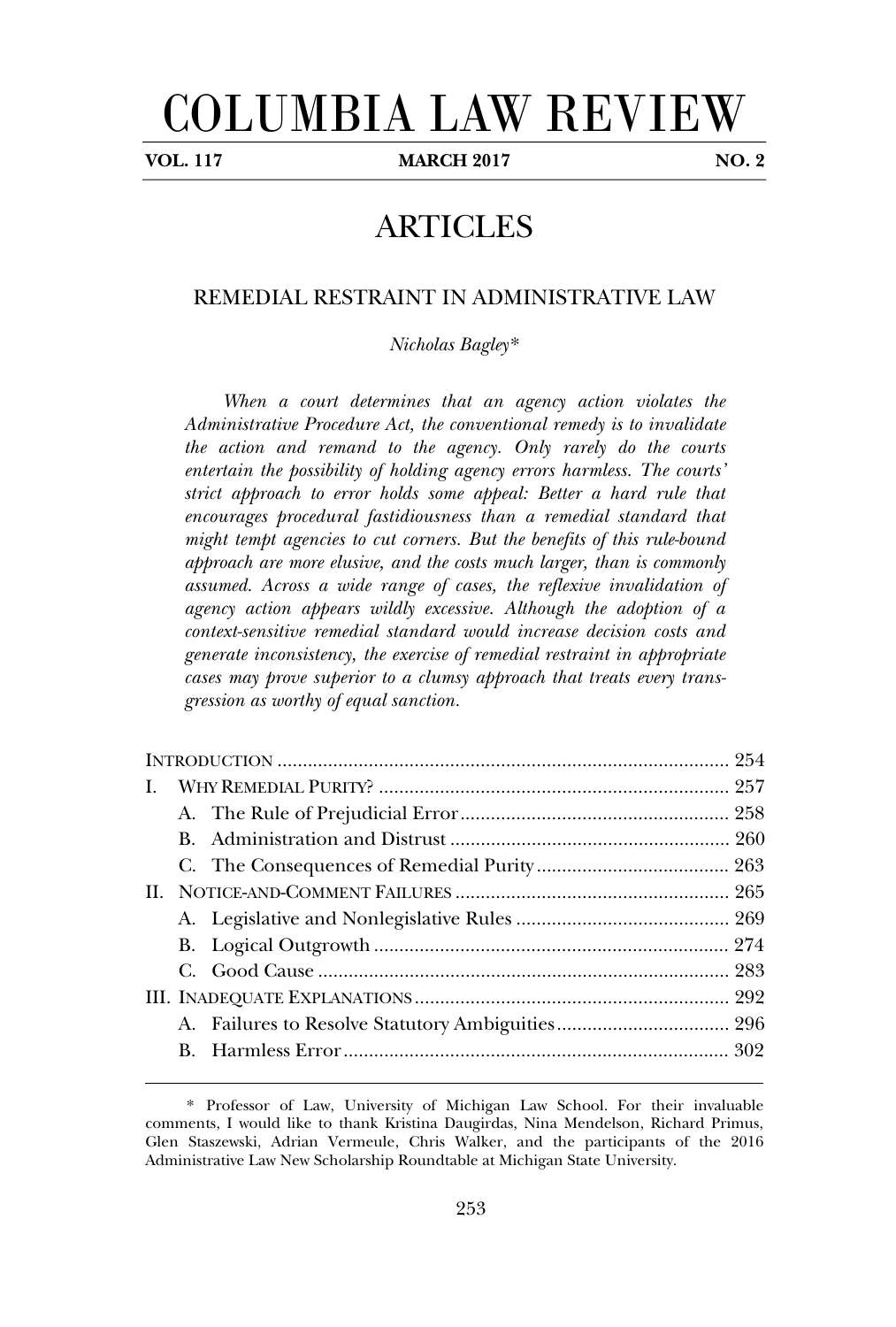# COLUMBIA LAW REVIEW

**VOL. 117 — MARCH 2017 — NO. 2**

## ARTICLES

### REMEDIAL RESTRAINT IN ADMINISTRATIVE LAW

*Nicholas Bagley**

*When a court determines that an agency action violates the Administrative Procedure Act, the conventional remedy is to invalidate the action and remand to the agency. Only rarely do the courts entertain the possibility of holding agency errors harmless. The courts' strict approach to error holds some appeal: Better a hard rule that encourages procedural fastidiousness than a remedial standard that might tempt agencies to cut corners. But the benefits of this rule-bound approach are more elusive, and the costs much larger, than is commonly assumed. Across a wide range of cases, the reflexive invalidation of agency action appears wildly excessive. Although the adoption of a context-sensitive remedial standard would increase decision costs and generate inconsistency, the exercise of remedial restraint in appropriate cases may prove superior to a clumsy approach that treats every transgression as worthy of equal sanction.*

INTRODUCTION ... 254
I. WHY REMEDIAL PURITY? ... 257
  A. The Rule of Prejudicial Error ... 258
  B. Administration and Distrust ... 260
  C. The Consequences of Remedial Purity ... 263
II. NOTICE-AND-COMMENT FAILURES ... 265
  A. Legislative and Nonlegislative Rules ... 269
  B. Logical Outgrowth ... 274
  C. Good Cause ... 283
III. INADEQUATE EXPLANATIONS ... 292
  A. Failures to Resolve Statutory Ambiguities ... 296
  B. Harmless Error ... 302

\* Professor of Law, University of Michigan Law School. For their invaluable comments, I would like to thank Kristina Daugirdas, Nina Mendelson, Richard Primus, Glen Staszewski, Adrian Vermeule, Chris Walker, and the participants of the 2016 Administrative Law New Scholarship Roundtable at Michigan State University.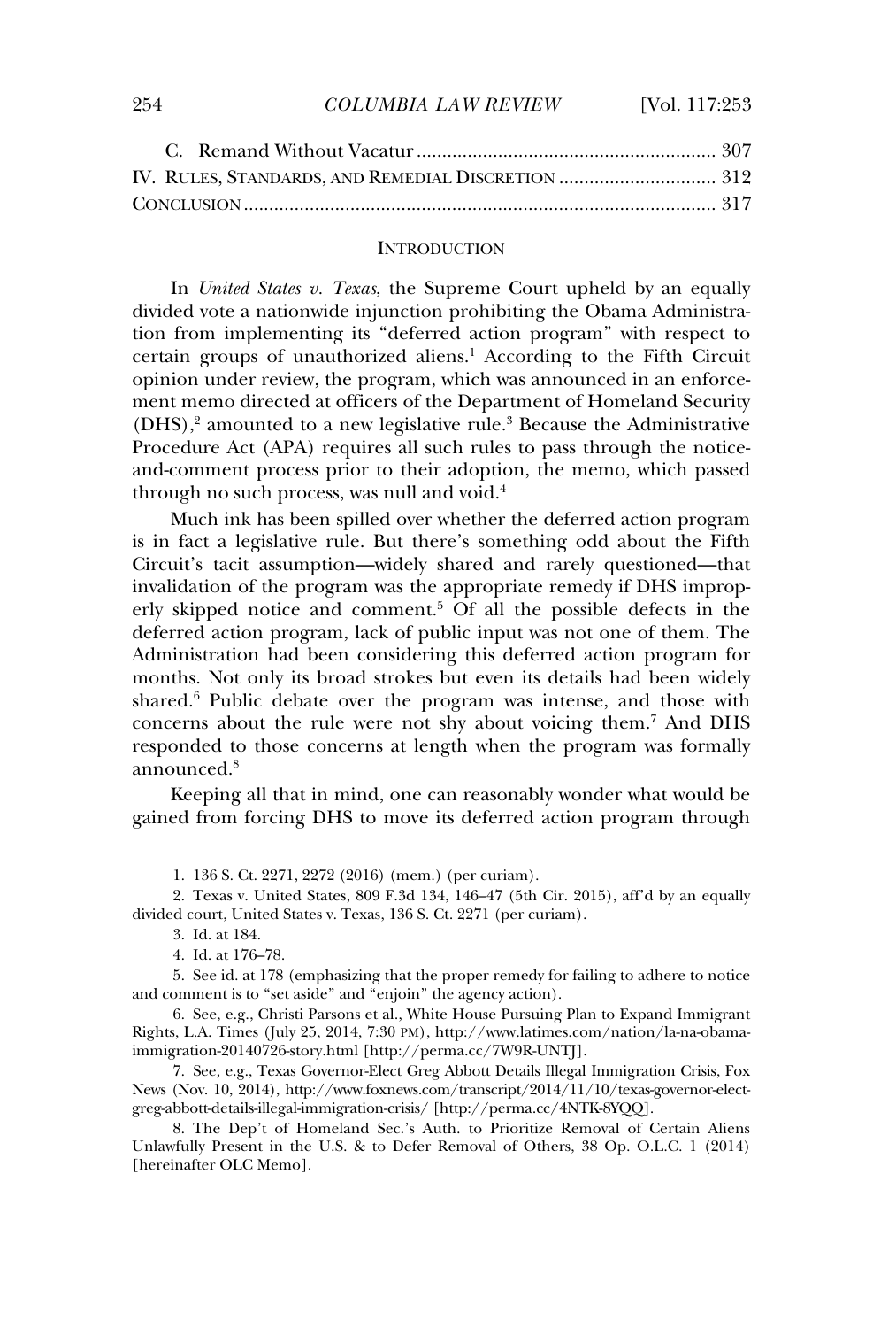C. Remand Without Vacatur ........................................................... 307

IV. RULES, STANDARDS, AND REMEDIAL DISCRETION ............................... 312

CONCLUSION ............................................................................................ 317

## INTRODUCTION

In *United States v. Texas*, the Supreme Court upheld by an equally divided vote a nationwide injunction prohibiting the Obama Administration from implementing its "deferred action program" with respect to certain groups of unauthorized aliens.[1] According to the Fifth Circuit opinion under review, the program, which was announced in an enforcement memo directed at officers of the Department of Homeland Security (DHS),[2] amounted to a new legislative rule.[3] Because the Administrative Procedure Act (APA) requires all such rules to pass through the notice-and-comment process prior to their adoption, the memo, which passed through no such process, was null and void.[4]

Much ink has been spilled over whether the deferred action program is in fact a legislative rule. But there's something odd about the Fifth Circuit's tacit assumption—widely shared and rarely questioned—that invalidation of the program was the appropriate remedy if DHS improperly skipped notice and comment.[5] Of all the possible defects in the deferred action program, lack of public input was not one of them. The Administration had been considering this deferred action program for months. Not only its broad strokes but even its details had been widely shared.[6] Public debate over the program was intense, and those with concerns about the rule were not shy about voicing them.[7] And DHS responded to those concerns at length when the program was formally announced.[8]

Keeping all that in mind, one can reasonably wonder what would be gained from forcing DHS to move its deferred action program through

---

1. 136 S. Ct. 2271, 2272 (2016) (mem.) (per curiam).

2. Texas v. United States, 809 F.3d 134, 146–47 (5th Cir. 2015), aff'd by an equally divided court, United States v. Texas, 136 S. Ct. 2271 (per curiam).

3. Id. at 184.

4. Id. at 176–78.

5. See id. at 178 (emphasizing that the proper remedy for failing to adhere to notice and comment is to "set aside" and "enjoin" the agency action).

6. See, e.g., Christi Parsons et al., White House Pursuing Plan to Expand Immigrant Rights, L.A. Times (July 25, 2014, 7:30 PM), http://www.latimes.com/nation/la-na-obama-immigration-20140726-story.html [http://perma.cc/7W9R-UNTJ].

7. See, e.g., Texas Governor-Elect Greg Abbott Details Illegal Immigration Crisis, Fox News (Nov. 10, 2014), http://www.foxnews.com/transcript/2014/11/10/texas-governor-elect-greg-abbott-details-illegal-immigration-crisis/ [http://perma.cc/4NTK-8YQQ].

8. The Dep't of Homeland Sec.'s Auth. to Prioritize Removal of Certain Aliens Unlawfully Present in the U.S. & to Defer Removal of Others, 38 Op. O.L.C. 1 (2014) [hereinafter OLC Memo].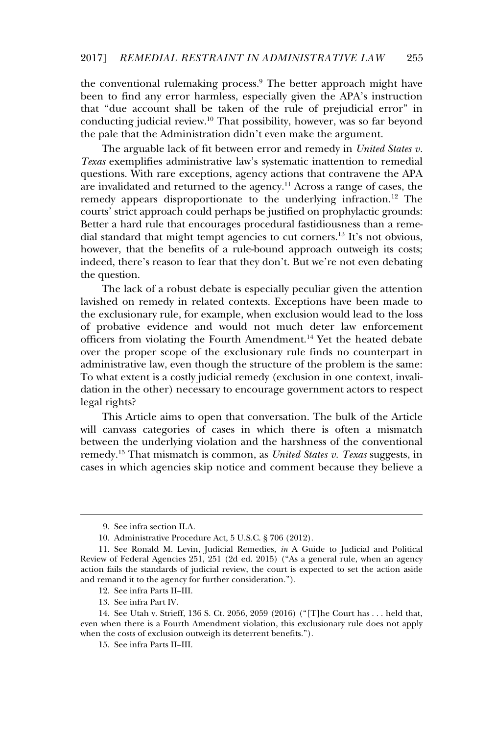the conventional rulemaking process.[9] The better approach might have been to find any error harmless, especially given the APA's instruction that "due account shall be taken of the rule of prejudicial error" in conducting judicial review.[10] That possibility, however, was so far beyond the pale that the Administration didn't even make the argument.

The arguable lack of fit between error and remedy in *United States v. Texas* exemplifies administrative law's systematic inattention to remedial questions. With rare exceptions, agency actions that contravene the APA are invalidated and returned to the agency.[11] Across a range of cases, the remedy appears disproportionate to the underlying infraction.[12] The courts' strict approach could perhaps be justified on prophylactic grounds: Better a hard rule that encourages procedural fastidiousness than a remedial standard that might tempt agencies to cut corners.[13] It's not obvious, however, that the benefits of a rule-bound approach outweigh its costs; indeed, there's reason to fear that they don't. But we're not even debating the question.

The lack of a robust debate is especially peculiar given the attention lavished on remedy in related contexts. Exceptions have been made to the exclusionary rule, for example, when exclusion would lead to the loss of probative evidence and would not much deter law enforcement officers from violating the Fourth Amendment.[14] Yet the heated debate over the proper scope of the exclusionary rule finds no counterpart in administrative law, even though the structure of the problem is the same: To what extent is a costly judicial remedy (exclusion in one context, invalidation in the other) necessary to encourage government actors to respect legal rights?

This Article aims to open that conversation. The bulk of the Article will canvass categories of cases in which there is often a mismatch between the underlying violation and the harshness of the conventional remedy.[15] That mismatch is common, as *United States v. Texas* suggests, in cases in which agencies skip notice and comment because they believe a

---

9. See infra section II.A.

10. Administrative Procedure Act, 5 U.S.C. § 706 (2012).

11. See Ronald M. Levin, Judicial Remedies, *in* A Guide to Judicial and Political Review of Federal Agencies 251, 251 (2d ed. 2015) ("As a general rule, when an agency action fails the standards of judicial review, the court is expected to set the action aside and remand it to the agency for further consideration.").

12. See infra Parts II–III.

13. See infra Part IV.

14. See Utah v. Strieff, 136 S. Ct. 2056, 2059 (2016) ("[T]he Court has . . . held that, even when there is a Fourth Amendment violation, this exclusionary rule does not apply when the costs of exclusion outweigh its deterrent benefits.").

15. See infra Parts II–III.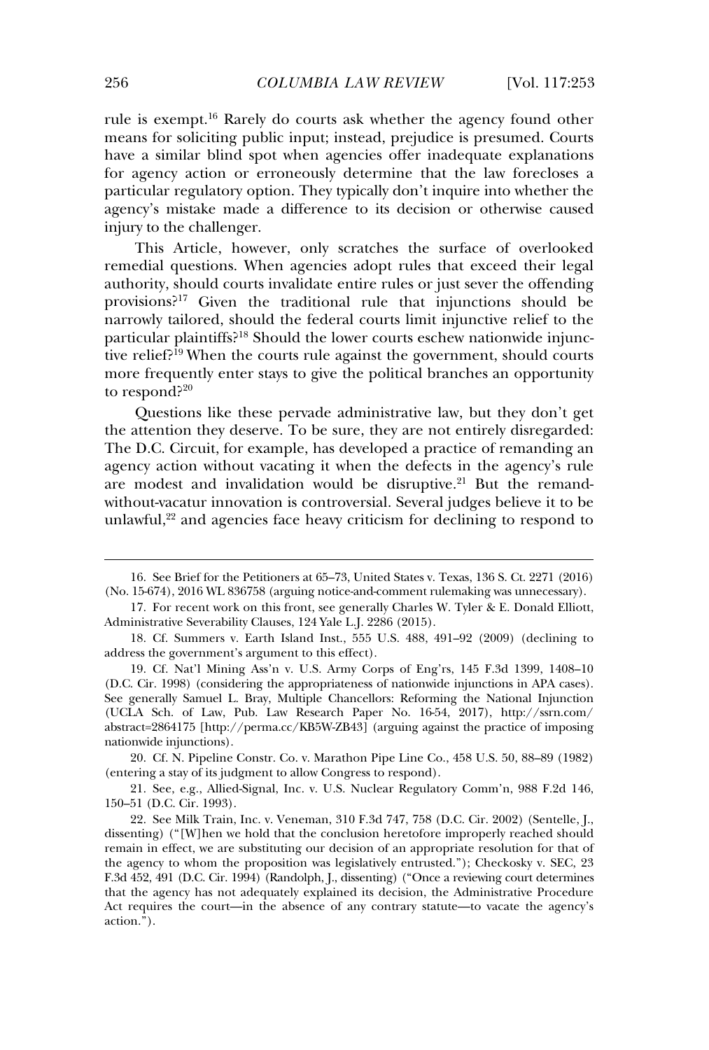rule is exempt.[16] Rarely do courts ask whether the agency found other means for soliciting public input; instead, prejudice is presumed. Courts have a similar blind spot when agencies offer inadequate explanations for agency action or erroneously determine that the law forecloses a particular regulatory option. They typically don't inquire into whether the agency's mistake made a difference to its decision or otherwise caused injury to the challenger.

This Article, however, only scratches the surface of overlooked remedial questions. When agencies adopt rules that exceed their legal authority, should courts invalidate entire rules or just sever the offending provisions?[17] Given the traditional rule that injunctions should be narrowly tailored, should the federal courts limit injunctive relief to the particular plaintiffs?[18] Should the lower courts eschew nationwide injunctive relief?[19] When the courts rule against the government, should courts more frequently enter stays to give the political branches an opportunity to respond?[20]

Questions like these pervade administrative law, but they don't get the attention they deserve. To be sure, they are not entirely disregarded: The D.C. Circuit, for example, has developed a practice of remanding an agency action without vacating it when the defects in the agency's rule are modest and invalidation would be disruptive.[21] But the remand-without-vacatur innovation is controversial. Several judges believe it to be unlawful,[22] and agencies face heavy criticism for declining to respond to

---

16. See Brief for the Petitioners at 65–73, United States v. Texas, 136 S. Ct. 2271 (2016) (No. 15-674), 2016 WL 836758 (arguing notice-and-comment rulemaking was unnecessary).

17. For recent work on this front, see generally Charles W. Tyler & E. Donald Elliott, Administrative Severability Clauses, 124 Yale L.J. 2286 (2015).

18. Cf. Summers v. Earth Island Inst., 555 U.S. 488, 491–92 (2009) (declining to address the government's argument to this effect).

19. Cf. Nat'l Mining Ass'n v. U.S. Army Corps of Eng'rs, 145 F.3d 1399, 1408–10 (D.C. Cir. 1998) (considering the appropriateness of nationwide injunctions in APA cases). See generally Samuel L. Bray, Multiple Chancellors: Reforming the National Injunction (UCLA Sch. of Law, Pub. Law Research Paper No. 16-54, 2017), http://ssrn.com/abstract=2864175 [http://perma.cc/KB5W-ZB43] (arguing against the practice of imposing nationwide injunctions).

20. Cf. N. Pipeline Constr. Co. v. Marathon Pipe Line Co., 458 U.S. 50, 88–89 (1982) (entering a stay of its judgment to allow Congress to respond).

21. See, e.g., Allied-Signal, Inc. v. U.S. Nuclear Regulatory Comm'n, 988 F.2d 146, 150–51 (D.C. Cir. 1993).

22. See Milk Train, Inc. v. Veneman, 310 F.3d 747, 758 (D.C. Cir. 2002) (Sentelle, J., dissenting) ("[W]hen we hold that the conclusion heretofore improperly reached should remain in effect, we are substituting our decision of an appropriate resolution for that of the agency to whom the proposition was legislatively entrusted."); Checkosky v. SEC, 23 F.3d 452, 491 (D.C. Cir. 1994) (Randolph, J., dissenting) ("Once a reviewing court determines that the agency has not adequately explained its decision, the Administrative Procedure Act requires the court—in the absence of any contrary statute—to vacate the agency's action.").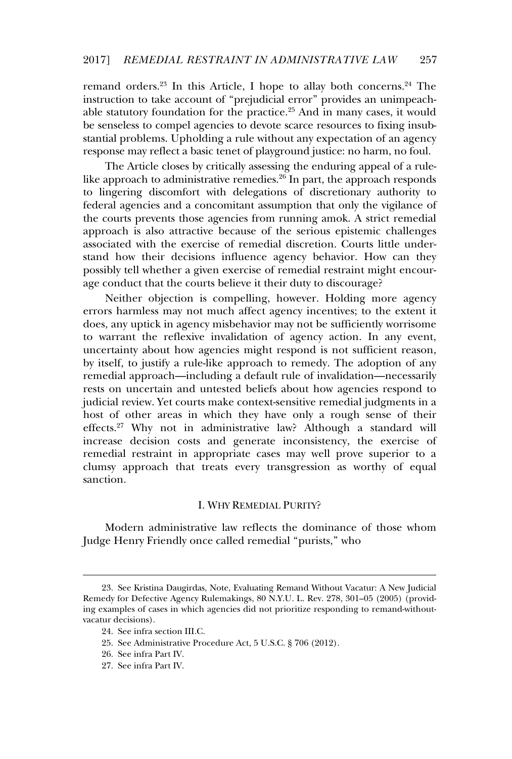remand orders.[23] In this Article, I hope to allay both concerns.[24] The instruction to take account of "prejudicial error" provides an unimpeachable statutory foundation for the practice.[25] And in many cases, it would be senseless to compel agencies to devote scarce resources to fixing insubstantial problems. Upholding a rule without any expectation of an agency response may reflect a basic tenet of playground justice: no harm, no foul.

The Article closes by critically assessing the enduring appeal of a rule-like approach to administrative remedies.[26] In part, the approach responds to lingering discomfort with delegations of discretionary authority to federal agencies and a concomitant assumption that only the vigilance of the courts prevents those agencies from running amok. A strict remedial approach is also attractive because of the serious epistemic challenges associated with the exercise of remedial discretion. Courts little understand how their decisions influence agency behavior. How can they possibly tell whether a given exercise of remedial restraint might encourage conduct that the courts believe it their duty to discourage?

Neither objection is compelling, however. Holding more agency errors harmless may not much affect agency incentives; to the extent it does, any uptick in agency misbehavior may not be sufficiently worrisome to warrant the reflexive invalidation of agency action. In any event, uncertainty about how agencies might respond is not sufficient reason, by itself, to justify a rule-like approach to remedy. The adoption of any remedial approach—including a default rule of invalidation—necessarily rests on uncertain and untested beliefs about how agencies respond to judicial review. Yet courts make context-sensitive remedial judgments in a host of other areas in which they have only a rough sense of their effects.[27] Why not in administrative law? Although a standard will increase decision costs and generate inconsistency, the exercise of remedial restraint in appropriate cases may well prove superior to a clumsy approach that treats every transgression as worthy of equal sanction.

## I. WHY REMEDIAL PURITY?

Modern administrative law reflects the dominance of those whom Judge Henry Friendly once called remedial "purists," who

---

23. See Kristina Daugirdas, Note, Evaluating Remand Without Vacatur: A New Judicial Remedy for Defective Agency Rulemakings, 80 N.Y.U. L. Rev. 278, 301–05 (2005) (providing examples of cases in which agencies did not prioritize responding to remand-without-vacatur decisions).

24. See infra section III.C.

25. See Administrative Procedure Act, 5 U.S.C. § 706 (2012).

26. See infra Part IV.

27. See infra Part IV.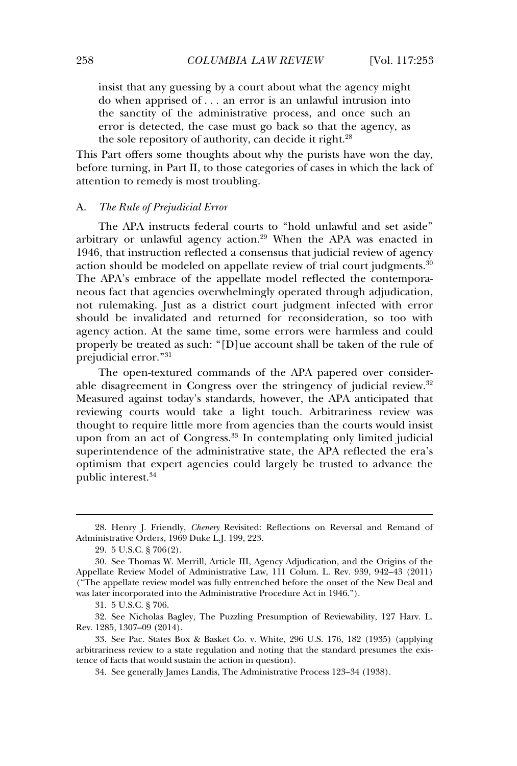insist that any guessing by a court about what the agency might do when apprised of . . . an error is an unlawful intrusion into the sanctity of the administrative process, and once such an error is detected, the case must go back so that the agency, as the sole repository of authority, can decide it right.[28]

This Part offers some thoughts about why the purists have won the day, before turning, in Part II, to those categories of cases in which the lack of attention to remedy is most troubling.

### A. *The Rule of Prejudicial Error*

The APA instructs federal courts to "hold unlawful and set aside" arbitrary or unlawful agency action.[29] When the APA was enacted in 1946, that instruction reflected a consensus that judicial review of agency action should be modeled on appellate review of trial court judgments.[30] The APA's embrace of the appellate model reflected the contemporaneous fact that agencies overwhelmingly operated through adjudication, not rulemaking. Just as a district court judgment infected with error should be invalidated and returned for reconsideration, so too with agency action. At the same time, some errors were harmless and could properly be treated as such: "[D]ue account shall be taken of the rule of prejudicial error."[31]

The open-textured commands of the APA papered over considerable disagreement in Congress over the stringency of judicial review.[32] Measured against today's standards, however, the APA anticipated that reviewing courts would take a light touch. Arbitrariness review was thought to require little more from agencies than the courts would insist upon from an act of Congress.[33] In contemplating only limited judicial superintendence of the administrative state, the APA reflected the era's optimism that expert agencies could largely be trusted to advance the public interest.[34]

---

28. Henry J. Friendly, *Chenery* Revisited: Reflections on Reversal and Remand of Administrative Orders, 1969 Duke L.J. 199, 223.

29. 5 U.S.C. § 706(2).

30. See Thomas W. Merrill, Article III, Agency Adjudication, and the Origins of the Appellate Review Model of Administrative Law, 111 Colum. L. Rev. 939, 942–43 (2011) ("The appellate review model was fully entrenched before the onset of the New Deal and was later incorporated into the Administrative Procedure Act in 1946.").

31. 5 U.S.C. § 706.

32. See Nicholas Bagley, The Puzzling Presumption of Reviewability, 127 Harv. L. Rev. 1285, 1307–09 (2014).

33. See Pac. States Box & Basket Co. v. White, 296 U.S. 176, 182 (1935) (applying arbitrariness review to a state regulation and noting that the standard presumes the existence of facts that would sustain the action in question).

34. See generally James Landis, The Administrative Process 123–34 (1938).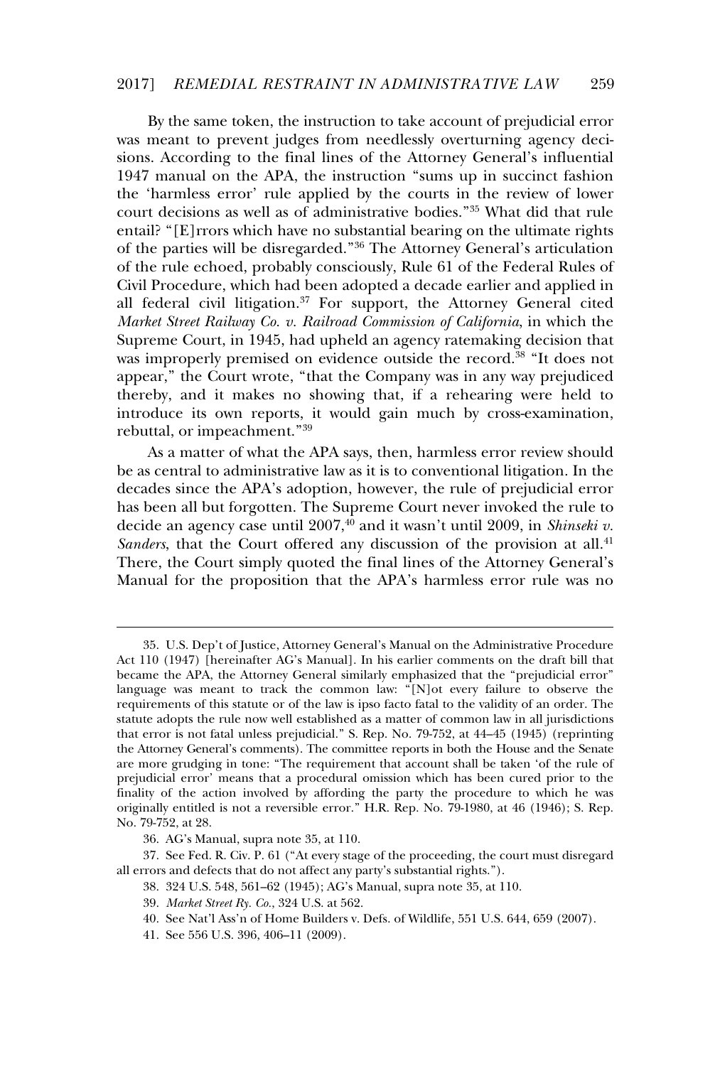By the same token, the instruction to take account of prejudicial error was meant to prevent judges from needlessly overturning agency decisions. According to the final lines of the Attorney General's influential 1947 manual on the APA, the instruction "sums up in succinct fashion the 'harmless error' rule applied by the courts in the review of lower court decisions as well as of administrative bodies."[35] What did that rule entail? "[E]rrors which have no substantial bearing on the ultimate rights of the parties will be disregarded."[36] The Attorney General's articulation of the rule echoed, probably consciously, Rule 61 of the Federal Rules of Civil Procedure, which had been adopted a decade earlier and applied in all federal civil litigation.[37] For support, the Attorney General cited *Market Street Railway Co. v. Railroad Commission of California*, in which the Supreme Court, in 1945, had upheld an agency ratemaking decision that was improperly premised on evidence outside the record.[38] "It does not appear," the Court wrote, "that the Company was in any way prejudiced thereby, and it makes no showing that, if a rehearing were held to introduce its own reports, it would gain much by cross-examination, rebuttal, or impeachment."[39]

As a matter of what the APA says, then, harmless error review should be as central to administrative law as it is to conventional litigation. In the decades since the APA's adoption, however, the rule of prejudicial error has been all but forgotten. The Supreme Court never invoked the rule to decide an agency case until 2007,[40] and it wasn't until 2009, in *Shinseki v. Sanders*, that the Court offered any discussion of the provision at all.[41] There, the Court simply quoted the final lines of the Attorney General's Manual for the proposition that the APA's harmless error rule was no

---

35. U.S. Dep't of Justice, Attorney General's Manual on the Administrative Procedure Act 110 (1947) [hereinafter AG's Manual]. In his earlier comments on the draft bill that became the APA, the Attorney General similarly emphasized that the "prejudicial error" language was meant to track the common law: "[N]ot every failure to observe the requirements of this statute or of the law is ipso facto fatal to the validity of an order. The statute adopts the rule now well established as a matter of common law in all jurisdictions that error is not fatal unless prejudicial." S. Rep. No. 79-752, at 44–45 (1945) (reprinting the Attorney General's comments). The committee reports in both the House and the Senate are more grudging in tone: "The requirement that account shall be taken 'of the rule of prejudicial error' means that a procedural omission which has been cured prior to the finality of the action involved by affording the party the procedure to which he was originally entitled is not a reversible error." H.R. Rep. No. 79-1980, at 46 (1946); S. Rep. No. 79-752, at 28.

36. AG's Manual, supra note 35, at 110.

37. See Fed. R. Civ. P. 61 ("At every stage of the proceeding, the court must disregard all errors and defects that do not affect any party's substantial rights.").

38. 324 U.S. 548, 561–62 (1945); AG's Manual, supra note 35, at 110.

39. *Market Street Ry. Co.*, 324 U.S. at 562.

40. See Nat'l Ass'n of Home Builders v. Defs. of Wildlife, 551 U.S. 644, 659 (2007).

41. See 556 U.S. 396, 406–11 (2009).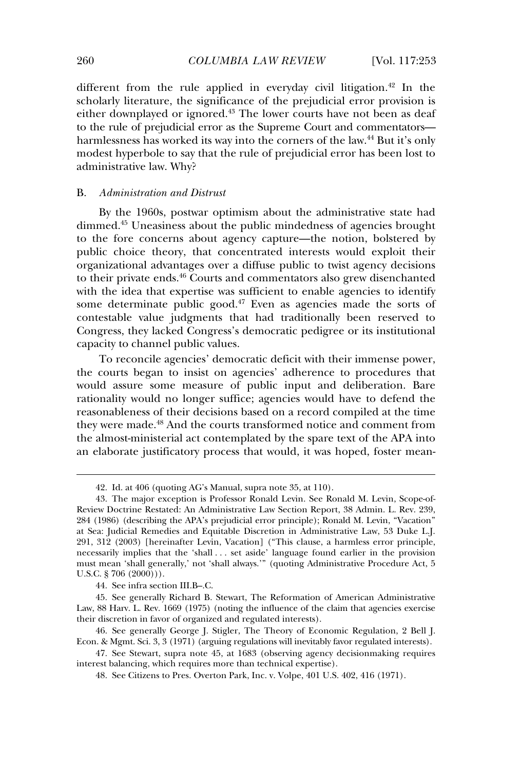different from the rule applied in everyday civil litigation.[42] In the scholarly literature, the significance of the prejudicial error provision is either downplayed or ignored.[43] The lower courts have not been as deaf to the rule of prejudicial error as the Supreme Court and commentators—harmlessness has worked its way into the corners of the law.[44] But it's only modest hyperbole to say that the rule of prejudicial error has been lost to administrative law. Why?

## B. *Administration and Distrust*

By the 1960s, postwar optimism about the administrative state had dimmed.[45] Uneasiness about the public mindedness of agencies brought to the fore concerns about agency capture—the notion, bolstered by public choice theory, that concentrated interests would exploit their organizational advantages over a diffuse public to twist agency decisions to their private ends.[46] Courts and commentators also grew disenchanted with the idea that expertise was sufficient to enable agencies to identify some determinate public good.[47] Even as agencies made the sorts of contestable value judgments that had traditionally been reserved to Congress, they lacked Congress's democratic pedigree or its institutional capacity to channel public values.

To reconcile agencies' democratic deficit with their immense power, the courts began to insist on agencies' adherence to procedures that would assure some measure of public input and deliberation. Bare rationality would no longer suffice; agencies would have to defend the reasonableness of their decisions based on a record compiled at the time they were made.[48] And the courts transformed notice and comment from the almost-ministerial act contemplated by the spare text of the APA into an elaborate justificatory process that would, it was hoped, foster mean-

---

42. Id. at 406 (quoting AG's Manual, supra note 35, at 110).

43. The major exception is Professor Ronald Levin. See Ronald M. Levin, Scope-of-Review Doctrine Restated: An Administrative Law Section Report, 38 Admin. L. Rev. 239, 284 (1986) (describing the APA's prejudicial error principle); Ronald M. Levin, "Vacation" at Sea: Judicial Remedies and Equitable Discretion in Administrative Law, 53 Duke L.J. 291, 312 (2003) [hereinafter Levin, Vacation] ("This clause, a harmless error principle, necessarily implies that the 'shall . . . set aside' language found earlier in the provision must mean 'shall generally,' not 'shall always.'" (quoting Administrative Procedure Act, 5 U.S.C. § 706 (2000))).

44. See infra section III.B–.C.

45. See generally Richard B. Stewart, The Reformation of American Administrative Law, 88 Harv. L. Rev. 1669 (1975) (noting the influence of the claim that agencies exercise their discretion in favor of organized and regulated interests).

46. See generally George J. Stigler, The Theory of Economic Regulation, 2 Bell J. Econ. & Mgmt. Sci. 3, 3 (1971) (arguing regulations will inevitably favor regulated interests).

47. See Stewart, supra note 45, at 1683 (observing agency decisionmaking requires interest balancing, which requires more than technical expertise).

48. See Citizens to Pres. Overton Park, Inc. v. Volpe, 401 U.S. 402, 416 (1971).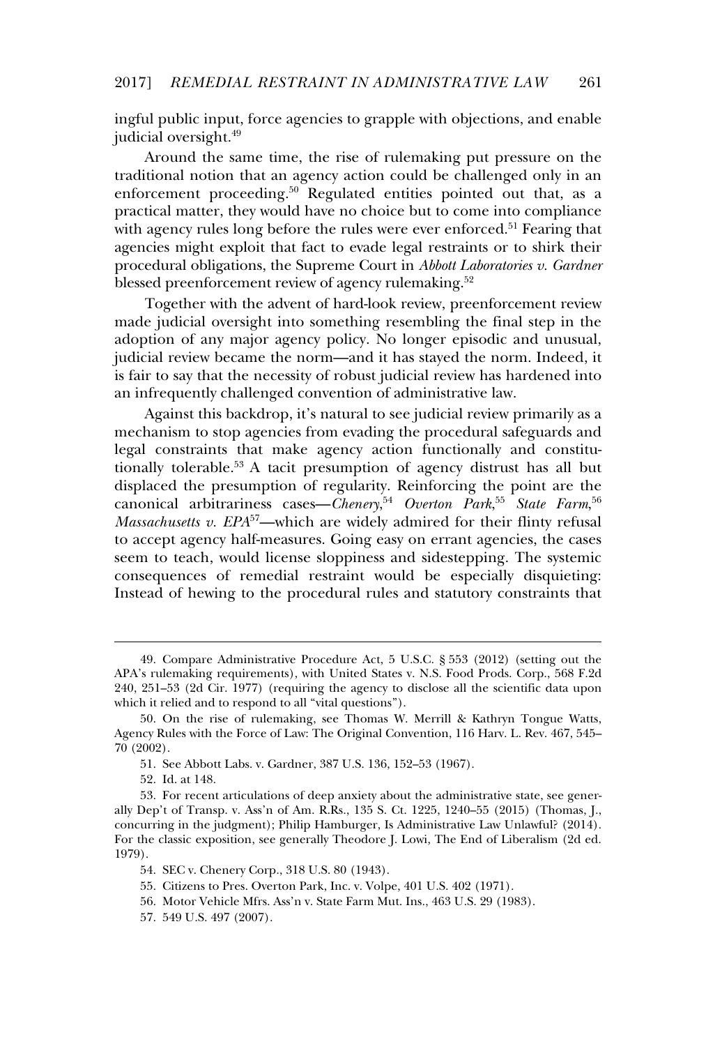ingful public input, force agencies to grapple with objections, and enable judicial oversight.[49]

Around the same time, the rise of rulemaking put pressure on the traditional notion that an agency action could be challenged only in an enforcement proceeding.[50] Regulated entities pointed out that, as a practical matter, they would have no choice but to come into compliance with agency rules long before the rules were ever enforced.[51] Fearing that agencies might exploit that fact to evade legal restraints or to shirk their procedural obligations, the Supreme Court in *Abbott Laboratories v. Gardner* blessed preenforcement review of agency rulemaking.[52]

Together with the advent of hard-look review, preenforcement review made judicial oversight into something resembling the final step in the adoption of any major agency policy. No longer episodic and unusual, judicial review became the norm—and it has stayed the norm. Indeed, it is fair to say that the necessity of robust judicial review has hardened into an infrequently challenged convention of administrative law.

Against this backdrop, it's natural to see judicial review primarily as a mechanism to stop agencies from evading the procedural safeguards and legal constraints that make agency action functionally and constitutionally tolerable.[53] A tacit presumption of agency distrust has all but displaced the presumption of regularity. Reinforcing the point are the canonical arbitrariness cases—*Chenery*,[54] *Overton Park*,[55] *State Farm*,[56] *Massachusetts v. EPA*[57]—which are widely admired for their flinty refusal to accept agency half-measures. Going easy on errant agencies, the cases seem to teach, would license sloppiness and sidestepping. The systemic consequences of remedial restraint would be especially disquieting: Instead of hewing to the procedural rules and statutory constraints that

---

49. Compare Administrative Procedure Act, 5 U.S.C. § 553 (2012) (setting out the APA's rulemaking requirements), with United States v. N.S. Food Prods. Corp., 568 F.2d 240, 251–53 (2d Cir. 1977) (requiring the agency to disclose all the scientific data upon which it relied and to respond to all "vital questions").

50. On the rise of rulemaking, see Thomas W. Merrill & Kathryn Tongue Watts, Agency Rules with the Force of Law: The Original Convention, 116 Harv. L. Rev. 467, 545–70 (2002).

51. See Abbott Labs. v. Gardner, 387 U.S. 136, 152–53 (1967).

52. Id. at 148.

53. For recent articulations of deep anxiety about the administrative state, see generally Dep't of Transp. v. Ass'n of Am. R.Rs., 135 S. Ct. 1225, 1240–55 (2015) (Thomas, J., concurring in the judgment); Philip Hamburger, Is Administrative Law Unlawful? (2014). For the classic exposition, see generally Theodore J. Lowi, The End of Liberalism (2d ed. 1979).

54. SEC v. Chenery Corp., 318 U.S. 80 (1943).

55. Citizens to Pres. Overton Park, Inc. v. Volpe, 401 U.S. 402 (1971).

56. Motor Vehicle Mfrs. Ass'n v. State Farm Mut. Ins., 463 U.S. 29 (1983).

57. 549 U.S. 497 (2007).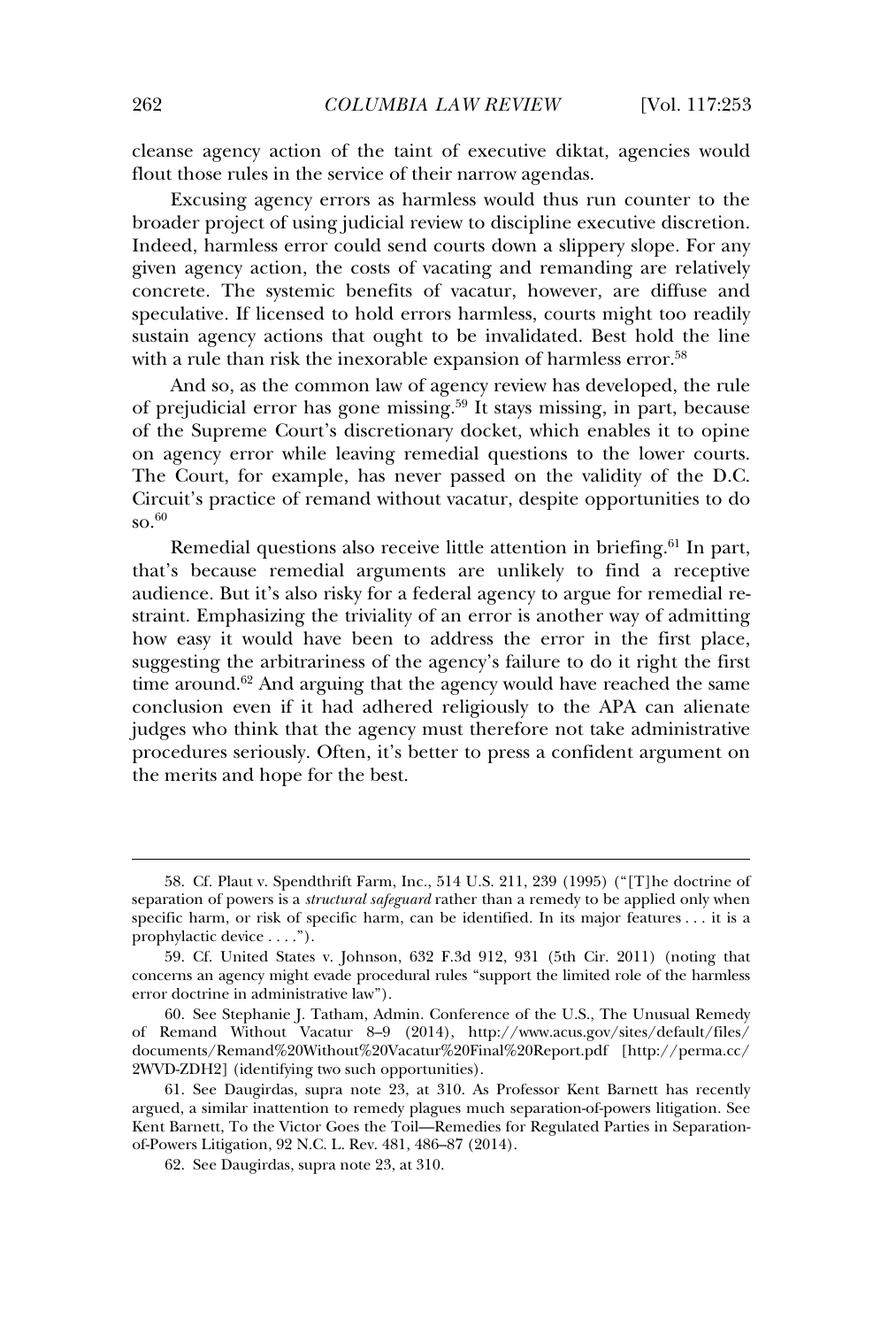cleanse agency action of the taint of executive diktat, agencies would flout those rules in the service of their narrow agendas.

Excusing agency errors as harmless would thus run counter to the broader project of using judicial review to discipline executive discretion. Indeed, harmless error could send courts down a slippery slope. For any given agency action, the costs of vacating and remanding are relatively concrete. The systemic benefits of vacatur, however, are diffuse and speculative. If licensed to hold errors harmless, courts might too readily sustain agency actions that ought to be invalidated. Best hold the line with a rule than risk the inexorable expansion of harmless error.[58]

And so, as the common law of agency review has developed, the rule of prejudicial error has gone missing.[59] It stays missing, in part, because of the Supreme Court's discretionary docket, which enables it to opine on agency error while leaving remedial questions to the lower courts. The Court, for example, has never passed on the validity of the D.C. Circuit's practice of remand without vacatur, despite opportunities to do so.[60]

Remedial questions also receive little attention in briefing.[61] In part, that's because remedial arguments are unlikely to find a receptive audience. But it's also risky for a federal agency to argue for remedial restraint. Emphasizing the triviality of an error is another way of admitting how easy it would have been to address the error in the first place, suggesting the arbitrariness of the agency's failure to do it right the first time around.[62] And arguing that the agency would have reached the same conclusion even if it had adhered religiously to the APA can alienate judges who think that the agency must therefore not take administrative procedures seriously. Often, it's better to press a confident argument on the merits and hope for the best.

---

58. Cf. Plaut v. Spendthrift Farm, Inc., 514 U.S. 211, 239 (1995) ("[T]he doctrine of separation of powers is a *structural safeguard* rather than a remedy to be applied only when specific harm, or risk of specific harm, can be identified. In its major features . . . it is a prophylactic device . . . .").

59. Cf. United States v. Johnson, 632 F.3d 912, 931 (5th Cir. 2011) (noting that concerns an agency might evade procedural rules "support the limited role of the harmless error doctrine in administrative law").

60. See Stephanie J. Tatham, Admin. Conference of the U.S., The Unusual Remedy of Remand Without Vacatur 8–9 (2014), http://www.acus.gov/sites/default/files/documents/Remand%20Without%20Vacatur%20Final%20Report.pdf [http://perma.cc/2WVD-ZDH2] (identifying two such opportunities).

61. See Daugirdas, supra note 23, at 310. As Professor Kent Barnett has recently argued, a similar inattention to remedy plagues much separation-of-powers litigation. See Kent Barnett, To the Victor Goes the Toil—Remedies for Regulated Parties in Separation-of-Powers Litigation, 92 N.C. L. Rev. 481, 486–87 (2014).

62. See Daugirdas, supra note 23, at 310.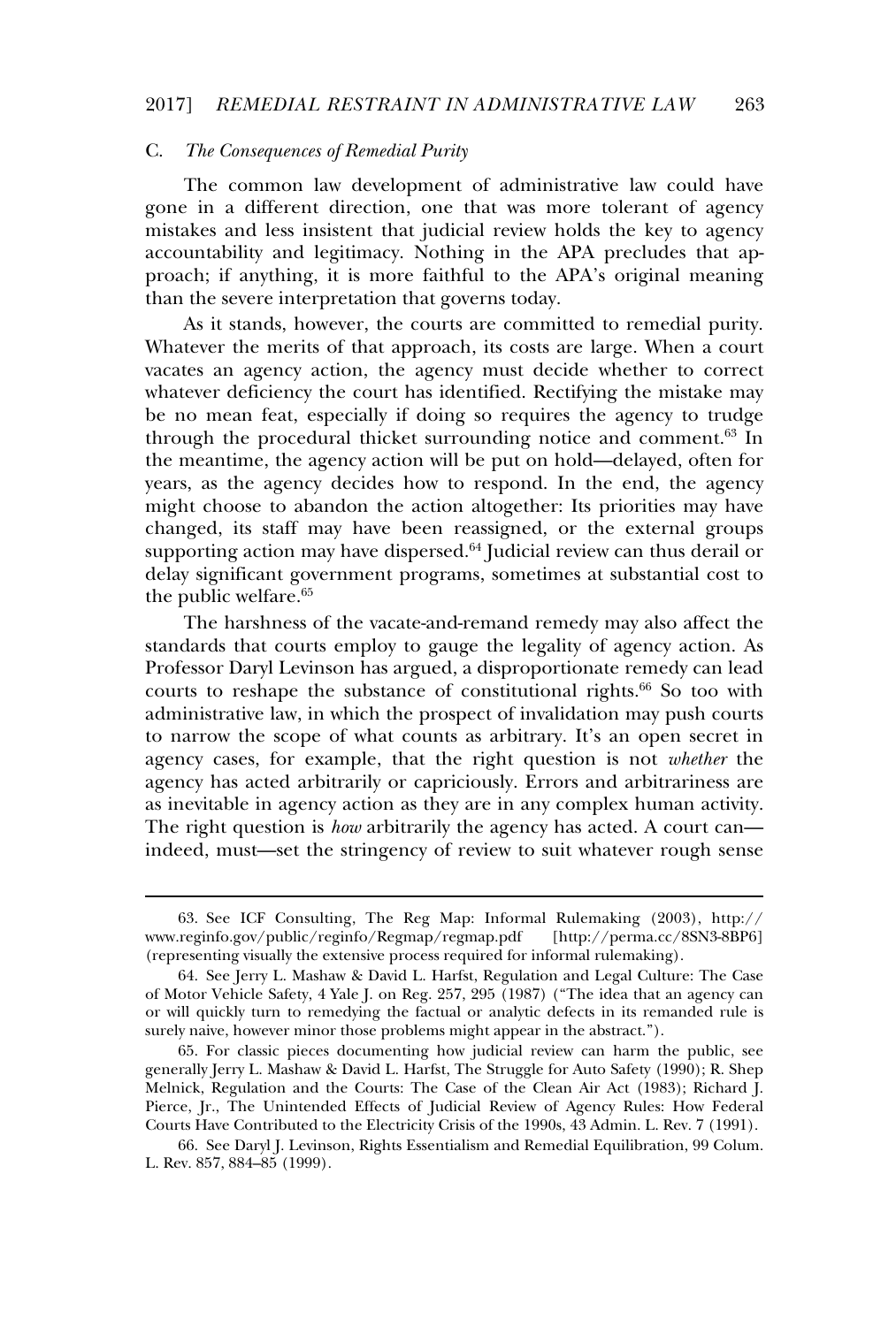### C. *The Consequences of Remedial Purity*

The common law development of administrative law could have gone in a different direction, one that was more tolerant of agency mistakes and less insistent that judicial review holds the key to agency accountability and legitimacy. Nothing in the APA precludes that approach; if anything, it is more faithful to the APA's original meaning than the severe interpretation that governs today.

As it stands, however, the courts are committed to remedial purity. Whatever the merits of that approach, its costs are large. When a court vacates an agency action, the agency must decide whether to correct whatever deficiency the court has identified. Rectifying the mistake may be no mean feat, especially if doing so requires the agency to trudge through the procedural thicket surrounding notice and comment.[63] In the meantime, the agency action will be put on hold—delayed, often for years, as the agency decides how to respond. In the end, the agency might choose to abandon the action altogether: Its priorities may have changed, its staff may have been reassigned, or the external groups supporting action may have dispersed.[64] Judicial review can thus derail or delay significant government programs, sometimes at substantial cost to the public welfare.[65]

The harshness of the vacate-and-remand remedy may also affect the standards that courts employ to gauge the legality of agency action. As Professor Daryl Levinson has argued, a disproportionate remedy can lead courts to reshape the substance of constitutional rights.[66] So too with administrative law, in which the prospect of invalidation may push courts to narrow the scope of what counts as arbitrary. It's an open secret in agency cases, for example, that the right question is not *whether* the agency has acted arbitrarily or capriciously. Errors and arbitrariness are as inevitable in agency action as they are in any complex human activity. The right question is *how* arbitrarily the agency has acted. A court can—indeed, must—set the stringency of review to suit whatever rough sense

---

63. See ICF Consulting, The Reg Map: Informal Rulemaking (2003), http://www.reginfo.gov/public/reginfo/Regmap/regmap.pdf [http://perma.cc/8SN3-8BP6] (representing visually the extensive process required for informal rulemaking).

64. See Jerry L. Mashaw & David L. Harfst, Regulation and Legal Culture: The Case of Motor Vehicle Safety, 4 Yale J. on Reg. 257, 295 (1987) ("The idea that an agency can or will quickly turn to remedying the factual or analytic defects in its remanded rule is surely naive, however minor those problems might appear in the abstract.").

65. For classic pieces documenting how judicial review can harm the public, see generally Jerry L. Mashaw & David L. Harfst, The Struggle for Auto Safety (1990); R. Shep Melnick, Regulation and the Courts: The Case of the Clean Air Act (1983); Richard J. Pierce, Jr., The Unintended Effects of Judicial Review of Agency Rules: How Federal Courts Have Contributed to the Electricity Crisis of the 1990s, 43 Admin. L. Rev. 7 (1991).

66. See Daryl J. Levinson, Rights Essentialism and Remedial Equilibration, 99 Colum. L. Rev. 857, 884–85 (1999).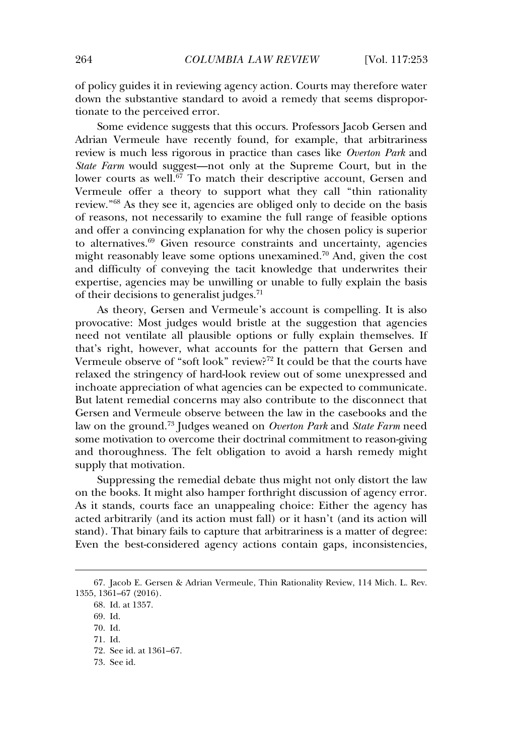of policy guides it in reviewing agency action. Courts may therefore water down the substantive standard to avoid a remedy that seems disproportionate to the perceived error.

Some evidence suggests that this occurs. Professors Jacob Gersen and Adrian Vermeule have recently found, for example, that arbitrariness review is much less rigorous in practice than cases like *Overton Park* and *State Farm* would suggest—not only at the Supreme Court, but in the lower courts as well.[67] To match their descriptive account, Gersen and Vermeule offer a theory to support what they call "thin rationality review."[68] As they see it, agencies are obliged only to decide on the basis of reasons, not necessarily to examine the full range of feasible options and offer a convincing explanation for why the chosen policy is superior to alternatives.[69] Given resource constraints and uncertainty, agencies might reasonably leave some options unexamined.[70] And, given the cost and difficulty of conveying the tacit knowledge that underwrites their expertise, agencies may be unwilling or unable to fully explain the basis of their decisions to generalist judges.[71]

As theory, Gersen and Vermeule's account is compelling. It is also provocative: Most judges would bristle at the suggestion that agencies need not ventilate all plausible options or fully explain themselves. If that's right, however, what accounts for the pattern that Gersen and Vermeule observe of "soft look" review?[72] It could be that the courts have relaxed the stringency of hard-look review out of some unexpressed and inchoate appreciation of what agencies can be expected to communicate. But latent remedial concerns may also contribute to the disconnect that Gersen and Vermeule observe between the law in the casebooks and the law on the ground.[73] Judges weaned on *Overton Park* and *State Farm* need some motivation to overcome their doctrinal commitment to reason-giving and thoroughness. The felt obligation to avoid a harsh remedy might supply that motivation.

Suppressing the remedial debate thus might not only distort the law on the books. It might also hamper forthright discussion of agency error. As it stands, courts face an unappealing choice: Either the agency has acted arbitrarily (and its action must fall) or it hasn't (and its action will stand). That binary fails to capture that arbitrariness is a matter of degree: Even the best-considered agency actions contain gaps, inconsistencies,

---

67. Jacob E. Gersen & Adrian Vermeule, Thin Rationality Review, 114 Mich. L. Rev. 1355, 1361–67 (2016).

68. Id. at 1357.

69. Id.

70. Id.

71. Id.

72. See id. at 1361–67.

73. See id.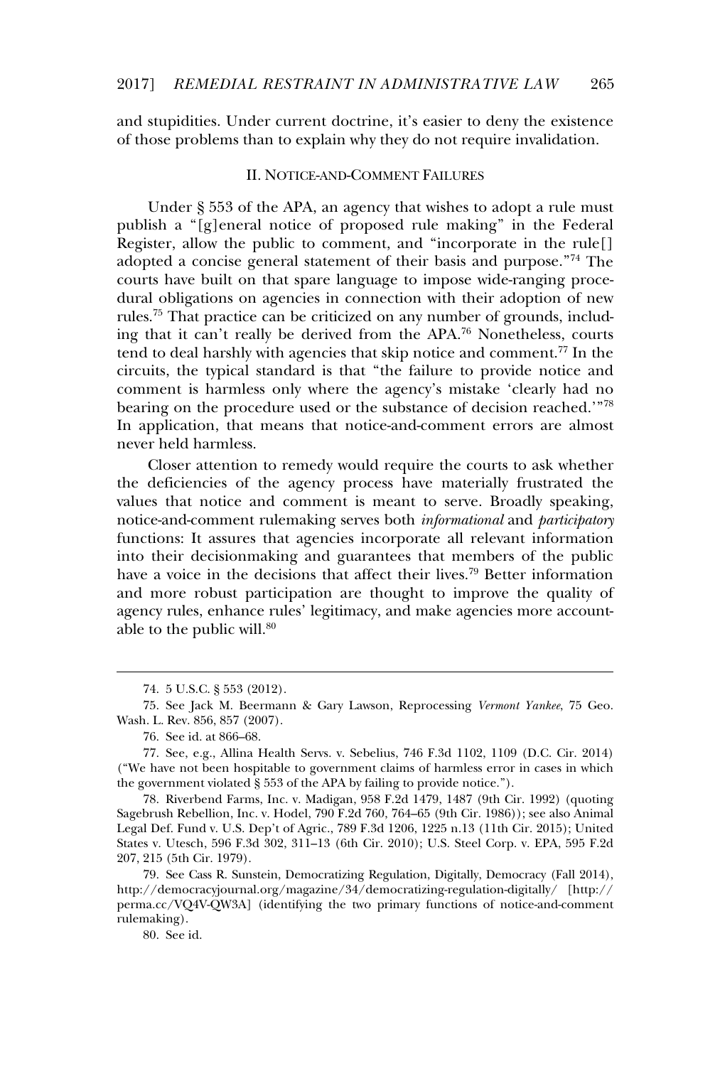and stupidities. Under current doctrine, it's easier to deny the existence of those problems than to explain why they do not require invalidation.

## II. NOTICE-AND-COMMENT FAILURES

Under § 553 of the APA, an agency that wishes to adopt a rule must publish a "[g]eneral notice of proposed rule making" in the Federal Register, allow the public to comment, and "incorporate in the rule[] adopted a concise general statement of their basis and purpose."[74] The courts have built on that spare language to impose wide-ranging procedural obligations on agencies in connection with their adoption of new rules.[75] That practice can be criticized on any number of grounds, including that it can't really be derived from the APA.[76] Nonetheless, courts tend to deal harshly with agencies that skip notice and comment.[77] In the circuits, the typical standard is that "the failure to provide notice and comment is harmless only where the agency's mistake 'clearly had no bearing on the procedure used or the substance of decision reached.'"[78] In application, that means that notice-and-comment errors are almost never held harmless.

Closer attention to remedy would require the courts to ask whether the deficiencies of the agency process have materially frustrated the values that notice and comment is meant to serve. Broadly speaking, notice-and-comment rulemaking serves both *informational* and *participatory* functions: It assures that agencies incorporate all relevant information into their decisionmaking and guarantees that members of the public have a voice in the decisions that affect their lives.[79] Better information and more robust participation are thought to improve the quality of agency rules, enhance rules' legitimacy, and make agencies more accountable to the public will.[80]

---

74. 5 U.S.C. § 553 (2012).

75. See Jack M. Beermann & Gary Lawson, Reprocessing *Vermont Yankee*, 75 Geo. Wash. L. Rev. 856, 857 (2007).

76. See id. at 866–68.

77. See, e.g., Allina Health Servs. v. Sebelius, 746 F.3d 1102, 1109 (D.C. Cir. 2014) ("We have not been hospitable to government claims of harmless error in cases in which the government violated § 553 of the APA by failing to provide notice.").

78. Riverbend Farms, Inc. v. Madigan, 958 F.2d 1479, 1487 (9th Cir. 1992) (quoting Sagebrush Rebellion, Inc. v. Hodel, 790 F.2d 760, 764–65 (9th Cir. 1986)); see also Animal Legal Def. Fund v. U.S. Dep't of Agric., 789 F.3d 1206, 1225 n.13 (11th Cir. 2015); United States v. Utesch, 596 F.3d 302, 311–13 (6th Cir. 2010); U.S. Steel Corp. v. EPA, 595 F.2d 207, 215 (5th Cir. 1979).

79. See Cass R. Sunstein, Democratizing Regulation, Digitally, Democracy (Fall 2014), http://democracyjournal.org/magazine/34/democratizing-regulation-digitally/ [http://perma.cc/VQ4V-QW3A] (identifying the two primary functions of notice-and-comment rulemaking).

80. See id.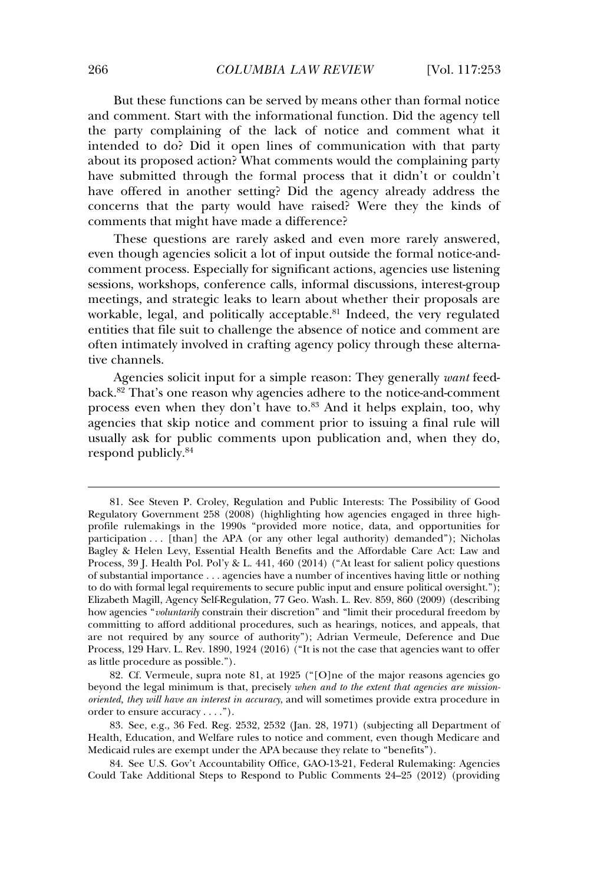But these functions can be served by means other than formal notice and comment. Start with the informational function. Did the agency tell the party complaining of the lack of notice and comment what it intended to do? Did it open lines of communication with that party about its proposed action? What comments would the complaining party have submitted through the formal process that it didn't or couldn't have offered in another setting? Did the agency already address the concerns that the party would have raised? Were they the kinds of comments that might have made a difference?

These questions are rarely asked and even more rarely answered, even though agencies solicit a lot of input outside the formal notice-and-comment process. Especially for significant actions, agencies use listening sessions, workshops, conference calls, informal discussions, interest-group meetings, and strategic leaks to learn about whether their proposals are workable, legal, and politically acceptable.[81] Indeed, the very regulated entities that file suit to challenge the absence of notice and comment are often intimately involved in crafting agency policy through these alternative channels.

Agencies solicit input for a simple reason: They generally *want* feedback.[82] That's one reason why agencies adhere to the notice-and-comment process even when they don't have to.[83] And it helps explain, too, why agencies that skip notice and comment prior to issuing a final rule will usually ask for public comments upon publication and, when they do, respond publicly.[84]

---

81. See Steven P. Croley, Regulation and Public Interests: The Possibility of Good Regulatory Government 258 (2008) (highlighting how agencies engaged in three high-profile rulemakings in the 1990s "provided more notice, data, and opportunities for participation . . . [than] the APA (or any other legal authority) demanded"); Nicholas Bagley & Helen Levy, Essential Health Benefits and the Affordable Care Act: Law and Process, 39 J. Health Pol. Pol'y & L. 441, 460 (2014) ("At least for salient policy questions of substantial importance . . . agencies have a number of incentives having little or nothing to do with formal legal requirements to secure public input and ensure political oversight."); Elizabeth Magill, Agency Self-Regulation, 77 Geo. Wash. L. Rev. 859, 860 (2009) (describing how agencies "*voluntarily* constrain their discretion" and "limit their procedural freedom by committing to afford additional procedures, such as hearings, notices, and appeals, that are not required by any source of authority"); Adrian Vermeule, Deference and Due Process, 129 Harv. L. Rev. 1890, 1924 (2016) ("It is not the case that agencies want to offer as little procedure as possible.").

82. Cf. Vermeule, supra note 81, at 1925 ("[O]ne of the major reasons agencies go beyond the legal minimum is that, precisely *when and to the extent that agencies are mission-oriented, they will have an interest in accuracy*, and will sometimes provide extra procedure in order to ensure accuracy . . . .").

83. See, e.g., 36 Fed. Reg. 2532, 2532 (Jan. 28, 1971) (subjecting all Department of Health, Education, and Welfare rules to notice and comment, even though Medicare and Medicaid rules are exempt under the APA because they relate to "benefits").

84. See U.S. Gov't Accountability Office, GAO-13-21, Federal Rulemaking: Agencies Could Take Additional Steps to Respond to Public Comments 24–25 (2012) (providing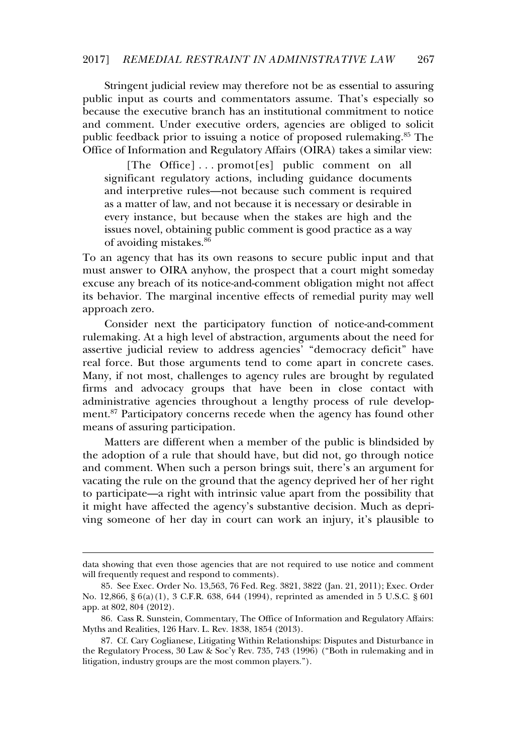Stringent judicial review may therefore not be as essential to assuring public input as courts and commentators assume. That's especially so because the executive branch has an institutional commitment to notice and comment. Under executive orders, agencies are obliged to solicit public feedback prior to issuing a notice of proposed rulemaking.[85] The Office of Information and Regulatory Affairs (OIRA) takes a similar view:

> [The Office] . . . promot[es] public comment on all significant regulatory actions, including guidance documents and interpretive rules—not because such comment is required as a matter of law, and not because it is necessary or desirable in every instance, but because when the stakes are high and the issues novel, obtaining public comment is good practice as a way of avoiding mistakes.[86]

To an agency that has its own reasons to secure public input and that must answer to OIRA anyhow, the prospect that a court might someday excuse any breach of its notice-and-comment obligation might not affect its behavior. The marginal incentive effects of remedial purity may well approach zero.

Consider next the participatory function of notice-and-comment rulemaking. At a high level of abstraction, arguments about the need for assertive judicial review to address agencies' "democracy deficit" have real force. But those arguments tend to come apart in concrete cases. Many, if not most, challenges to agency rules are brought by regulated firms and advocacy groups that have been in close contact with administrative agencies throughout a lengthy process of rule development.[87] Participatory concerns recede when the agency has found other means of assuring participation.

Matters are different when a member of the public is blindsided by the adoption of a rule that should have, but did not, go through notice and comment. When such a person brings suit, there's an argument for vacating the rule on the ground that the agency deprived her of her right to participate—a right with intrinsic value apart from the possibility that it might have affected the agency's substantive decision. Much as depriving someone of her day in court can work an injury, it's plausible to

---

data showing that even those agencies that are not required to use notice and comment will frequently request and respond to comments).

85. See Exec. Order No. 13,563, 76 Fed. Reg. 3821, 3822 (Jan. 21, 2011); Exec. Order No. 12,866, § 6(a)(1), 3 C.F.R. 638, 644 (1994), reprinted as amended in 5 U.S.C. § 601 app. at 802, 804 (2012).

86. Cass R. Sunstein, Commentary, The Office of Information and Regulatory Affairs: Myths and Realities, 126 Harv. L. Rev. 1838, 1854 (2013).

87. Cf. Cary Coglianese, Litigating Within Relationships: Disputes and Disturbance in the Regulatory Process, 30 Law & Soc'y Rev. 735, 743 (1996) ("Both in rulemaking and in litigation, industry groups are the most common players.").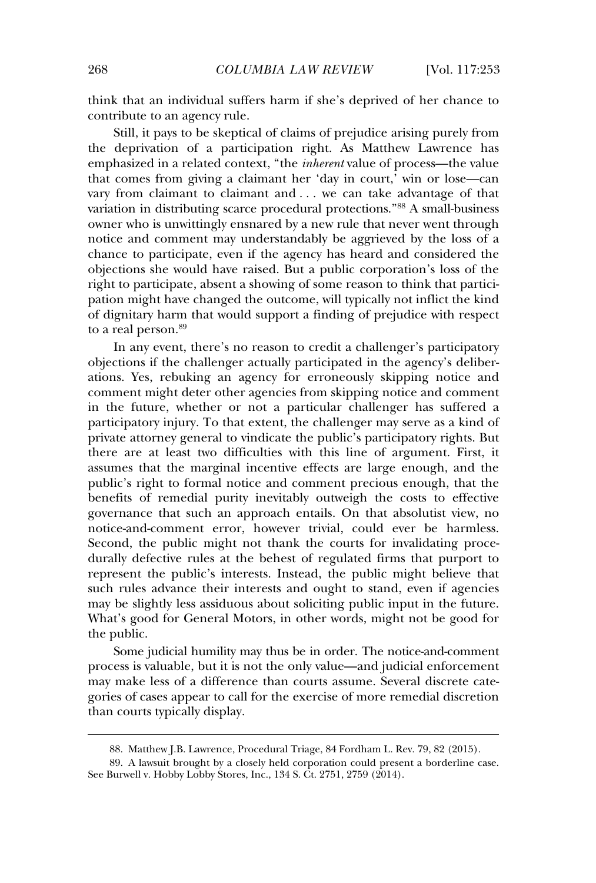think that an individual suffers harm if she's deprived of her chance to contribute to an agency rule.

Still, it pays to be skeptical of claims of prejudice arising purely from the deprivation of a participation right. As Matthew Lawrence has emphasized in a related context, "the *inherent* value of process—the value that comes from giving a claimant her 'day in court,' win or lose—can vary from claimant to claimant and . . . we can take advantage of that variation in distributing scarce procedural protections."[88] A small-business owner who is unwittingly ensnared by a new rule that never went through notice and comment may understandably be aggrieved by the loss of a chance to participate, even if the agency has heard and considered the objections she would have raised. But a public corporation's loss of the right to participate, absent a showing of some reason to think that participation might have changed the outcome, will typically not inflict the kind of dignitary harm that would support a finding of prejudice with respect to a real person.[89]

In any event, there's no reason to credit a challenger's participatory objections if the challenger actually participated in the agency's deliberations. Yes, rebuking an agency for erroneously skipping notice and comment might deter other agencies from skipping notice and comment in the future, whether or not a particular challenger has suffered a participatory injury. To that extent, the challenger may serve as a kind of private attorney general to vindicate the public's participatory rights. But there are at least two difficulties with this line of argument. First, it assumes that the marginal incentive effects are large enough, and the public's right to formal notice and comment precious enough, that the benefits of remedial purity inevitably outweigh the costs to effective governance that such an approach entails. On that absolutist view, no notice-and-comment error, however trivial, could ever be harmless. Second, the public might not thank the courts for invalidating procedurally defective rules at the behest of regulated firms that purport to represent the public's interests. Instead, the public might believe that such rules advance their interests and ought to stand, even if agencies may be slightly less assiduous about soliciting public input in the future. What's good for General Motors, in other words, might not be good for the public.

Some judicial humility may thus be in order. The notice-and-comment process is valuable, but it is not the only value—and judicial enforcement may make less of a difference than courts assume. Several discrete categories of cases appear to call for the exercise of more remedial discretion than courts typically display.

---

88. Matthew J.B. Lawrence, Procedural Triage, 84 Fordham L. Rev. 79, 82 (2015).

89. A lawsuit brought by a closely held corporation could present a borderline case. See Burwell v. Hobby Lobby Stores, Inc., 134 S. Ct. 2751, 2759 (2014).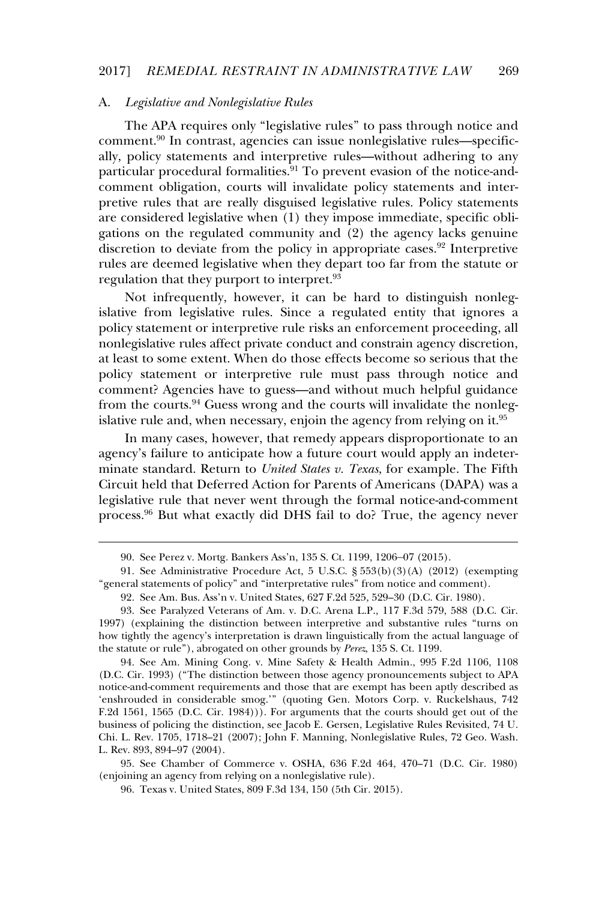### A. *Legislative and Nonlegislative Rules*

The APA requires only "legislative rules" to pass through notice and comment.[90] In contrast, agencies can issue nonlegislative rules—specifically, policy statements and interpretive rules—without adhering to any particular procedural formalities.[91] To prevent evasion of the notice-and-comment obligation, courts will invalidate policy statements and interpretive rules that are really disguised legislative rules. Policy statements are considered legislative when (1) they impose immediate, specific obligations on the regulated community and (2) the agency lacks genuine discretion to deviate from the policy in appropriate cases.[92] Interpretive rules are deemed legislative when they depart too far from the statute or regulation that they purport to interpret.[93]

Not infrequently, however, it can be hard to distinguish nonlegislative from legislative rules. Since a regulated entity that ignores a policy statement or interpretive rule risks an enforcement proceeding, all nonlegislative rules affect private conduct and constrain agency discretion, at least to some extent. When do those effects become so serious that the policy statement or interpretive rule must pass through notice and comment? Agencies have to guess—and without much helpful guidance from the courts.[94] Guess wrong and the courts will invalidate the nonlegislative rule and, when necessary, enjoin the agency from relying on it.[95]

In many cases, however, that remedy appears disproportionate to an agency's failure to anticipate how a future court would apply an indeterminate standard. Return to *United States v. Texas*, for example. The Fifth Circuit held that Deferred Action for Parents of Americans (DAPA) was a legislative rule that never went through the formal notice-and-comment process.[96] But what exactly did DHS fail to do? True, the agency never

---

90. See Perez v. Mortg. Bankers Ass'n, 135 S. Ct. 1199, 1206–07 (2015).

91. See Administrative Procedure Act, 5 U.S.C. § 553(b)(3)(A) (2012) (exempting "general statements of policy" and "interpretative rules" from notice and comment).

92. See Am. Bus. Ass'n v. United States, 627 F.2d 525, 529–30 (D.C. Cir. 1980).

93. See Paralyzed Veterans of Am. v. D.C. Arena L.P., 117 F.3d 579, 588 (D.C. Cir. 1997) (explaining the distinction between interpretive and substantive rules "turns on how tightly the agency's interpretation is drawn linguistically from the actual language of the statute or rule"), abrogated on other grounds by *Perez*, 135 S. Ct. 1199.

94. See Am. Mining Cong. v. Mine Safety & Health Admin., 995 F.2d 1106, 1108 (D.C. Cir. 1993) ("The distinction between those agency pronouncements subject to APA notice-and-comment requirements and those that are exempt has been aptly described as 'enshrouded in considerable smog.'" (quoting Gen. Motors Corp. v. Ruckelshaus, 742 F.2d 1561, 1565 (D.C. Cir. 1984))). For arguments that the courts should get out of the business of policing the distinction, see Jacob E. Gersen, Legislative Rules Revisited, 74 U. Chi. L. Rev. 1705, 1718–21 (2007); John F. Manning, Nonlegislative Rules, 72 Geo. Wash. L. Rev. 893, 894–97 (2004).

95. See Chamber of Commerce v. OSHA, 636 F.2d 464, 470–71 (D.C. Cir. 1980) (enjoining an agency from relying on a nonlegislative rule).

96. Texas v. United States, 809 F.3d 134, 150 (5th Cir. 2015).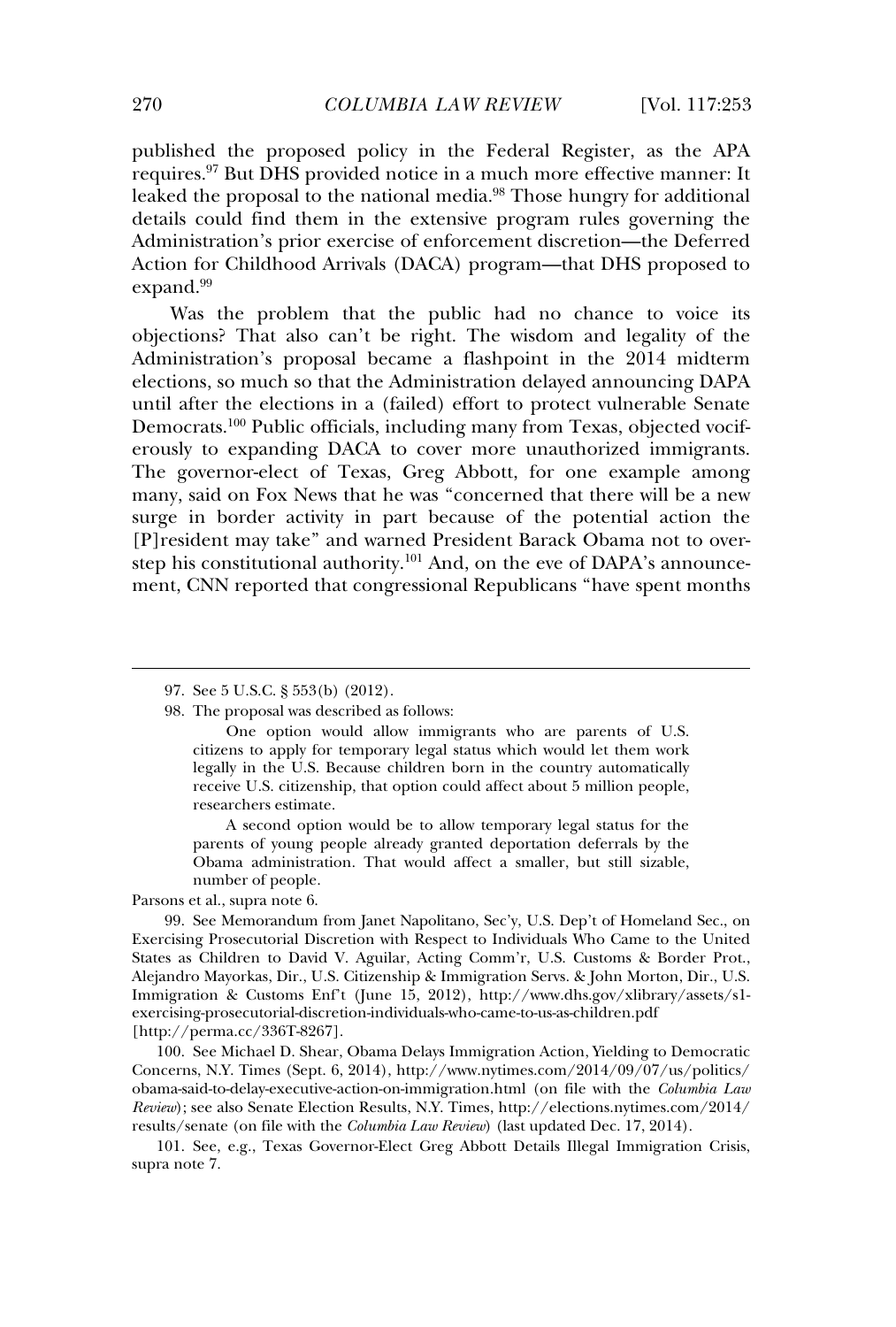published the proposed policy in the Federal Register, as the APA requires.[97] But DHS provided notice in a much more effective manner: It leaked the proposal to the national media.[98] Those hungry for additional details could find them in the extensive program rules governing the Administration's prior exercise of enforcement discretion—the Deferred Action for Childhood Arrivals (DACA) program—that DHS proposed to expand.[99]

Was the problem that the public had no chance to voice its objections? That also can't be right. The wisdom and legality of the Administration's proposal became a flashpoint in the 2014 midterm elections, so much so that the Administration delayed announcing DAPA until after the elections in a (failed) effort to protect vulnerable Senate Democrats.[100] Public officials, including many from Texas, objected vociferously to expanding DACA to cover more unauthorized immigrants. The governor-elect of Texas, Greg Abbott, for one example among many, said on Fox News that he was "concerned that there will be a new surge in border activity in part because of the potential action the [P]resident may take" and warned President Barack Obama not to overstep his constitutional authority.[101] And, on the eve of DAPA's announcement, CNN reported that congressional Republicans "have spent months

---

97. See 5 U.S.C. § 553(b) (2012).

98. The proposal was described as follows:

> One option would allow immigrants who are parents of U.S. citizens to apply for temporary legal status which would let them work legally in the U.S. Because children born in the country automatically receive U.S. citizenship, that option could affect about 5 million people, researchers estimate.
>
> A second option would be to allow temporary legal status for the parents of young people already granted deportation deferrals by the Obama administration. That would affect a smaller, but still sizable, number of people.

Parsons et al., supra note 6.

99. See Memorandum from Janet Napolitano, Sec'y, U.S. Dep't of Homeland Sec., on Exercising Prosecutorial Discretion with Respect to Individuals Who Came to the United States as Children to David V. Aguilar, Acting Comm'r, U.S. Customs & Border Prot., Alejandro Mayorkas, Dir., U.S. Citizenship & Immigration Servs. & John Morton, Dir., U.S. Immigration & Customs Enf't (June 15, 2012), http://www.dhs.gov/xlibrary/assets/s1-exercising-prosecutorial-discretion-individuals-who-came-to-us-as-children.pdf [http://perma.cc/336T-8267].

100. See Michael D. Shear, Obama Delays Immigration Action, Yielding to Democratic Concerns, N.Y. Times (Sept. 6, 2014), http://www.nytimes.com/2014/09/07/us/politics/obama-said-to-delay-executive-action-on-immigration.html (on file with the *Columbia Law Review*); see also Senate Election Results, N.Y. Times, http://elections.nytimes.com/2014/results/senate (on file with the *Columbia Law Review*) (last updated Dec. 17, 2014).

101. See, e.g., Texas Governor-Elect Greg Abbott Details Illegal Immigration Crisis, supra note 7.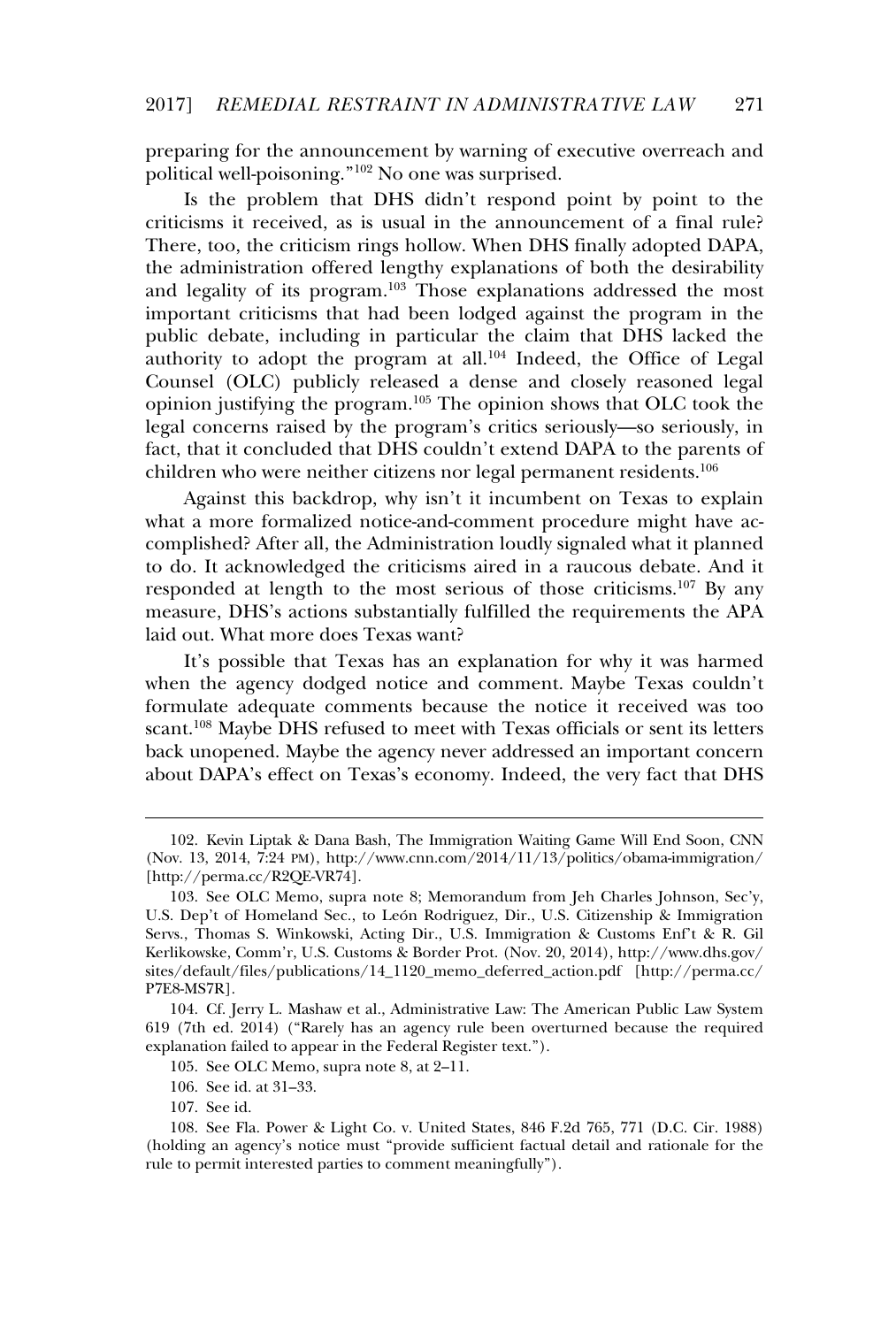preparing for the announcement by warning of executive overreach and political well-poisoning."[102] No one was surprised.

Is the problem that DHS didn't respond point by point to the criticisms it received, as is usual in the announcement of a final rule? There, too, the criticism rings hollow. When DHS finally adopted DAPA, the administration offered lengthy explanations of both the desirability and legality of its program.[103] Those explanations addressed the most important criticisms that had been lodged against the program in the public debate, including in particular the claim that DHS lacked the authority to adopt the program at all.[104] Indeed, the Office of Legal Counsel (OLC) publicly released a dense and closely reasoned legal opinion justifying the program.[105] The opinion shows that OLC took the legal concerns raised by the program's critics seriously—so seriously, in fact, that it concluded that DHS couldn't extend DAPA to the parents of children who were neither citizens nor legal permanent residents.[106]

Against this backdrop, why isn't it incumbent on Texas to explain what a more formalized notice-and-comment procedure might have accomplished? After all, the Administration loudly signaled what it planned to do. It acknowledged the criticisms aired in a raucous debate. And it responded at length to the most serious of those criticisms.[107] By any measure, DHS's actions substantially fulfilled the requirements the APA laid out. What more does Texas want?

It's possible that Texas has an explanation for why it was harmed when the agency dodged notice and comment. Maybe Texas couldn't formulate adequate comments because the notice it received was too scant.[108] Maybe DHS refused to meet with Texas officials or sent its letters back unopened. Maybe the agency never addressed an important concern about DAPA's effect on Texas's economy. Indeed, the very fact that DHS

---

102. Kevin Liptak & Dana Bash, The Immigration Waiting Game Will End Soon, CNN (Nov. 13, 2014, 7:24 PM), http://www.cnn.com/2014/11/13/politics/obama-immigration/ [http://perma.cc/R2QE-VR74].

103. See OLC Memo, supra note 8; Memorandum from Jeh Charles Johnson, Sec'y, U.S. Dep't of Homeland Sec., to León Rodriguez, Dir., U.S. Citizenship & Immigration Servs., Thomas S. Winkowski, Acting Dir., U.S. Immigration & Customs Enf't & R. Gil Kerlikowske, Comm'r, U.S. Customs & Border Prot. (Nov. 20, 2014), http://www.dhs.gov/sites/default/files/publications/14_1120_memo_deferred_action.pdf [http://perma.cc/P7E8-MS7R].

104. Cf. Jerry L. Mashaw et al., Administrative Law: The American Public Law System 619 (7th ed. 2014) ("Rarely has an agency rule been overturned because the required explanation failed to appear in the Federal Register text.").

105. See OLC Memo, supra note 8, at 2–11.

106. See id. at 31–33.

107. See id.

108. See Fla. Power & Light Co. v. United States, 846 F.2d 765, 771 (D.C. Cir. 1988) (holding an agency's notice must "provide sufficient factual detail and rationale for the rule to permit interested parties to comment meaningfully").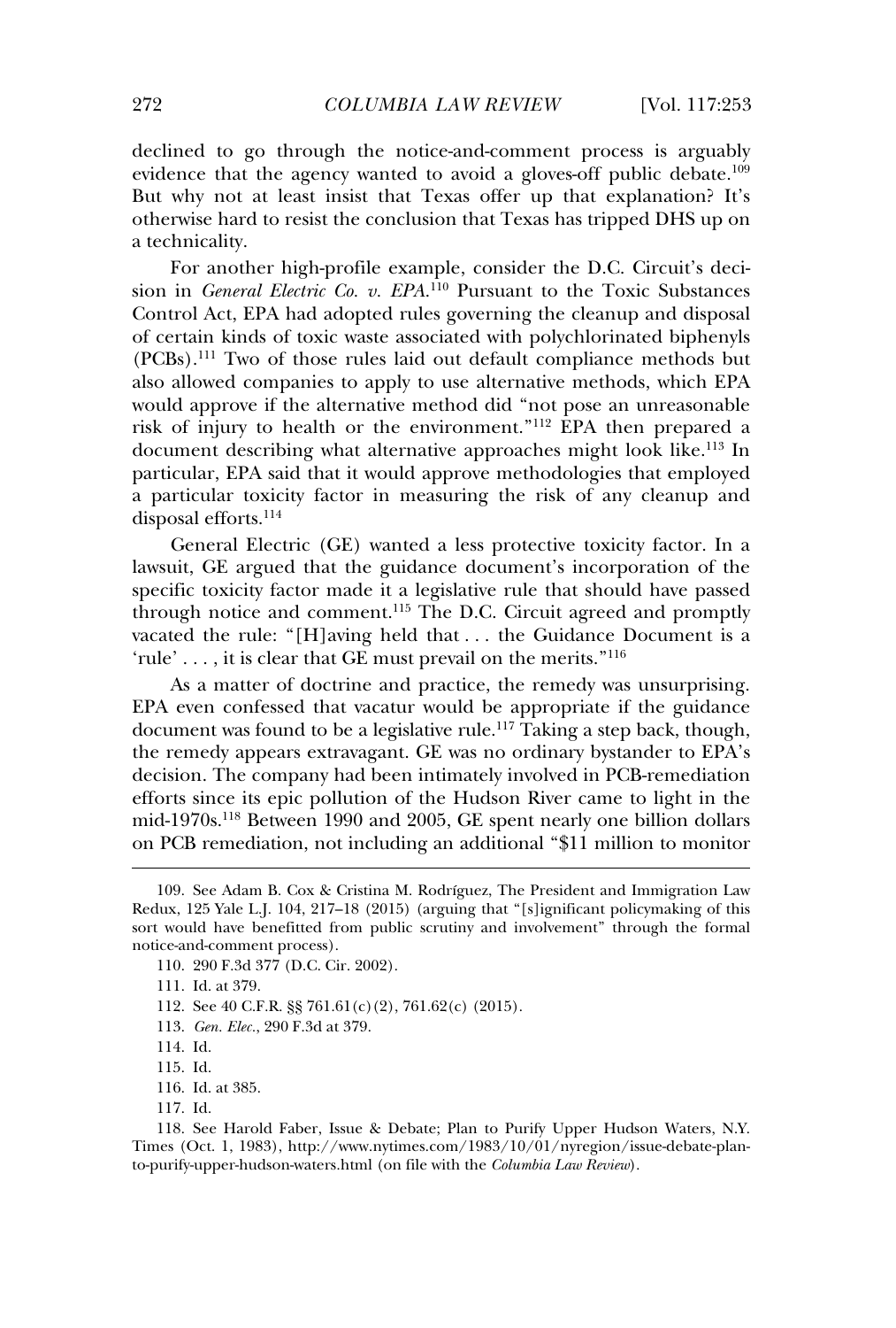declined to go through the notice-and-comment process is arguably evidence that the agency wanted to avoid a gloves-off public debate.[109] But why not at least insist that Texas offer up that explanation? It's otherwise hard to resist the conclusion that Texas has tripped DHS up on a technicality.

For another high-profile example, consider the D.C. Circuit's decision in *General Electric Co. v. EPA*.[110] Pursuant to the Toxic Substances Control Act, EPA had adopted rules governing the cleanup and disposal of certain kinds of toxic waste associated with polychlorinated biphenyls (PCBs).[111] Two of those rules laid out default compliance methods but also allowed companies to apply to use alternative methods, which EPA would approve if the alternative method did "not pose an unreasonable risk of injury to health or the environment."[112] EPA then prepared a document describing what alternative approaches might look like.[113] In particular, EPA said that it would approve methodologies that employed a particular toxicity factor in measuring the risk of any cleanup and disposal efforts.[114]

General Electric (GE) wanted a less protective toxicity factor. In a lawsuit, GE argued that the guidance document's incorporation of the specific toxicity factor made it a legislative rule that should have passed through notice and comment.[115] The D.C. Circuit agreed and promptly vacated the rule: "[H]aving held that . . . the Guidance Document is a 'rule' . . . , it is clear that GE must prevail on the merits."[116]

As a matter of doctrine and practice, the remedy was unsurprising. EPA even confessed that vacatur would be appropriate if the guidance document was found to be a legislative rule.[117] Taking a step back, though, the remedy appears extravagant. GE was no ordinary bystander to EPA's decision. The company had been intimately involved in PCB-remediation efforts since its epic pollution of the Hudson River came to light in the mid-1970s.[118] Between 1990 and 2005, GE spent nearly one billion dollars on PCB remediation, not including an additional "$11 million to monitor

---

109. See Adam B. Cox & Cristina M. Rodríguez, The President and Immigration Law Redux, 125 Yale L.J. 104, 217–18 (2015) (arguing that "[s]ignificant policymaking of this sort would have benefitted from public scrutiny and involvement" through the formal notice-and-comment process).

110. 290 F.3d 377 (D.C. Cir. 2002).

111. Id. at 379.

112. See 40 C.F.R. §§ 761.61(c)(2), 761.62(c) (2015).

113. *Gen. Elec.*, 290 F.3d at 379.

114. Id.

115. Id.

116. Id. at 385.

117. Id.

118. See Harold Faber, Issue & Debate; Plan to Purify Upper Hudson Waters, N.Y. Times (Oct. 1, 1983), http://www.nytimes.com/1983/10/01/nyregion/issue-debate-plan-to-purify-upper-hudson-waters.html (on file with the *Columbia Law Review*).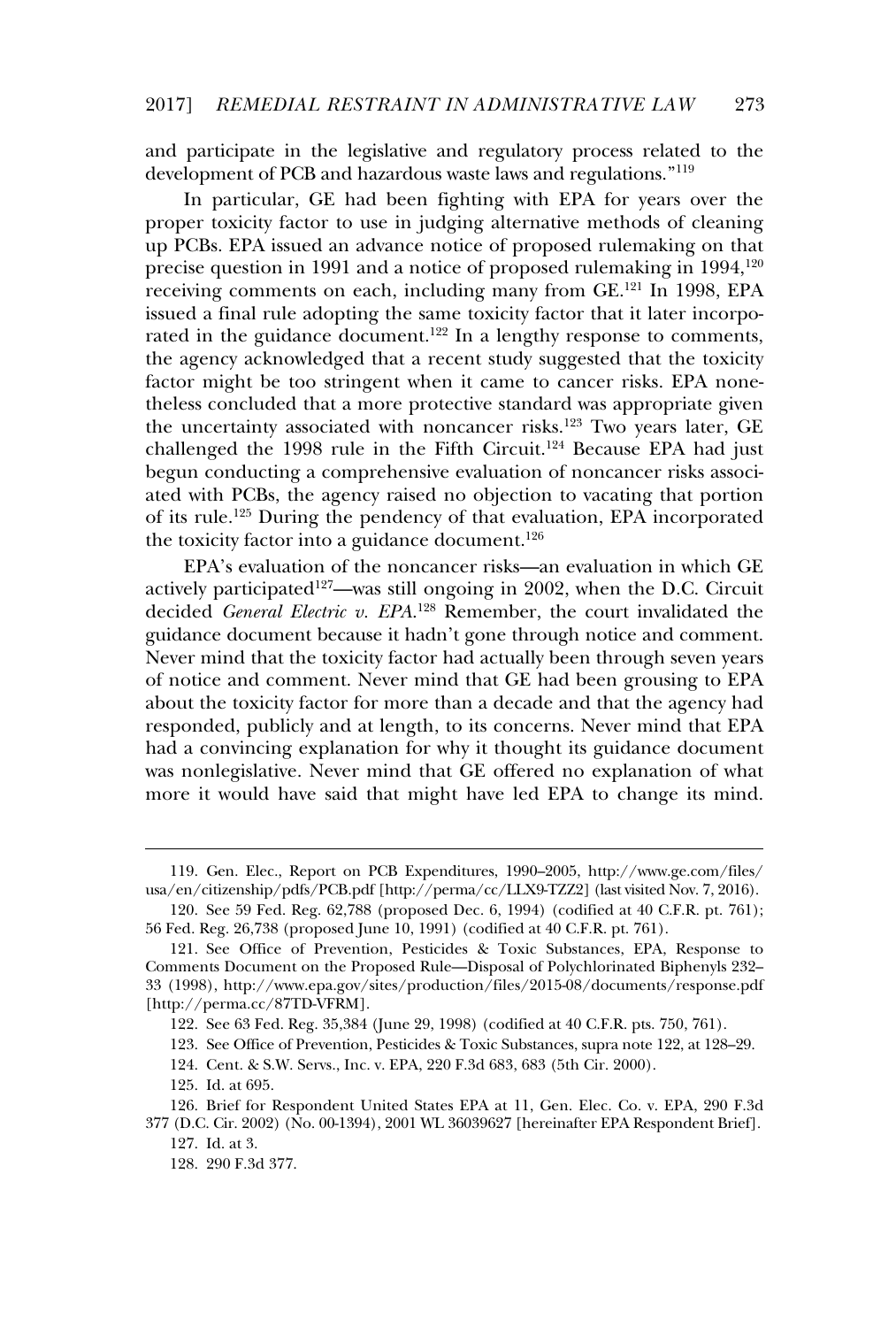and participate in the legislative and regulatory process related to the development of PCB and hazardous waste laws and regulations."[119]

In particular, GE had been fighting with EPA for years over the proper toxicity factor to use in judging alternative methods of cleaning up PCBs. EPA issued an advance notice of proposed rulemaking on that precise question in 1991 and a notice of proposed rulemaking in 1994,[120] receiving comments on each, including many from GE.[121] In 1998, EPA issued a final rule adopting the same toxicity factor that it later incorporated in the guidance document.[122] In a lengthy response to comments, the agency acknowledged that a recent study suggested that the toxicity factor might be too stringent when it came to cancer risks. EPA nonetheless concluded that a more protective standard was appropriate given the uncertainty associated with noncancer risks.[123] Two years later, GE challenged the 1998 rule in the Fifth Circuit.[124] Because EPA had just begun conducting a comprehensive evaluation of noncancer risks associated with PCBs, the agency raised no objection to vacating that portion of its rule.[125] During the pendency of that evaluation, EPA incorporated the toxicity factor into a guidance document.[126]

EPA's evaluation of the noncancer risks—an evaluation in which GE actively participated[127]—was still ongoing in 2002, when the D.C. Circuit decided *General Electric v. EPA*.[128] Remember, the court invalidated the guidance document because it hadn't gone through notice and comment. Never mind that the toxicity factor had actually been through seven years of notice and comment. Never mind that GE had been grousing to EPA about the toxicity factor for more than a decade and that the agency had responded, publicly and at length, to its concerns. Never mind that EPA had a convincing explanation for why it thought its guidance document was nonlegislative. Never mind that GE offered no explanation of what more it would have said that might have led EPA to change its mind.

---

119. Gen. Elec., Report on PCB Expenditures, 1990–2005, http://www.ge.com/files/usa/en/citizenship/pdfs/PCB.pdf [http://perma/cc/LLX9-TZZ2] (last visited Nov. 7, 2016).

120. See 59 Fed. Reg. 62,788 (proposed Dec. 6, 1994) (codified at 40 C.F.R. pt. 761); 56 Fed. Reg. 26,738 (proposed June 10, 1991) (codified at 40 C.F.R. pt. 761).

121. See Office of Prevention, Pesticides & Toxic Substances, EPA, Response to Comments Document on the Proposed Rule—Disposal of Polychlorinated Biphenyls 232–33 (1998), http://www.epa.gov/sites/production/files/2015-08/documents/response.pdf [http://perma.cc/87TD-VFRM].

122. See 63 Fed. Reg. 35,384 (June 29, 1998) (codified at 40 C.F.R. pts. 750, 761).

123. See Office of Prevention, Pesticides & Toxic Substances, supra note 122, at 128–29.

124. Cent. & S.W. Servs., Inc. v. EPA, 220 F.3d 683, 683 (5th Cir. 2000).

125. Id. at 695.

126. Brief for Respondent United States EPA at 11, Gen. Elec. Co. v. EPA, 290 F.3d 377 (D.C. Cir. 2002) (No. 00-1394), 2001 WL 36039627 [hereinafter EPA Respondent Brief].

127. Id. at 3.

128. 290 F.3d 377.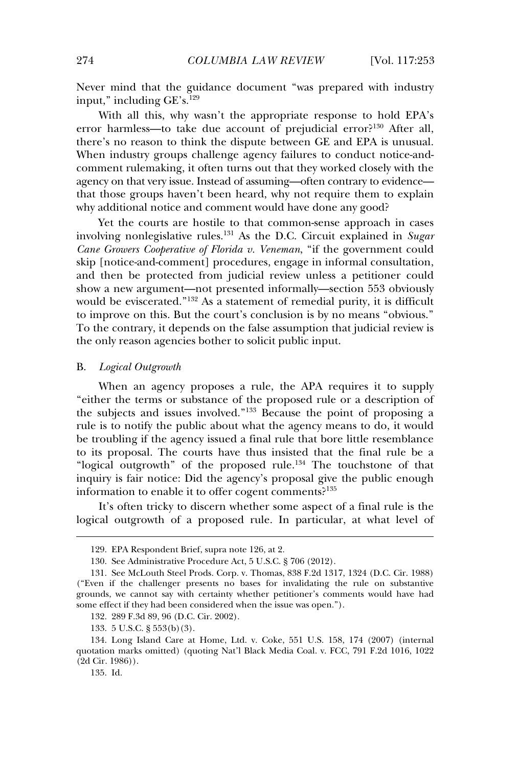Never mind that the guidance document "was prepared with industry input," including GE's.[129]

With all this, why wasn't the appropriate response to hold EPA's error harmless—to take due account of prejudicial error?[130] After all, there's no reason to think the dispute between GE and EPA is unusual. When industry groups challenge agency failures to conduct notice-and-comment rulemaking, it often turns out that they worked closely with the agency on that very issue. Instead of assuming—often contrary to evidence—that those groups haven't been heard, why not require them to explain why additional notice and comment would have done any good?

Yet the courts are hostile to that common-sense approach in cases involving nonlegislative rules.[131] As the D.C. Circuit explained in *Sugar Cane Growers Cooperative of Florida v. Veneman*, "if the government could skip [notice-and-comment] procedures, engage in informal consultation, and then be protected from judicial review unless a petitioner could show a new argument—not presented informally—section 553 obviously would be eviscerated."[132] As a statement of remedial purity, it is difficult to improve on this. But the court's conclusion is by no means "obvious." To the contrary, it depends on the false assumption that judicial review is the only reason agencies bother to solicit public input.

### B. *Logical Outgrowth*

When an agency proposes a rule, the APA requires it to supply "either the terms or substance of the proposed rule or a description of the subjects and issues involved."[133] Because the point of proposing a rule is to notify the public about what the agency means to do, it would be troubling if the agency issued a final rule that bore little resemblance to its proposal. The courts have thus insisted that the final rule be a "logical outgrowth" of the proposed rule.[134] The touchstone of that inquiry is fair notice: Did the agency's proposal give the public enough information to enable it to offer cogent comments?[135]

It's often tricky to discern whether some aspect of a final rule is the logical outgrowth of a proposed rule. In particular, at what level of

---

129. EPA Respondent Brief, supra note 126, at 2.

130. See Administrative Procedure Act, 5 U.S.C. § 706 (2012).

131. See McLouth Steel Prods. Corp. v. Thomas, 838 F.2d 1317, 1324 (D.C. Cir. 1988) ("Even if the challenger presents no bases for invalidating the rule on substantive grounds, we cannot say with certainty whether petitioner's comments would have had some effect if they had been considered when the issue was open.").

132. 289 F.3d 89, 96 (D.C. Cir. 2002).

133. 5 U.S.C. § 553(b)(3).

134. Long Island Care at Home, Ltd. v. Coke, 551 U.S. 158, 174 (2007) (internal quotation marks omitted) (quoting Nat'l Black Media Coal. v. FCC, 791 F.2d 1016, 1022 (2d Cir. 1986)).

135. Id.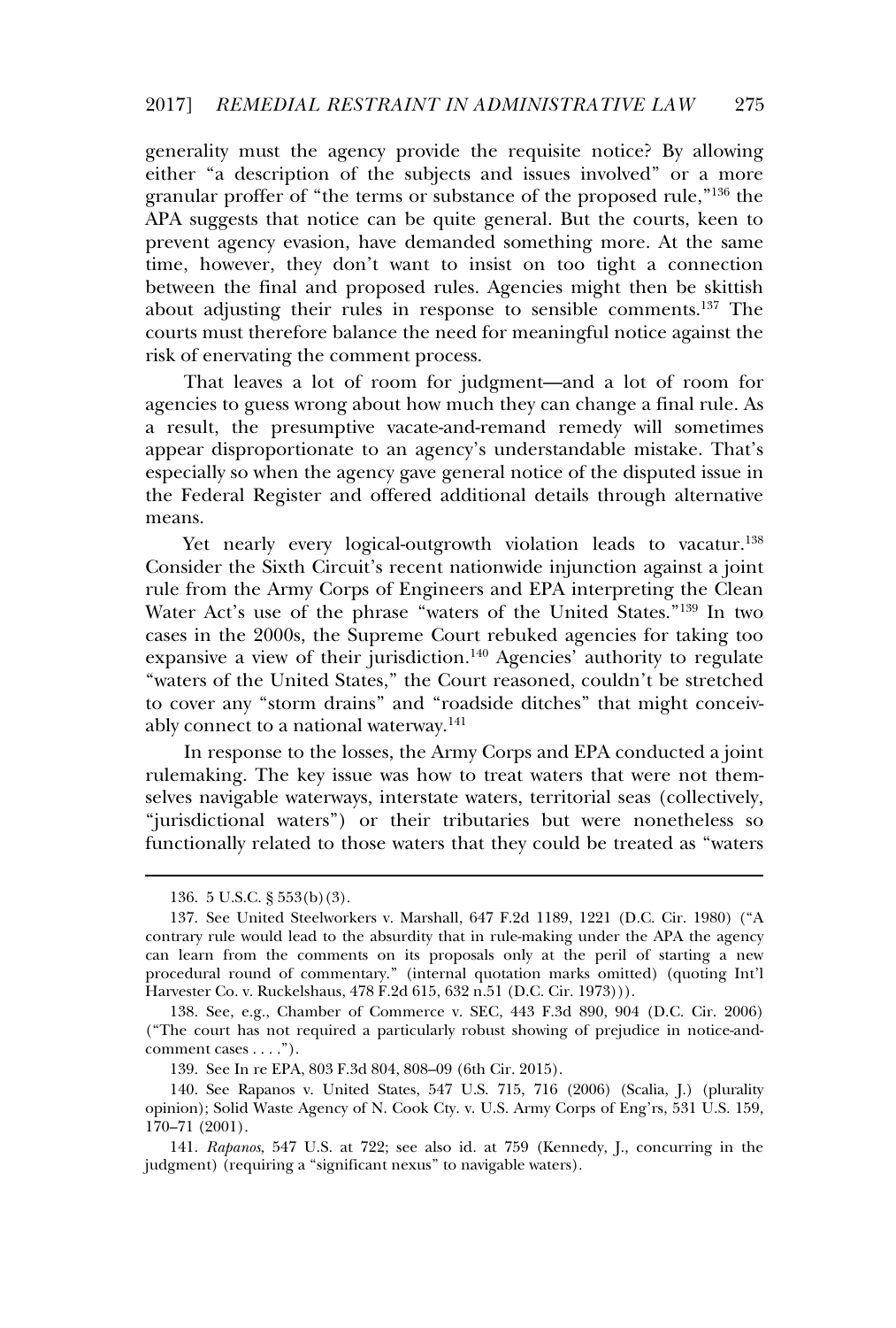generality must the agency provide the requisite notice? By allowing either "a description of the subjects and issues involved" or a more granular proffer of "the terms or substance of the proposed rule,"[136] the APA suggests that notice can be quite general. But the courts, keen to prevent agency evasion, have demanded something more. At the same time, however, they don't want to insist on too tight a connection between the final and proposed rules. Agencies might then be skittish about adjusting their rules in response to sensible comments.[137] The courts must therefore balance the need for meaningful notice against the risk of enervating the comment process.

That leaves a lot of room for judgment—and a lot of room for agencies to guess wrong about how much they can change a final rule. As a result, the presumptive vacate-and-remand remedy will sometimes appear disproportionate to an agency's understandable mistake. That's especially so when the agency gave general notice of the disputed issue in the Federal Register and offered additional details through alternative means.

Yet nearly every logical-outgrowth violation leads to vacatur.[138] Consider the Sixth Circuit's recent nationwide injunction against a joint rule from the Army Corps of Engineers and EPA interpreting the Clean Water Act's use of the phrase "waters of the United States."[139] In two cases in the 2000s, the Supreme Court rebuked agencies for taking too expansive a view of their jurisdiction.[140] Agencies' authority to regulate "waters of the United States," the Court reasoned, couldn't be stretched to cover any "storm drains" and "roadside ditches" that might conceivably connect to a national waterway.[141]

In response to the losses, the Army Corps and EPA conducted a joint rulemaking. The key issue was how to treat waters that were not themselves navigable waterways, interstate waters, territorial seas (collectively, "jurisdictional waters") or their tributaries but were nonetheless so functionally related to those waters that they could be treated as "waters

---

136. 5 U.S.C. § 553(b)(3).

137. See United Steelworkers v. Marshall, 647 F.2d 1189, 1221 (D.C. Cir. 1980) ("A contrary rule would lead to the absurdity that in rule-making under the APA the agency can learn from the comments on its proposals only at the peril of starting a new procedural round of commentary." (internal quotation marks omitted) (quoting Int'l Harvester Co. v. Ruckelshaus, 478 F.2d 615, 632 n.51 (D.C. Cir. 1973))).

138. See, e.g., Chamber of Commerce v. SEC, 443 F.3d 890, 904 (D.C. Cir. 2006) ("The court has not required a particularly robust showing of prejudice in notice-and-comment cases . . . .").

139. See In re EPA, 803 F.3d 804, 808–09 (6th Cir. 2015).

140. See Rapanos v. United States, 547 U.S. 715, 716 (2006) (Scalia, J.) (plurality opinion); Solid Waste Agency of N. Cook Cty. v. U.S. Army Corps of Eng'rs, 531 U.S. 159, 170–71 (2001).

141. *Rapanos*, 547 U.S. at 722; see also id. at 759 (Kennedy, J., concurring in the judgment) (requiring a "significant nexus" to navigable waters).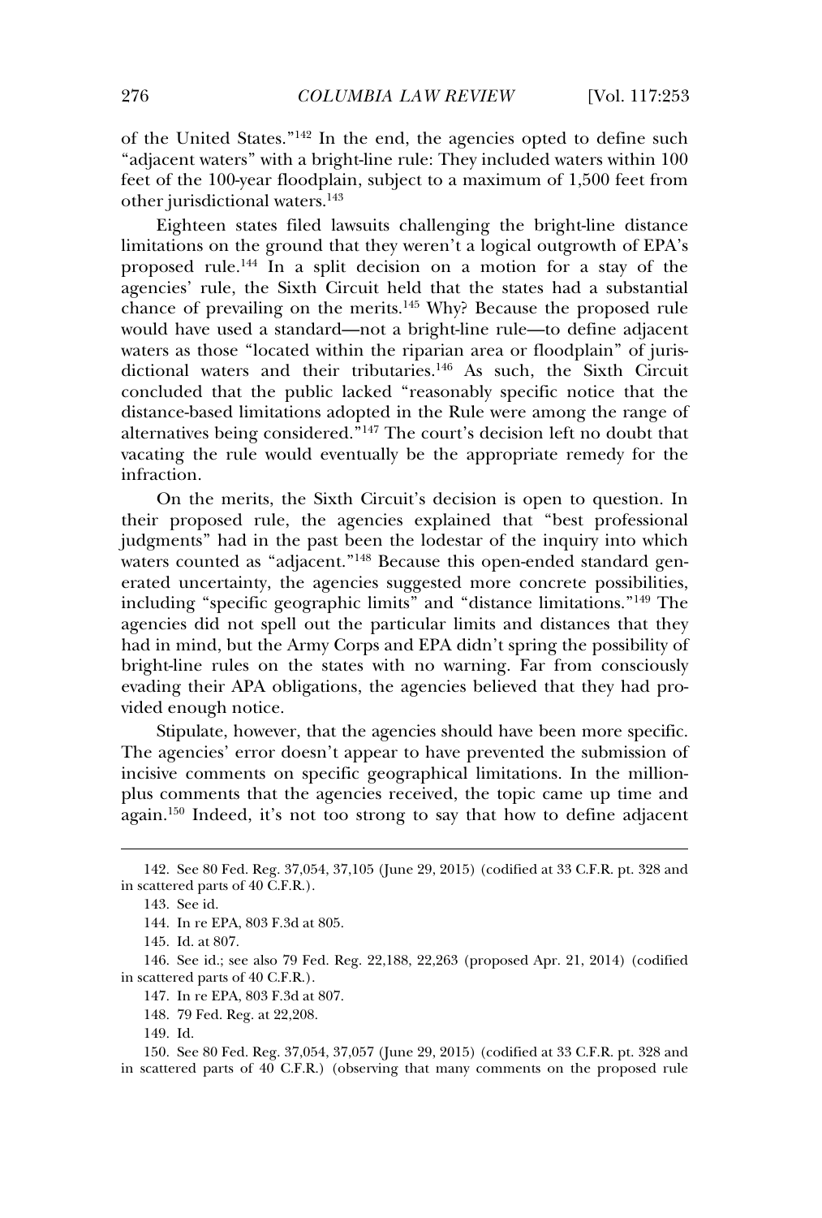of the United States."[142] In the end, the agencies opted to define such "adjacent waters" with a bright-line rule: They included waters within 100 feet of the 100-year floodplain, subject to a maximum of 1,500 feet from other jurisdictional waters.[143]

Eighteen states filed lawsuits challenging the bright-line distance limitations on the ground that they weren't a logical outgrowth of EPA's proposed rule.[144] In a split decision on a motion for a stay of the agencies' rule, the Sixth Circuit held that the states had a substantial chance of prevailing on the merits.[145] Why? Because the proposed rule would have used a standard—not a bright-line rule—to define adjacent waters as those "located within the riparian area or floodplain" of jurisdictional waters and their tributaries.[146] As such, the Sixth Circuit concluded that the public lacked "reasonably specific notice that the distance-based limitations adopted in the Rule were among the range of alternatives being considered."[147] The court's decision left no doubt that vacating the rule would eventually be the appropriate remedy for the infraction.

On the merits, the Sixth Circuit's decision is open to question. In their proposed rule, the agencies explained that "best professional judgments" had in the past been the lodestar of the inquiry into which waters counted as "adjacent."[148] Because this open-ended standard generated uncertainty, the agencies suggested more concrete possibilities, including "specific geographic limits" and "distance limitations."[149] The agencies did not spell out the particular limits and distances that they had in mind, but the Army Corps and EPA didn't spring the possibility of bright-line rules on the states with no warning. Far from consciously evading their APA obligations, the agencies believed that they had provided enough notice.

Stipulate, however, that the agencies should have been more specific. The agencies' error doesn't appear to have prevented the submission of incisive comments on specific geographical limitations. In the million-plus comments that the agencies received, the topic came up time and again.[150] Indeed, it's not too strong to say that how to define adjacent

---

142. See 80 Fed. Reg. 37,054, 37,105 (June 29, 2015) (codified at 33 C.F.R. pt. 328 and in scattered parts of 40 C.F.R.).

143. See id.

144. In re EPA, 803 F.3d at 805.

145. Id. at 807.

146. See id.; see also 79 Fed. Reg. 22,188, 22,263 (proposed Apr. 21, 2014) (codified in scattered parts of 40 C.F.R.).

147. In re EPA, 803 F.3d at 807.

148. 79 Fed. Reg. at 22,208.

149. Id.

150. See 80 Fed. Reg. 37,054, 37,057 (June 29, 2015) (codified at 33 C.F.R. pt. 328 and in scattered parts of 40 C.F.R.) (observing that many comments on the proposed rule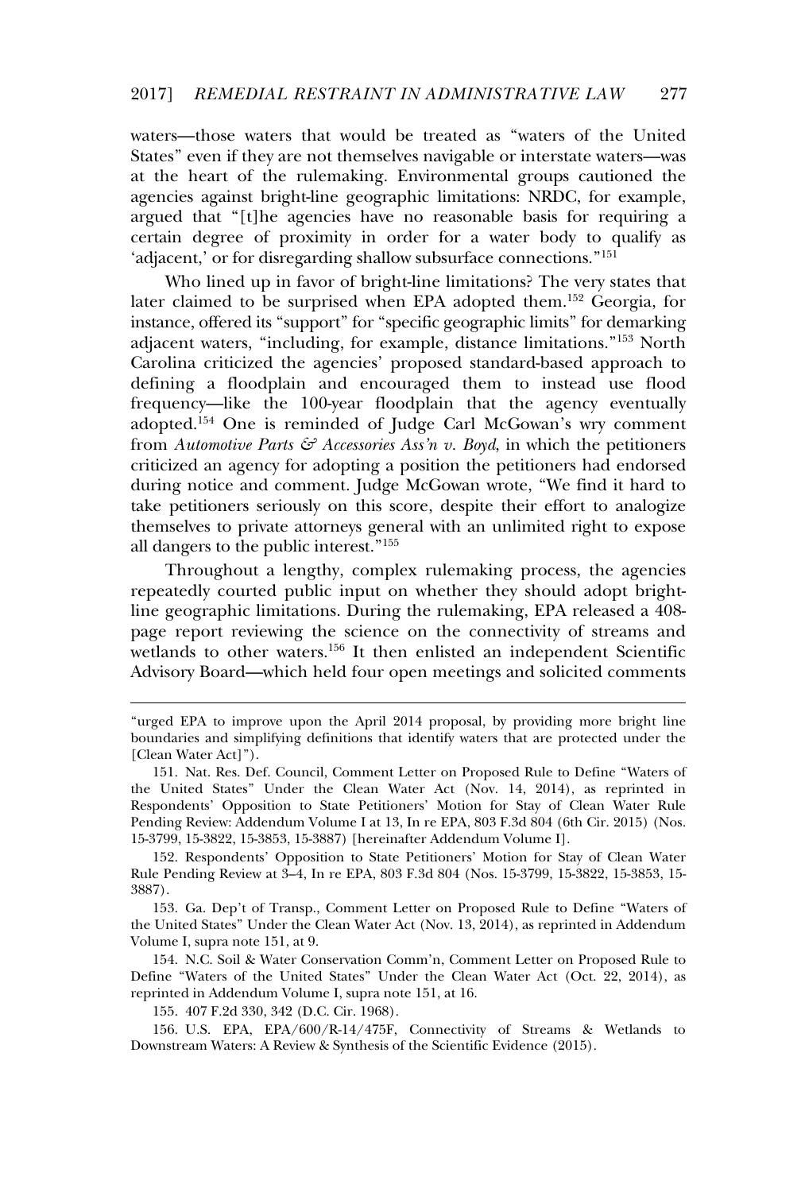waters—those waters that would be treated as "waters of the United States" even if they are not themselves navigable or interstate waters—was at the heart of the rulemaking. Environmental groups cautioned the agencies against bright-line geographic limitations: NRDC, for example, argued that "[t]he agencies have no reasonable basis for requiring a certain degree of proximity in order for a water body to qualify as 'adjacent,' or for disregarding shallow subsurface connections."[151]

Who lined up in favor of bright-line limitations? The very states that later claimed to be surprised when EPA adopted them.[152] Georgia, for instance, offered its "support" for "specific geographic limits" for demarking adjacent waters, "including, for example, distance limitations."[153] North Carolina criticized the agencies' proposed standard-based approach to defining a floodplain and encouraged them to instead use flood frequency—like the 100-year floodplain that the agency eventually adopted.[154] One is reminded of Judge Carl McGowan's wry comment from *Automotive Parts & Accessories Ass'n v. Boyd*, in which the petitioners criticized an agency for adopting a position the petitioners had endorsed during notice and comment. Judge McGowan wrote, "We find it hard to take petitioners seriously on this score, despite their effort to analogize themselves to private attorneys general with an unlimited right to expose all dangers to the public interest."[155]

Throughout a lengthy, complex rulemaking process, the agencies repeatedly courted public input on whether they should adopt bright-line geographic limitations. During the rulemaking, EPA released a 408-page report reviewing the science on the connectivity of streams and wetlands to other waters.[156] It then enlisted an independent Scientific Advisory Board—which held four open meetings and solicited comments

---

"urged EPA to improve upon the April 2014 proposal, by providing more bright line boundaries and simplifying definitions that identify waters that are protected under the [Clean Water Act]").

151. Nat. Res. Def. Council, Comment Letter on Proposed Rule to Define "Waters of the United States" Under the Clean Water Act (Nov. 14, 2014), as reprinted in Respondents' Opposition to State Petitioners' Motion for Stay of Clean Water Rule Pending Review: Addendum Volume I at 13, In re EPA, 803 F.3d 804 (6th Cir. 2015) (Nos. 15-3799, 15-3822, 15-3853, 15-3887) [hereinafter Addendum Volume I].

152. Respondents' Opposition to State Petitioners' Motion for Stay of Clean Water Rule Pending Review at 3–4, In re EPA, 803 F.3d 804 (Nos. 15-3799, 15-3822, 15-3853, 15-3887).

153. Ga. Dep't of Transp., Comment Letter on Proposed Rule to Define "Waters of the United States" Under the Clean Water Act (Nov. 13, 2014), as reprinted in Addendum Volume I, supra note 151, at 9.

154. N.C. Soil & Water Conservation Comm'n, Comment Letter on Proposed Rule to Define "Waters of the United States" Under the Clean Water Act (Oct. 22, 2014), as reprinted in Addendum Volume I, supra note 151, at 16.

155. 407 F.2d 330, 342 (D.C. Cir. 1968).

156. U.S. EPA, EPA/600/R-14/475F, Connectivity of Streams & Wetlands to Downstream Waters: A Review & Synthesis of the Scientific Evidence (2015).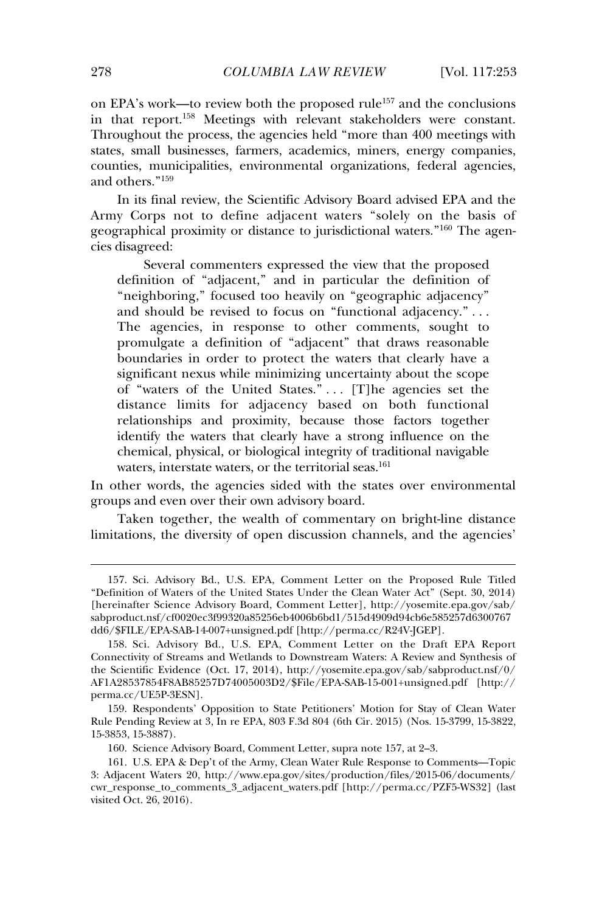on EPA's work—to review both the proposed rule[157] and the conclusions in that report.[158] Meetings with relevant stakeholders were constant. Throughout the process, the agencies held "more than 400 meetings with states, small businesses, farmers, academics, miners, energy companies, counties, municipalities, environmental organizations, federal agencies, and others."[159]

In its final review, the Scientific Advisory Board advised EPA and the Army Corps not to define adjacent waters "solely on the basis of geographical proximity or distance to jurisdictional waters."[160] The agencies disagreed:

> Several commenters expressed the view that the proposed definition of "adjacent," and in particular the definition of "neighboring," focused too heavily on "geographic adjacency" and should be revised to focus on "functional adjacency." . . . The agencies, in response to other comments, sought to promulgate a definition of "adjacent" that draws reasonable boundaries in order to protect the waters that clearly have a significant nexus while minimizing uncertainty about the scope of "waters of the United States." . . . [T]he agencies set the distance limits for adjacency based on both functional relationships and proximity, because those factors together identify the waters that clearly have a strong influence on the chemical, physical, or biological integrity of traditional navigable waters, interstate waters, or the territorial seas.[161]

In other words, the agencies sided with the states over environmental groups and even over their own advisory board.

Taken together, the wealth of commentary on bright-line distance limitations, the diversity of open discussion channels, and the agencies'

---

157. Sci. Advisory Bd., U.S. EPA, Comment Letter on the Proposed Rule Titled "Definition of Waters of the United States Under the Clean Water Act" (Sept. 30, 2014) [hereinafter Science Advisory Board, Comment Letter], http://yosemite.epa.gov/sab/sabproduct.nsf/cf0020ec3f99320a85256eb4006b6bd1/515d4909d94cb6e585257d6300767dd6/$FILE/EPA-SAB-14-007+unsigned.pdf [http://perma.cc/R24V-JGEP].

158. Sci. Advisory Bd., U.S. EPA, Comment Letter on the Draft EPA Report Connectivity of Streams and Wetlands to Downstream Waters: A Review and Synthesis of the Scientific Evidence (Oct. 17, 2014), http://yosemite.epa.gov/sab/sabproduct.nsf/0/AF1A28537854F8AB85257D74005003D2/$File/EPA-SAB-15-001+unsigned.pdf [http://perma.cc/UE5P-3ESN].

159. Respondents' Opposition to State Petitioners' Motion for Stay of Clean Water Rule Pending Review at 3, In re EPA, 803 F.3d 804 (6th Cir. 2015) (Nos. 15-3799, 15-3822, 15-3853, 15-3887).

160. Science Advisory Board, Comment Letter, supra note 157, at 2–3.

161. U.S. EPA & Dep't of the Army, Clean Water Rule Response to Comments—Topic 3: Adjacent Waters 20, http://www.epa.gov/sites/production/files/2015-06/documents/cwr_response_to_comments_3_adjacent_waters.pdf [http://perma.cc/PZF5-WS32] (last visited Oct. 26, 2016).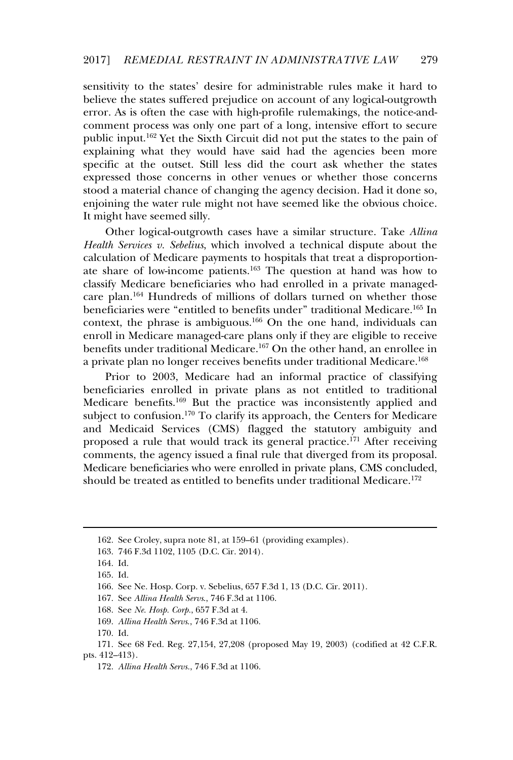sensitivity to the states' desire for administrable rules make it hard to believe the states suffered prejudice on account of any logical-outgrowth error. As is often the case with high-profile rulemakings, the notice-and-comment process was only one part of a long, intensive effort to secure public input.[162] Yet the Sixth Circuit did not put the states to the pain of explaining what they would have said had the agencies been more specific at the outset. Still less did the court ask whether the states expressed those concerns in other venues or whether those concerns stood a material chance of changing the agency decision. Had it done so, enjoining the water rule might not have seemed like the obvious choice. It might have seemed silly.

Other logical-outgrowth cases have a similar structure. Take *Allina Health Services v. Sebelius*, which involved a technical dispute about the calculation of Medicare payments to hospitals that treat a disproportionate share of low-income patients.[163] The question at hand was how to classify Medicare beneficiaries who had enrolled in a private managed-care plan.[164] Hundreds of millions of dollars turned on whether those beneficiaries were "entitled to benefits under" traditional Medicare.[165] In context, the phrase is ambiguous.[166] On the one hand, individuals can enroll in Medicare managed-care plans only if they are eligible to receive benefits under traditional Medicare.[167] On the other hand, an enrollee in a private plan no longer receives benefits under traditional Medicare.[168]

Prior to 2003, Medicare had an informal practice of classifying beneficiaries enrolled in private plans as not entitled to traditional Medicare benefits.[169] But the practice was inconsistently applied and subject to confusion.[170] To clarify its approach, the Centers for Medicare and Medicaid Services (CMS) flagged the statutory ambiguity and proposed a rule that would track its general practice.[171] After receiving comments, the agency issued a final rule that diverged from its proposal. Medicare beneficiaries who were enrolled in private plans, CMS concluded, should be treated as entitled to benefits under traditional Medicare.[172]

---

162. See Croley, supra note 81, at 159–61 (providing examples).

163. 746 F.3d 1102, 1105 (D.C. Cir. 2014).

164. Id.

165. Id.

166. See Ne. Hosp. Corp. v. Sebelius, 657 F.3d 1, 13 (D.C. Cir. 2011).

167. See *Allina Health Servs.*, 746 F.3d at 1106.

168. See *Ne. Hosp. Corp.*, 657 F.3d at 4.

169. *Allina Health Servs.*, 746 F.3d at 1106.

170. Id.

171. See 68 Fed. Reg. 27,154, 27,208 (proposed May 19, 2003) (codified at 42 C.F.R. pts. 412–413).

172. *Allina Health Servs.*, 746 F.3d at 1106.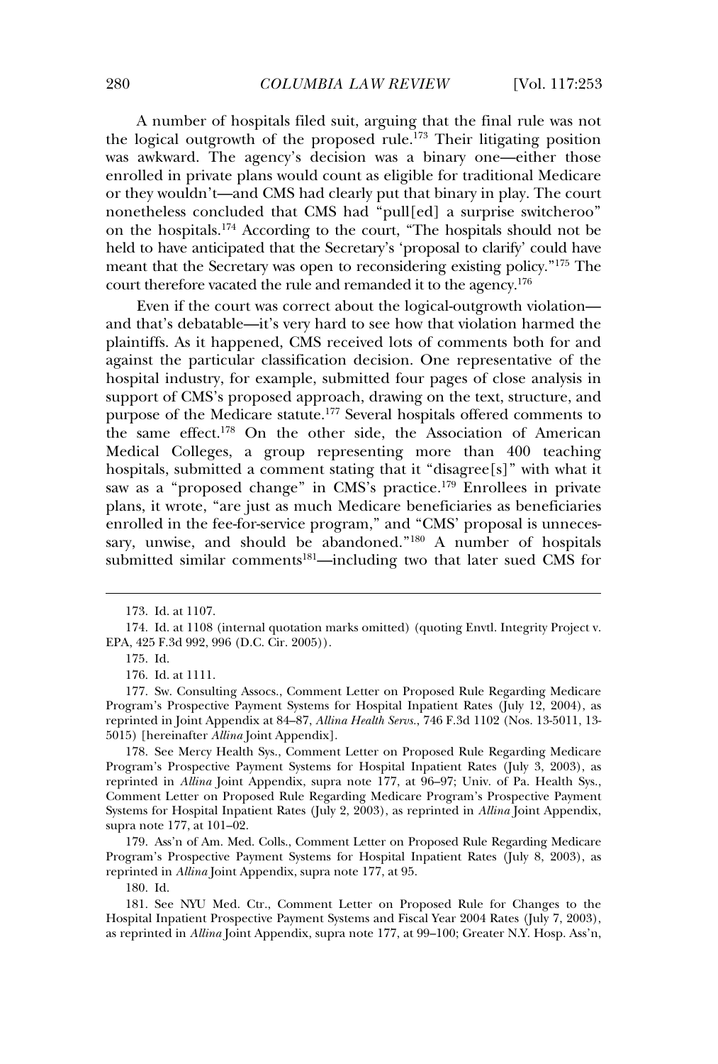A number of hospitals filed suit, arguing that the final rule was not the logical outgrowth of the proposed rule.[173] Their litigating position was awkward. The agency's decision was a binary one—either those enrolled in private plans would count as eligible for traditional Medicare or they wouldn't—and CMS had clearly put that binary in play. The court nonetheless concluded that CMS had "pull[ed] a surprise switcheroo" on the hospitals.[174] According to the court, "The hospitals should not be held to have anticipated that the Secretary's 'proposal to clarify' could have meant that the Secretary was open to reconsidering existing policy."[175] The court therefore vacated the rule and remanded it to the agency.[176]

Even if the court was correct about the logical-outgrowth violation—and that's debatable—it's very hard to see how that violation harmed the plaintiffs. As it happened, CMS received lots of comments both for and against the particular classification decision. One representative of the hospital industry, for example, submitted four pages of close analysis in support of CMS's proposed approach, drawing on the text, structure, and purpose of the Medicare statute.[177] Several hospitals offered comments to the same effect.[178] On the other side, the Association of American Medical Colleges, a group representing more than 400 teaching hospitals, submitted a comment stating that it "disagree[s]" with what it saw as a "proposed change" in CMS's practice.[179] Enrollees in private plans, it wrote, "are just as much Medicare beneficiaries as beneficiaries enrolled in the fee-for-service program," and "CMS' proposal is unnecessary, unwise, and should be abandoned."[180] A number of hospitals submitted similar comments[181]—including two that later sued CMS for

---

173. Id. at 1107.

174. Id. at 1108 (internal quotation marks omitted) (quoting Envtl. Integrity Project v. EPA, 425 F.3d 992, 996 (D.C. Cir. 2005)).

175. Id.

176. Id. at 1111.

177. Sw. Consulting Assocs., Comment Letter on Proposed Rule Regarding Medicare Program's Prospective Payment Systems for Hospital Inpatient Rates (July 12, 2004), as reprinted in Joint Appendix at 84–87, *Allina Health Servs.*, 746 F.3d 1102 (Nos. 13-5011, 13-5015) [hereinafter *Allina* Joint Appendix].

178. See Mercy Health Sys., Comment Letter on Proposed Rule Regarding Medicare Program's Prospective Payment Systems for Hospital Inpatient Rates (July 3, 2003), as reprinted in *Allina* Joint Appendix, supra note 177, at 96–97; Univ. of Pa. Health Sys., Comment Letter on Proposed Rule Regarding Medicare Program's Prospective Payment Systems for Hospital Inpatient Rates (July 2, 2003), as reprinted in *Allina* Joint Appendix, supra note 177, at 101–02.

179. Ass'n of Am. Med. Colls., Comment Letter on Proposed Rule Regarding Medicare Program's Prospective Payment Systems for Hospital Inpatient Rates (July 8, 2003), as reprinted in *Allina* Joint Appendix, supra note 177, at 95.

180. Id.

181. See NYU Med. Ctr., Comment Letter on Proposed Rule for Changes to the Hospital Inpatient Prospective Payment Systems and Fiscal Year 2004 Rates (July 7, 2003), as reprinted in *Allina* Joint Appendix, supra note 177, at 99–100; Greater N.Y. Hosp. Ass'n,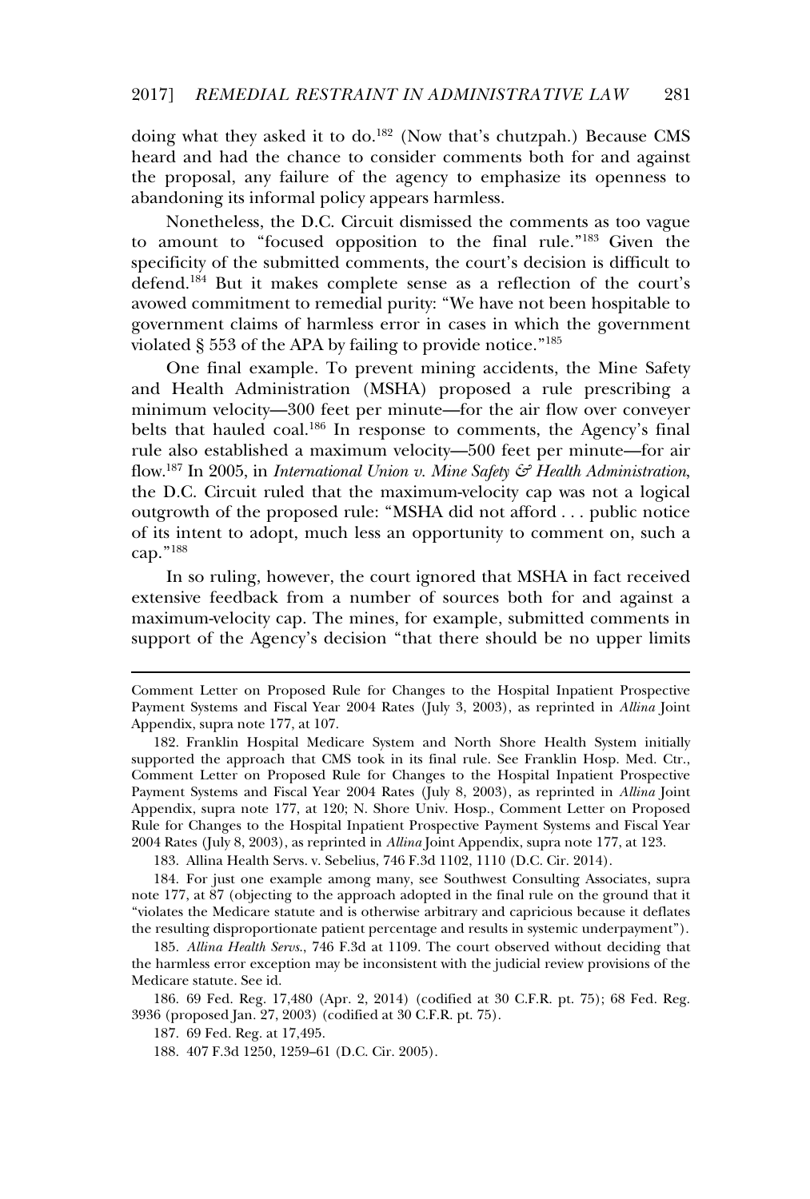doing what they asked it to do.[182] (Now that's chutzpah.) Because CMS heard and had the chance to consider comments both for and against the proposal, any failure of the agency to emphasize its openness to abandoning its informal policy appears harmless.

Nonetheless, the D.C. Circuit dismissed the comments as too vague to amount to "focused opposition to the final rule."[183] Given the specificity of the submitted comments, the court's decision is difficult to defend.[184] But it makes complete sense as a reflection of the court's avowed commitment to remedial purity: "We have not been hospitable to government claims of harmless error in cases in which the government violated § 553 of the APA by failing to provide notice."[185]

One final example. To prevent mining accidents, the Mine Safety and Health Administration (MSHA) proposed a rule prescribing a minimum velocity—300 feet per minute—for the air flow over conveyer belts that hauled coal.[186] In response to comments, the Agency's final rule also established a maximum velocity—500 feet per minute—for air flow.[187] In 2005, in *International Union v. Mine Safety & Health Administration*, the D.C. Circuit ruled that the maximum-velocity cap was not a logical outgrowth of the proposed rule: "MSHA did not afford . . . public notice of its intent to adopt, much less an opportunity to comment on, such a cap."[188]

In so ruling, however, the court ignored that MSHA in fact received extensive feedback from a number of sources both for and against a maximum-velocity cap. The mines, for example, submitted comments in support of the Agency's decision "that there should be no upper limits

---

Comment Letter on Proposed Rule for Changes to the Hospital Inpatient Prospective Payment Systems and Fiscal Year 2004 Rates (July 3, 2003), as reprinted in *Allina* Joint Appendix, supra note 177, at 107.

182. Franklin Hospital Medicare System and North Shore Health System initially supported the approach that CMS took in its final rule. See Franklin Hosp. Med. Ctr., Comment Letter on Proposed Rule for Changes to the Hospital Inpatient Prospective Payment Systems and Fiscal Year 2004 Rates (July 8, 2003), as reprinted in *Allina* Joint Appendix, supra note 177, at 120; N. Shore Univ. Hosp., Comment Letter on Proposed Rule for Changes to the Hospital Inpatient Prospective Payment Systems and Fiscal Year 2004 Rates (July 8, 2003), as reprinted in *Allina* Joint Appendix, supra note 177, at 123.

183. Allina Health Servs. v. Sebelius, 746 F.3d 1102, 1110 (D.C. Cir. 2014).

184. For just one example among many, see Southwest Consulting Associates, supra note 177, at 87 (objecting to the approach adopted in the final rule on the ground that it "violates the Medicare statute and is otherwise arbitrary and capricious because it deflates the resulting disproportionate patient percentage and results in systemic underpayment").

185. *Allina Health Servs.*, 746 F.3d at 1109. The court observed without deciding that the harmless error exception may be inconsistent with the judicial review provisions of the Medicare statute. See id.

186. 69 Fed. Reg. 17,480 (Apr. 2, 2014) (codified at 30 C.F.R. pt. 75); 68 Fed. Reg. 3936 (proposed Jan. 27, 2003) (codified at 30 C.F.R. pt. 75).

187. 69 Fed. Reg. at 17,495.

188. 407 F.3d 1250, 1259–61 (D.C. Cir. 2005).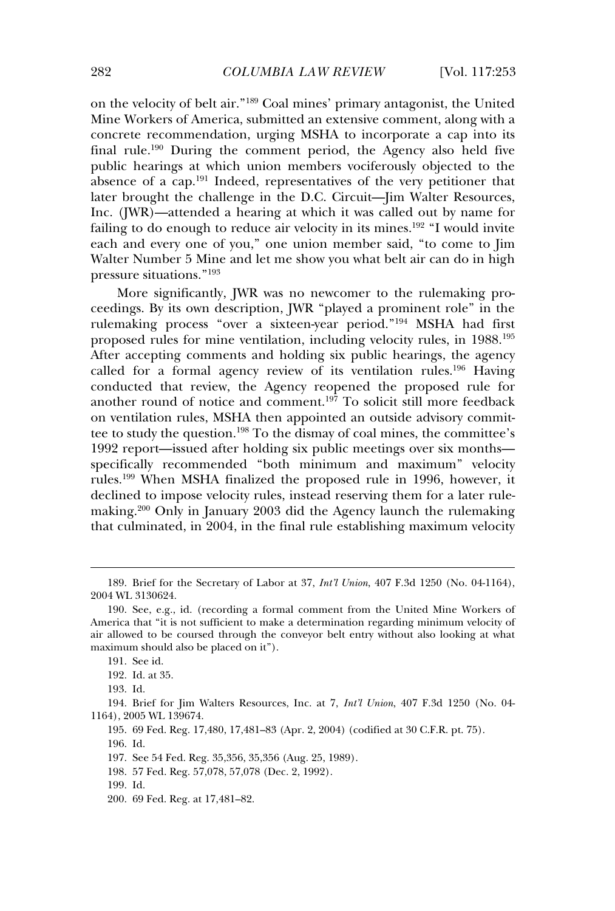on the velocity of belt air."[189] Coal mines' primary antagonist, the United Mine Workers of America, submitted an extensive comment, along with a concrete recommendation, urging MSHA to incorporate a cap into its final rule.[190] During the comment period, the Agency also held five public hearings at which union members vociferously objected to the absence of a cap.[191] Indeed, representatives of the very petitioner that later brought the challenge in the D.C. Circuit—Jim Walter Resources, Inc. (JWR)—attended a hearing at which it was called out by name for failing to do enough to reduce air velocity in its mines.[192] "I would invite each and every one of you," one union member said, "to come to Jim Walter Number 5 Mine and let me show you what belt air can do in high pressure situations."[193]

More significantly, JWR was no newcomer to the rulemaking proceedings. By its own description, JWR "played a prominent role" in the rulemaking process "over a sixteen-year period."[194] MSHA had first proposed rules for mine ventilation, including velocity rules, in 1988.[195] After accepting comments and holding six public hearings, the agency called for a formal agency review of its ventilation rules.[196] Having conducted that review, the Agency reopened the proposed rule for another round of notice and comment.[197] To solicit still more feedback on ventilation rules, MSHA then appointed an outside advisory committee to study the question.[198] To the dismay of coal mines, the committee's 1992 report—issued after holding six public meetings over six months—specifically recommended "both minimum and maximum" velocity rules.[199] When MSHA finalized the proposed rule in 1996, however, it declined to impose velocity rules, instead reserving them for a later rulemaking.[200] Only in January 2003 did the Agency launch the rulemaking that culminated, in 2004, in the final rule establishing maximum velocity

---

189. Brief for the Secretary of Labor at 37, *Int'l Union*, 407 F.3d 1250 (No. 04-1164), 2004 WL 3130624.

190. See, e.g., id. (recording a formal comment from the United Mine Workers of America that "it is not sufficient to make a determination regarding minimum velocity of air allowed to be coursed through the conveyor belt entry without also looking at what maximum should also be placed on it").

191. See id.

192. Id. at 35.

193. Id.

194. Brief for Jim Walters Resources, Inc. at 7, *Int'l Union*, 407 F.3d 1250 (No. 04-1164), 2005 WL 139674.

195. 69 Fed. Reg. 17,480, 17,481–83 (Apr. 2, 2004) (codified at 30 C.F.R. pt. 75).

196. Id.

197. See 54 Fed. Reg. 35,356, 35,356 (Aug. 25, 1989).

198. 57 Fed. Reg. 57,078, 57,078 (Dec. 2, 1992).

199. Id.

200. 69 Fed. Reg. at 17,481–82.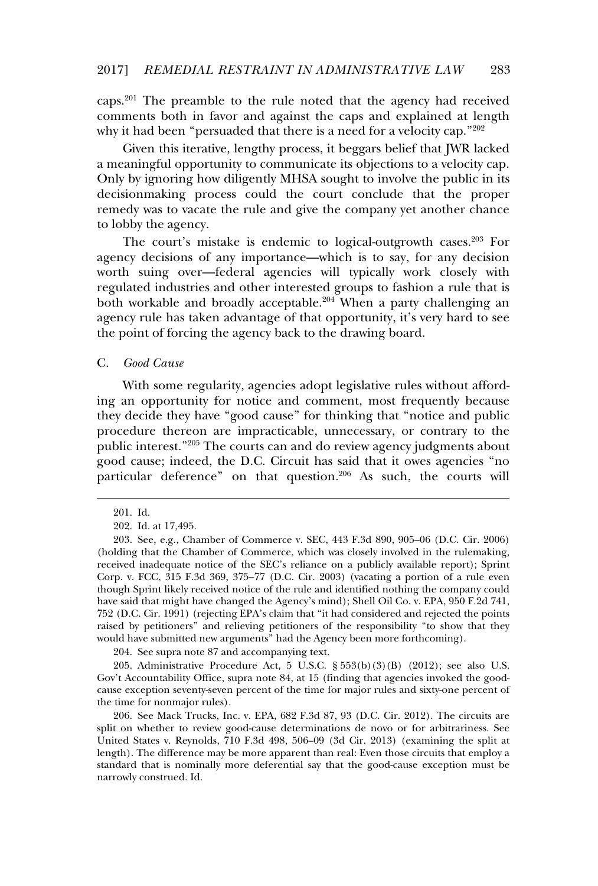caps.[201] The preamble to the rule noted that the agency had received comments both in favor and against the caps and explained at length why it had been "persuaded that there is a need for a velocity cap."[202]

Given this iterative, lengthy process, it beggars belief that JWR lacked a meaningful opportunity to communicate its objections to a velocity cap. Only by ignoring how diligently MHSA sought to involve the public in its decisionmaking process could the court conclude that the proper remedy was to vacate the rule and give the company yet another chance to lobby the agency.

The court's mistake is endemic to logical-outgrowth cases.[203] For agency decisions of any importance—which is to say, for any decision worth suing over—federal agencies will typically work closely with regulated industries and other interested groups to fashion a rule that is both workable and broadly acceptable.[204] When a party challenging an agency rule has taken advantage of that opportunity, it's very hard to see the point of forcing the agency back to the drawing board.

### C. *Good Cause*

With some regularity, agencies adopt legislative rules without affording an opportunity for notice and comment, most frequently because they decide they have "good cause" for thinking that "notice and public procedure thereon are impracticable, unnecessary, or contrary to the public interest."[205] The courts can and do review agency judgments about good cause; indeed, the D.C. Circuit has said that it owes agencies "no particular deference" on that question.[206] As such, the courts will

---

201. Id.

202. Id. at 17,495.

203. See, e.g., Chamber of Commerce v. SEC, 443 F.3d 890, 905–06 (D.C. Cir. 2006) (holding that the Chamber of Commerce, which was closely involved in the rulemaking, received inadequate notice of the SEC's reliance on a publicly available report); Sprint Corp. v. FCC, 315 F.3d 369, 375–77 (D.C. Cir. 2003) (vacating a portion of a rule even though Sprint likely received notice of the rule and identified nothing the company could have said that might have changed the Agency's mind); Shell Oil Co. v. EPA, 950 F.2d 741, 752 (D.C. Cir. 1991) (rejecting EPA's claim that "it had considered and rejected the points raised by petitioners" and relieving petitioners of the responsibility "to show that they would have submitted new arguments" had the Agency been more forthcoming).

204. See supra note 87 and accompanying text.

205. Administrative Procedure Act, 5 U.S.C. § 553(b)(3)(B) (2012); see also U.S. Gov't Accountability Office, supra note 84, at 15 (finding that agencies invoked the good-cause exception seventy-seven percent of the time for major rules and sixty-one percent of the time for nonmajor rules).

206. See Mack Trucks, Inc. v. EPA, 682 F.3d 87, 93 (D.C. Cir. 2012). The circuits are split on whether to review good-cause determinations de novo or for arbitrariness. See United States v. Reynolds, 710 F.3d 498, 506–09 (3d Cir. 2013) (examining the split at length). The difference may be more apparent than real: Even those circuits that employ a standard that is nominally more deferential say that the good-cause exception must be narrowly construed. Id.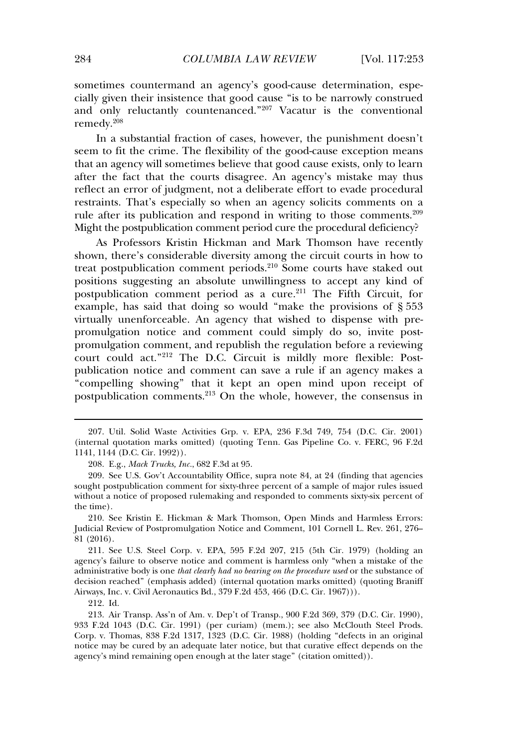sometimes countermand an agency's good-cause determination, especially given their insistence that good cause "is to be narrowly construed and only reluctantly countenanced."[207] Vacatur is the conventional remedy.[208]

In a substantial fraction of cases, however, the punishment doesn't seem to fit the crime. The flexibility of the good-cause exception means that an agency will sometimes believe that good cause exists, only to learn after the fact that the courts disagree. An agency's mistake may thus reflect an error of judgment, not a deliberate effort to evade procedural restraints. That's especially so when an agency solicits comments on a rule after its publication and respond in writing to those comments.[209] Might the postpublication comment period cure the procedural deficiency?

As Professors Kristin Hickman and Mark Thomson have recently shown, there's considerable diversity among the circuit courts in how to treat postpublication comment periods.[210] Some courts have staked out positions suggesting an absolute unwillingness to accept any kind of postpublication comment period as a cure.[211] The Fifth Circuit, for example, has said that doing so would "make the provisions of § 553 virtually unenforceable. An agency that wished to dispense with pre-promulgation notice and comment could simply do so, invite post-promulgation comment, and republish the regulation before a reviewing court could act."[212] The D.C. Circuit is mildly more flexible: Post-publication notice and comment can save a rule if an agency makes a "compelling showing" that it kept an open mind upon receipt of postpublication comments.[213] On the whole, however, the consensus in

207. Util. Solid Waste Activities Grp. v. EPA, 236 F.3d 749, 754 (D.C. Cir. 2001) (internal quotation marks omitted) (quoting Tenn. Gas Pipeline Co. v. FERC, 96 F.2d 1141, 1144 (D.C. Cir. 1992)).

208. E.g., *Mack Trucks, Inc.*, 682 F.3d at 95.

209. See U.S. Gov't Accountability Office, supra note 84, at 24 (finding that agencies sought postpublication comment for sixty-three percent of a sample of major rules issued without a notice of proposed rulemaking and responded to comments sixty-six percent of the time).

210. See Kristin E. Hickman & Mark Thomson, Open Minds and Harmless Errors: Judicial Review of Postpromulgation Notice and Comment, 101 Cornell L. Rev. 261, 276–81 (2016).

211. See U.S. Steel Corp. v. EPA, 595 F.2d 207, 215 (5th Cir. 1979) (holding an agency's failure to observe notice and comment is harmless only "when a mistake of the administrative body is one *that clearly had no bearing on the procedure used* or the substance of decision reached" (emphasis added) (internal quotation marks omitted) (quoting Braniff Airways, Inc. v. Civil Aeronautics Bd., 379 F.2d 453, 466 (D.C. Cir. 1967))).

212. Id.

213. Air Transp. Ass'n of Am. v. Dep't of Transp., 900 F.2d 369, 379 (D.C. Cir. 1990), 933 F.2d 1043 (D.C. Cir. 1991) (per curiam) (mem.); see also McClouth Steel Prods. Corp. v. Thomas, 838 F.2d 1317, 1323 (D.C. Cir. 1988) (holding "defects in an original notice may be cured by an adequate later notice, but that curative effect depends on the agency's mind remaining open enough at the later stage" (citation omitted)).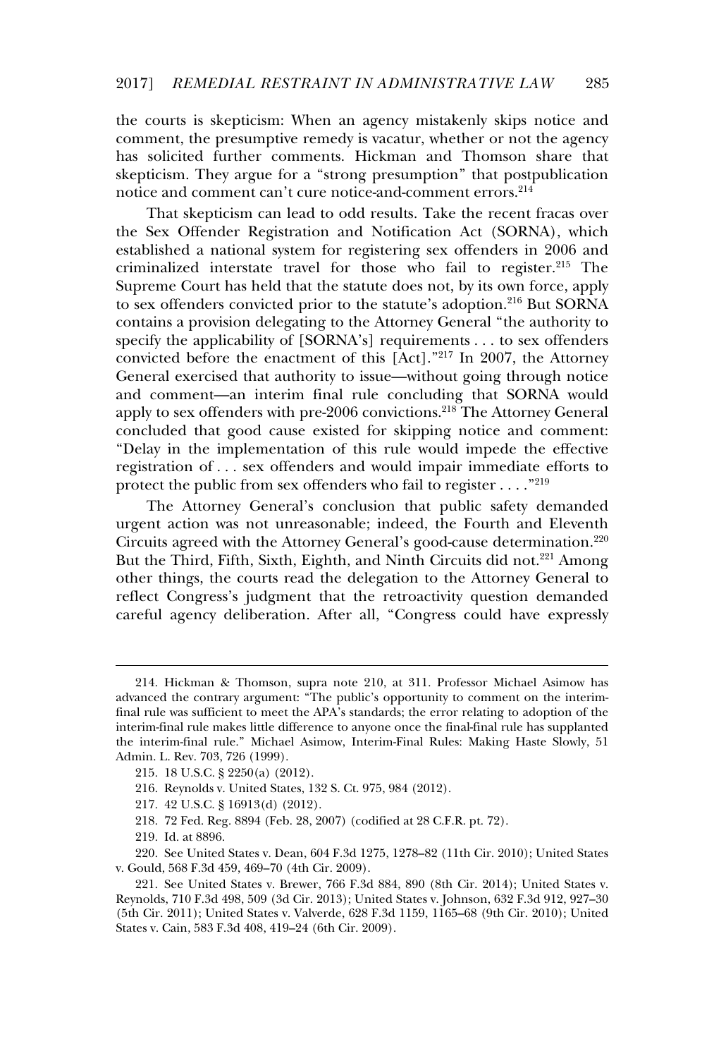the courts is skepticism: When an agency mistakenly skips notice and comment, the presumptive remedy is vacatur, whether or not the agency has solicited further comments. Hickman and Thomson share that skepticism. They argue for a "strong presumption" that postpublication notice and comment can't cure notice-and-comment errors.[214]

That skepticism can lead to odd results. Take the recent fracas over the Sex Offender Registration and Notification Act (SORNA), which established a national system for registering sex offenders in 2006 and criminalized interstate travel for those who fail to register.[215] The Supreme Court has held that the statute does not, by its own force, apply to sex offenders convicted prior to the statute's adoption.[216] But SORNA contains a provision delegating to the Attorney General "the authority to specify the applicability of [SORNA's] requirements . . . to sex offenders convicted before the enactment of this [Act]."[217] In 2007, the Attorney General exercised that authority to issue—without going through notice and comment—an interim final rule concluding that SORNA would apply to sex offenders with pre-2006 convictions.[218] The Attorney General concluded that good cause existed for skipping notice and comment: "Delay in the implementation of this rule would impede the effective registration of . . . sex offenders and would impair immediate efforts to protect the public from sex offenders who fail to register . . . ."[219]

The Attorney General's conclusion that public safety demanded urgent action was not unreasonable; indeed, the Fourth and Eleventh Circuits agreed with the Attorney General's good-cause determination.[220] But the Third, Fifth, Sixth, Eighth, and Ninth Circuits did not.[221] Among other things, the courts read the delegation to the Attorney General to reflect Congress's judgment that the retroactivity question demanded careful agency deliberation. After all, "Congress could have expressly

---

214. Hickman & Thomson, supra note 210, at 311. Professor Michael Asimow has advanced the contrary argument: "The public's opportunity to comment on the interim-final rule was sufficient to meet the APA's standards; the error relating to adoption of the interim-final rule makes little difference to anyone once the final-final rule has supplanted the interim-final rule." Michael Asimow, Interim-Final Rules: Making Haste Slowly, 51 Admin. L. Rev. 703, 726 (1999).

215. 18 U.S.C. § 2250(a) (2012).

216. Reynolds v. United States, 132 S. Ct. 975, 984 (2012).

217. 42 U.S.C. § 16913(d) (2012).

218. 72 Fed. Reg. 8894 (Feb. 28, 2007) (codified at 28 C.F.R. pt. 72).

219. Id. at 8896.

220. See United States v. Dean, 604 F.3d 1275, 1278–82 (11th Cir. 2010); United States v. Gould, 568 F.3d 459, 469–70 (4th Cir. 2009).

221. See United States v. Brewer, 766 F.3d 884, 890 (8th Cir. 2014); United States v. Reynolds, 710 F.3d 498, 509 (3d Cir. 2013); United States v. Johnson, 632 F.3d 912, 927–30 (5th Cir. 2011); United States v. Valverde, 628 F.3d 1159, 1165–68 (9th Cir. 2010); United States v. Cain, 583 F.3d 408, 419–24 (6th Cir. 2009).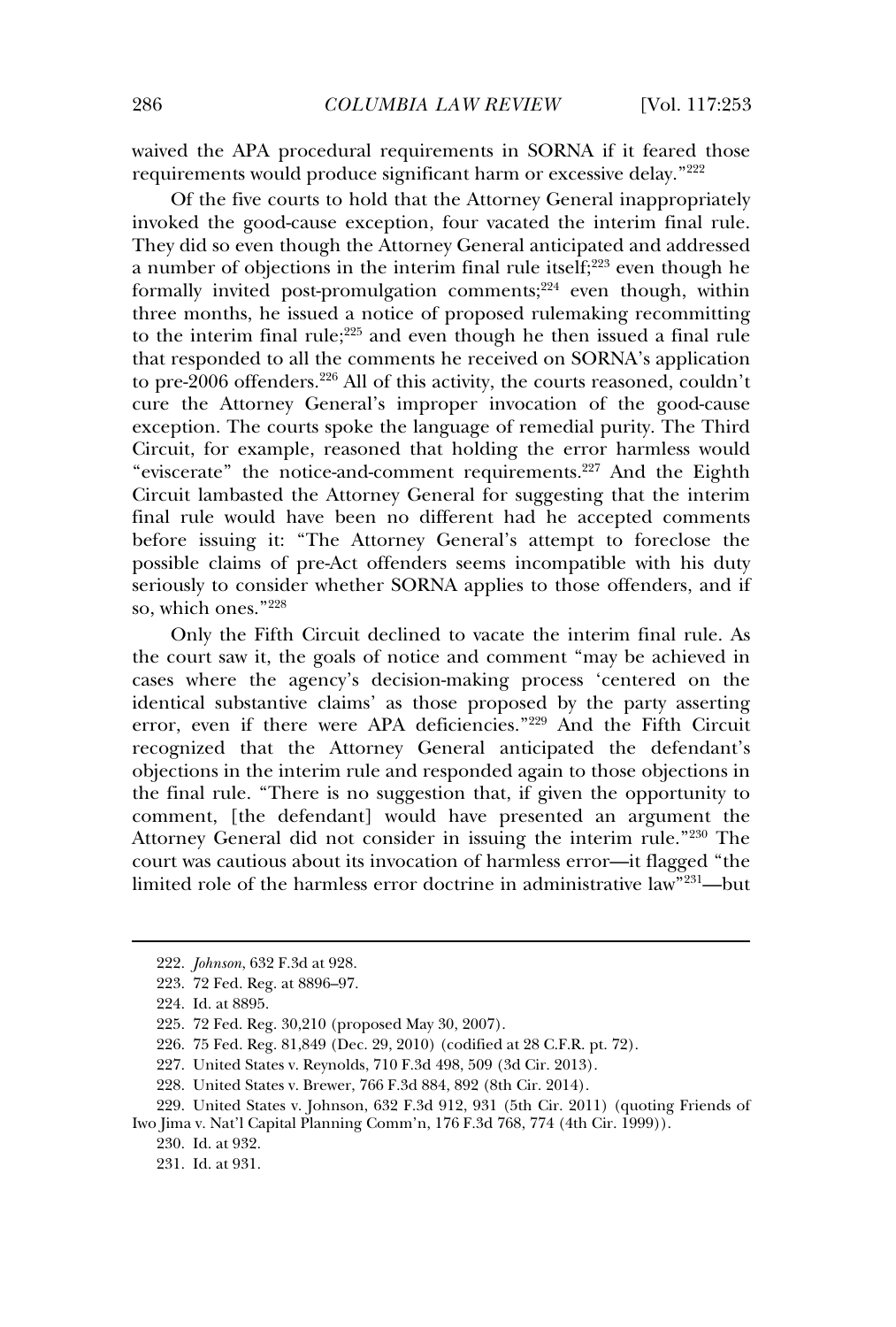waived the APA procedural requirements in SORNA if it feared those requirements would produce significant harm or excessive delay."[222]

Of the five courts to hold that the Attorney General inappropriately invoked the good-cause exception, four vacated the interim final rule. They did so even though the Attorney General anticipated and addressed a number of objections in the interim final rule itself;[223] even though he formally invited post-promulgation comments;[224] even though, within three months, he issued a notice of proposed rulemaking recommitting to the interim final rule;[225] and even though he then issued a final rule that responded to all the comments he received on SORNA's application to pre-2006 offenders.[226] All of this activity, the courts reasoned, couldn't cure the Attorney General's improper invocation of the good-cause exception. The courts spoke the language of remedial purity. The Third Circuit, for example, reasoned that holding the error harmless would "eviscerate" the notice-and-comment requirements.[227] And the Eighth Circuit lambasted the Attorney General for suggesting that the interim final rule would have been no different had he accepted comments before issuing it: "The Attorney General's attempt to foreclose the possible claims of pre-Act offenders seems incompatible with his duty seriously to consider whether SORNA applies to those offenders, and if so, which ones."[228]

Only the Fifth Circuit declined to vacate the interim final rule. As the court saw it, the goals of notice and comment "may be achieved in cases where the agency's decision-making process 'centered on the identical substantive claims' as those proposed by the party asserting error, even if there were APA deficiencies."[229] And the Fifth Circuit recognized that the Attorney General anticipated the defendant's objections in the interim rule and responded again to those objections in the final rule. "There is no suggestion that, if given the opportunity to comment, [the defendant] would have presented an argument the Attorney General did not consider in issuing the interim rule."[230] The court was cautious about its invocation of harmless error—it flagged "the limited role of the harmless error doctrine in administrative law"[231]—but

---

222. *Johnson*, 632 F.3d at 928.

223. 72 Fed. Reg. at 8896–97.

224. Id. at 8895.

225. 72 Fed. Reg. 30,210 (proposed May 30, 2007).

226. 75 Fed. Reg. 81,849 (Dec. 29, 2010) (codified at 28 C.F.R. pt. 72).

227. United States v. Reynolds, 710 F.3d 498, 509 (3d Cir. 2013).

228. United States v. Brewer, 766 F.3d 884, 892 (8th Cir. 2014).

229. United States v. Johnson, 632 F.3d 912, 931 (5th Cir. 2011) (quoting Friends of Iwo Jima v. Nat'l Capital Planning Comm'n, 176 F.3d 768, 774 (4th Cir. 1999)).

230. Id. at 932.

231. Id. at 931.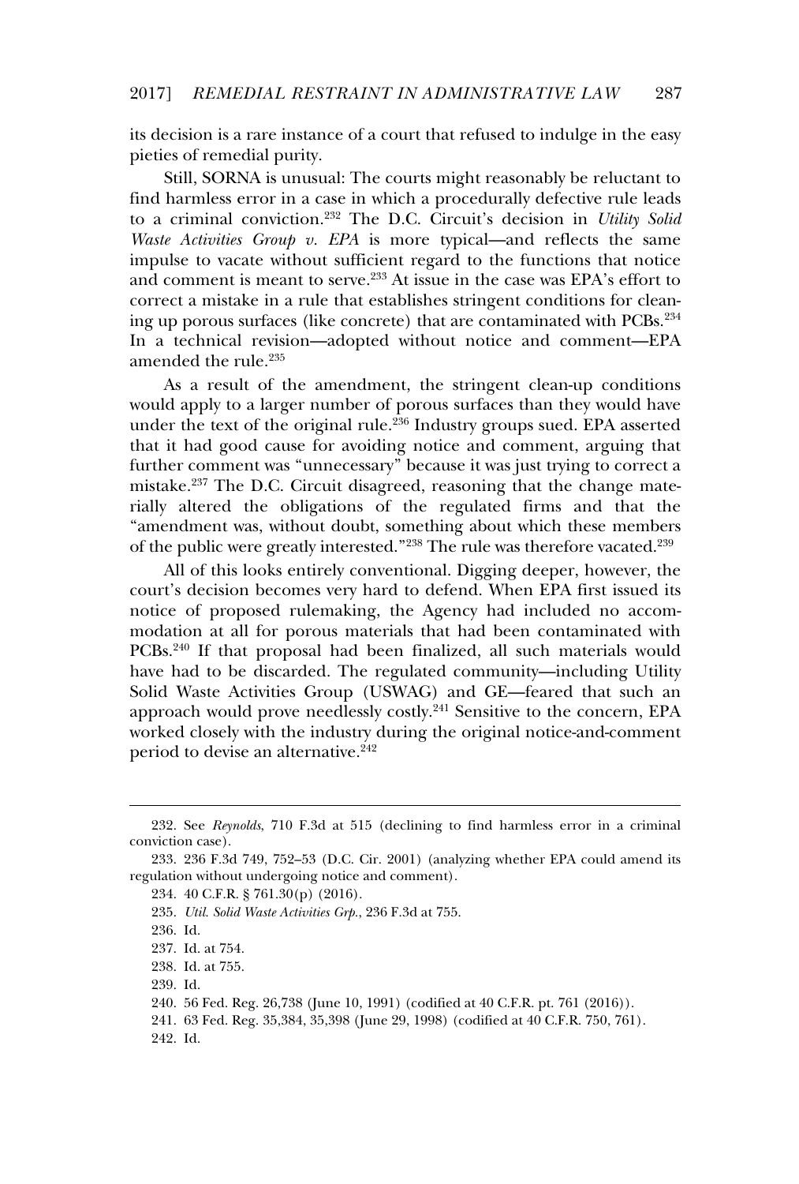its decision is a rare instance of a court that refused to indulge in the easy pieties of remedial purity.

Still, SORNA is unusual: The courts might reasonably be reluctant to find harmless error in a case in which a procedurally defective rule leads to a criminal conviction.[232] The D.C. Circuit's decision in *Utility Solid Waste Activities Group v. EPA* is more typical—and reflects the same impulse to vacate without sufficient regard to the functions that notice and comment is meant to serve.[233] At issue in the case was EPA's effort to correct a mistake in a rule that establishes stringent conditions for cleaning up porous surfaces (like concrete) that are contaminated with PCBs.[234] In a technical revision—adopted without notice and comment—EPA amended the rule.[235]

As a result of the amendment, the stringent clean-up conditions would apply to a larger number of porous surfaces than they would have under the text of the original rule.[236] Industry groups sued. EPA asserted that it had good cause for avoiding notice and comment, arguing that further comment was "unnecessary" because it was just trying to correct a mistake.[237] The D.C. Circuit disagreed, reasoning that the change materially altered the obligations of the regulated firms and that the "amendment was, without doubt, something about which these members of the public were greatly interested."[238] The rule was therefore vacated.[239]

All of this looks entirely conventional. Digging deeper, however, the court's decision becomes very hard to defend. When EPA first issued its notice of proposed rulemaking, the Agency had included no accommodation at all for porous materials that had been contaminated with PCBs.[240] If that proposal had been finalized, all such materials would have had to be discarded. The regulated community—including Utility Solid Waste Activities Group (USWAG) and GE—feared that such an approach would prove needlessly costly.[241] Sensitive to the concern, EPA worked closely with the industry during the original notice-and-comment period to devise an alternative.[242]

---

232. See *Reynolds*, 710 F.3d at 515 (declining to find harmless error in a criminal conviction case).

233. 236 F.3d 749, 752–53 (D.C. Cir. 2001) (analyzing whether EPA could amend its regulation without undergoing notice and comment).

234. 40 C.F.R. § 761.30(p) (2016).

235. *Util. Solid Waste Activities Grp.*, 236 F.3d at 755.

236. Id.

237. Id. at 754.

238. Id. at 755.

239. Id.

240. 56 Fed. Reg. 26,738 (June 10, 1991) (codified at 40 C.F.R. pt. 761 (2016)).

241. 63 Fed. Reg. 35,384, 35,398 (June 29, 1998) (codified at 40 C.F.R. 750, 761).

242. Id.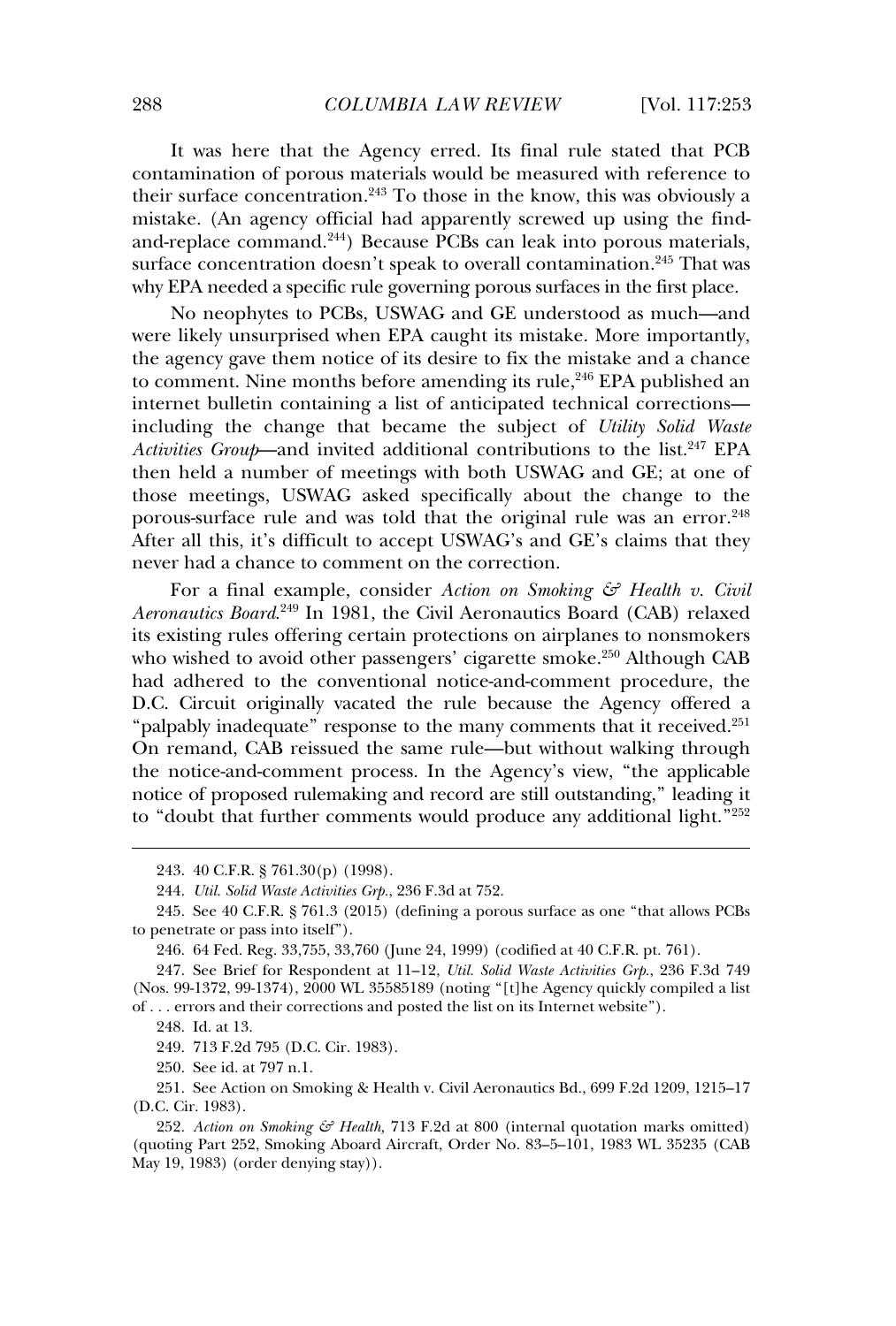It was here that the Agency erred. Its final rule stated that PCB contamination of porous materials would be measured with reference to their surface concentration.[243] To those in the know, this was obviously a mistake. (An agency official had apparently screwed up using the find-and-replace command.[244]) Because PCBs can leak into porous materials, surface concentration doesn't speak to overall contamination.[245] That was why EPA needed a specific rule governing porous surfaces in the first place.

No neophytes to PCBs, USWAG and GE understood as much—and were likely unsurprised when EPA caught its mistake. More importantly, the agency gave them notice of its desire to fix the mistake and a chance to comment. Nine months before amending its rule,[246] EPA published an internet bulletin containing a list of anticipated technical corrections—including the change that became the subject of *Utility Solid Waste Activities Group*—and invited additional contributions to the list.[247] EPA then held a number of meetings with both USWAG and GE; at one of those meetings, USWAG asked specifically about the change to the porous-surface rule and was told that the original rule was an error.[248] After all this, it's difficult to accept USWAG's and GE's claims that they never had a chance to comment on the correction.

For a final example, consider *Action on Smoking & Health v. Civil Aeronautics Board*.[249] In 1981, the Civil Aeronautics Board (CAB) relaxed its existing rules offering certain protections on airplanes to nonsmokers who wished to avoid other passengers' cigarette smoke.[250] Although CAB had adhered to the conventional notice-and-comment procedure, the D.C. Circuit originally vacated the rule because the Agency offered a "palpably inadequate" response to the many comments that it received.[251] On remand, CAB reissued the same rule—but without walking through the notice-and-comment process. In the Agency's view, "the applicable notice of proposed rulemaking and record are still outstanding," leading it to "doubt that further comments would produce any additional light."[252]

---

243. 40 C.F.R. § 761.30(p) (1998).

244. *Util. Solid Waste Activities Grp.*, 236 F.3d at 752.

245. See 40 C.F.R. § 761.3 (2015) (defining a porous surface as one "that allows PCBs to penetrate or pass into itself").

246. 64 Fed. Reg. 33,755, 33,760 (June 24, 1999) (codified at 40 C.F.R. pt. 761).

247. See Brief for Respondent at 11–12, *Util. Solid Waste Activities Grp.*, 236 F.3d 749 (Nos. 99-1372, 99-1374), 2000 WL 35585189 (noting "[t]he Agency quickly compiled a list of . . . errors and their corrections and posted the list on its Internet website").

248. Id. at 13.

249. 713 F.2d 795 (D.C. Cir. 1983).

250. See id. at 797 n.1.

251. See Action on Smoking & Health v. Civil Aeronautics Bd., 699 F.2d 1209, 1215–17 (D.C. Cir. 1983).

252. *Action on Smoking & Health*, 713 F.2d at 800 (internal quotation marks omitted) (quoting Part 252, Smoking Aboard Aircraft, Order No. 83–5–101, 1983 WL 35235 (CAB May 19, 1983) (order denying stay)).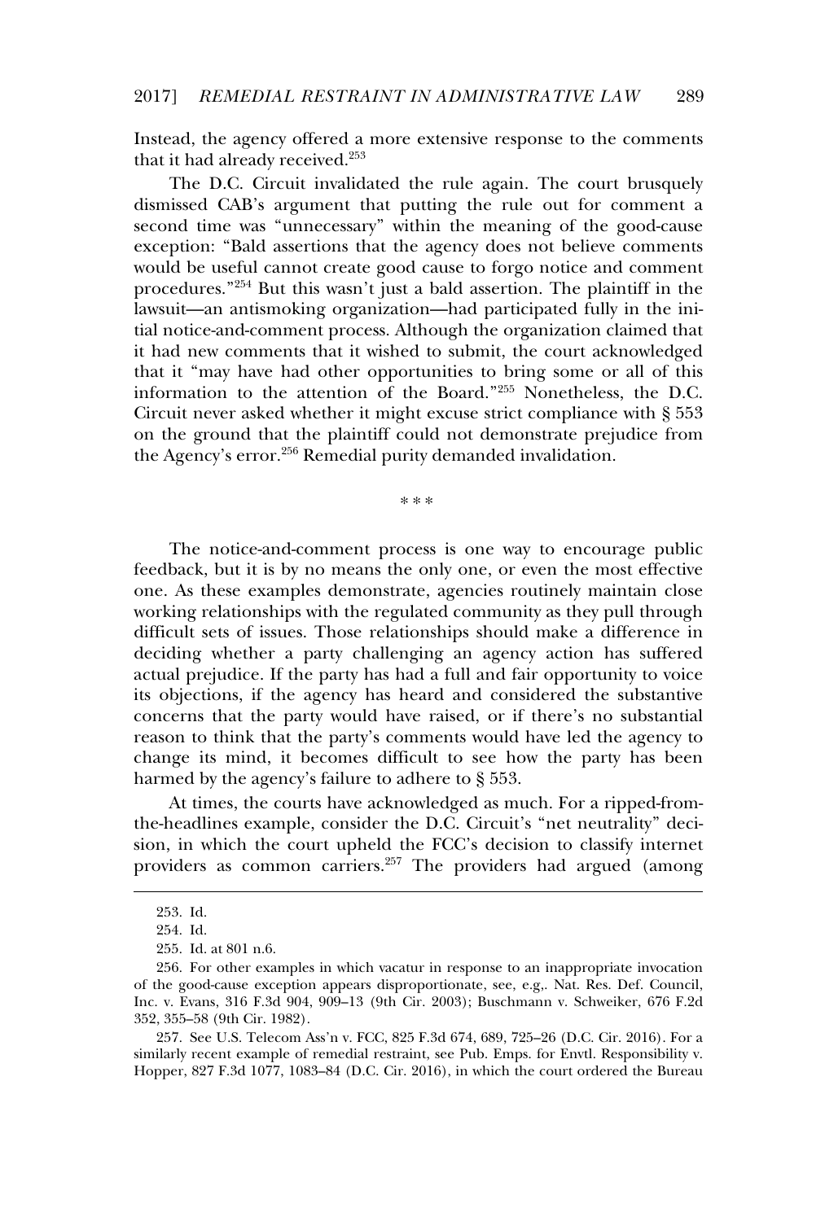Instead, the agency offered a more extensive response to the comments that it had already received.[253]

The D.C. Circuit invalidated the rule again. The court brusquely dismissed CAB's argument that putting the rule out for comment a second time was "unnecessary" within the meaning of the good-cause exception: "Bald assertions that the agency does not believe comments would be useful cannot create good cause to forgo notice and comment procedures."[254] But this wasn't just a bald assertion. The plaintiff in the lawsuit—an antismoking organization—had participated fully in the initial notice-and-comment process. Although the organization claimed that it had new comments that it wished to submit, the court acknowledged that it "may have had other opportunities to bring some or all of this information to the attention of the Board."[255] Nonetheless, the D.C. Circuit never asked whether it might excuse strict compliance with § 553 on the ground that the plaintiff could not demonstrate prejudice from the Agency's error.[256] Remedial purity demanded invalidation.

\* \* \*

The notice-and-comment process is one way to encourage public feedback, but it is by no means the only one, or even the most effective one. As these examples demonstrate, agencies routinely maintain close working relationships with the regulated community as they pull through difficult sets of issues. Those relationships should make a difference in deciding whether a party challenging an agency action has suffered actual prejudice. If the party has had a full and fair opportunity to voice its objections, if the agency has heard and considered the substantive concerns that the party would have raised, or if there's no substantial reason to think that the party's comments would have led the agency to change its mind, it becomes difficult to see how the party has been harmed by the agency's failure to adhere to § 553.

At times, the courts have acknowledged as much. For a ripped-from-the-headlines example, consider the D.C. Circuit's "net neutrality" decision, in which the court upheld the FCC's decision to classify internet providers as common carriers.[257] The providers had argued (among

---

253. Id.

254. Id.

255. Id. at 801 n.6.

256. For other examples in which vacatur in response to an inappropriate invocation of the good-cause exception appears disproportionate, see, e.g,. Nat. Res. Def. Council, Inc. v. Evans, 316 F.3d 904, 909–13 (9th Cir. 2003); Buschmann v. Schweiker, 676 F.2d 352, 355–58 (9th Cir. 1982).

257. See U.S. Telecom Ass'n v. FCC, 825 F.3d 674, 689, 725–26 (D.C. Cir. 2016). For a similarly recent example of remedial restraint, see Pub. Emps. for Envtl. Responsibility v. Hopper, 827 F.3d 1077, 1083–84 (D.C. Cir. 2016), in which the court ordered the Bureau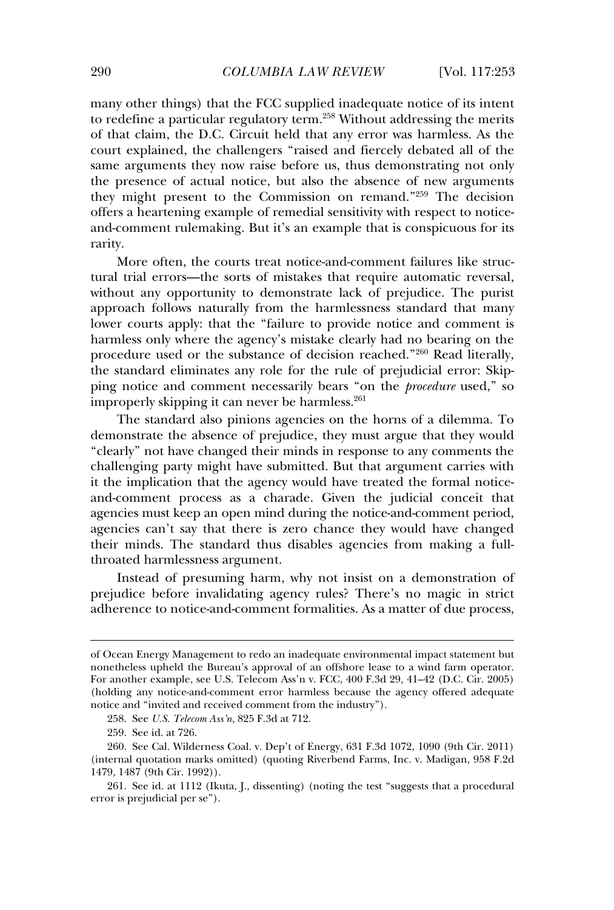many other things) that the FCC supplied inadequate notice of its intent to redefine a particular regulatory term.[258] Without addressing the merits of that claim, the D.C. Circuit held that any error was harmless. As the court explained, the challengers "raised and fiercely debated all of the same arguments they now raise before us, thus demonstrating not only the presence of actual notice, but also the absence of new arguments they might present to the Commission on remand."[259] The decision offers a heartening example of remedial sensitivity with respect to notice-and-comment rulemaking. But it's an example that is conspicuous for its rarity.

More often, the courts treat notice-and-comment failures like structural trial errors—the sorts of mistakes that require automatic reversal, without any opportunity to demonstrate lack of prejudice. The purist approach follows naturally from the harmlessness standard that many lower courts apply: that the "failure to provide notice and comment is harmless only where the agency's mistake clearly had no bearing on the procedure used or the substance of decision reached."[260] Read literally, the standard eliminates any role for the rule of prejudicial error: Skipping notice and comment necessarily bears "on the *procedure* used," so improperly skipping it can never be harmless.[261]

The standard also pinions agencies on the horns of a dilemma. To demonstrate the absence of prejudice, they must argue that they would "clearly" not have changed their minds in response to any comments the challenging party might have submitted. But that argument carries with it the implication that the agency would have treated the formal notice-and-comment process as a charade. Given the judicial conceit that agencies must keep an open mind during the notice-and-comment period, agencies can't say that there is zero chance they would have changed their minds. The standard thus disables agencies from making a full-throated harmlessness argument.

Instead of presuming harm, why not insist on a demonstration of prejudice before invalidating agency rules? There's no magic in strict adherence to notice-and-comment formalities. As a matter of due process,

---

of Ocean Energy Management to redo an inadequate environmental impact statement but nonetheless upheld the Bureau's approval of an offshore lease to a wind farm operator. For another example, see U.S. Telecom Ass'n v. FCC, 400 F.3d 29, 41–42 (D.C. Cir. 2005) (holding any notice-and-comment error harmless because the agency offered adequate notice and "invited and received comment from the industry").

258. See *U.S. Telecom Ass'n*, 825 F.3d at 712.

259. See id. at 726.

260. See Cal. Wilderness Coal. v. Dep't of Energy, 631 F.3d 1072, 1090 (9th Cir. 2011) (internal quotation marks omitted) (quoting Riverbend Farms, Inc. v. Madigan, 958 F.2d 1479, 1487 (9th Cir. 1992)).

261. See id. at 1112 (Ikuta, J., dissenting) (noting the test "suggests that a procedural error is prejudicial per se").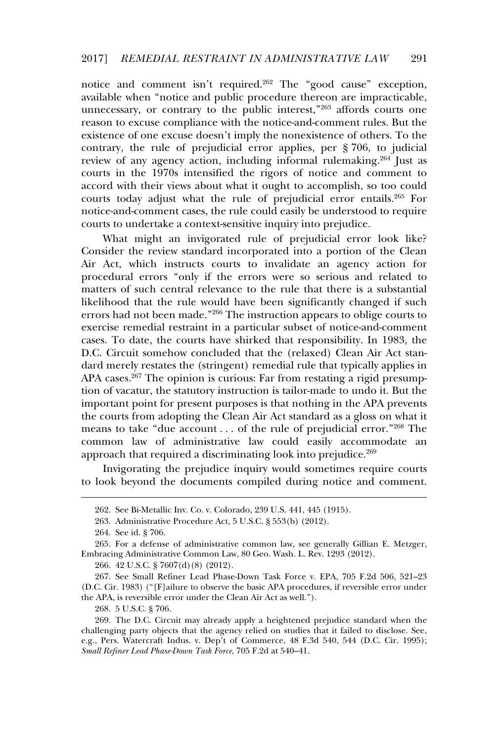notice and comment isn't required.[262] The "good cause" exception, available when "notice and public procedure thereon are impracticable, unnecessary, or contrary to the public interest,"[263] affords courts one reason to excuse compliance with the notice-and-comment rules. But the existence of one excuse doesn't imply the nonexistence of others. To the contrary, the rule of prejudicial error applies, per § 706, to judicial review of any agency action, including informal rulemaking.[264] Just as courts in the 1970s intensified the rigors of notice and comment to accord with their views about what it ought to accomplish, so too could courts today adjust what the rule of prejudicial error entails.[265] For notice-and-comment cases, the rule could easily be understood to require courts to undertake a context-sensitive inquiry into prejudice.

What might an invigorated rule of prejudicial error look like? Consider the review standard incorporated into a portion of the Clean Air Act, which instructs courts to invalidate an agency action for procedural errors "only if the errors were so serious and related to matters of such central relevance to the rule that there is a substantial likelihood that the rule would have been significantly changed if such errors had not been made."[266] The instruction appears to oblige courts to exercise remedial restraint in a particular subset of notice-and-comment cases. To date, the courts have shirked that responsibility. In 1983, the D.C. Circuit somehow concluded that the (relaxed) Clean Air Act standard merely restates the (stringent) remedial rule that typically applies in APA cases.[267] The opinion is curious: Far from restating a rigid presumption of vacatur, the statutory instruction is tailor-made to undo it. But the important point for present purposes is that nothing in the APA prevents the courts from adopting the Clean Air Act standard as a gloss on what it means to take "due account . . . of the rule of prejudicial error."[268] The common law of administrative law could easily accommodate an approach that required a discriminating look into prejudice.[269]

Invigorating the prejudice inquiry would sometimes require courts to look beyond the documents compiled during notice and comment.

---

262. See Bi-Metallic Inv. Co. v. Colorado, 239 U.S. 441, 445 (1915).

263. Administrative Procedure Act, 5 U.S.C. § 553(b) (2012).

264. See id. § 706.

265. For a defense of administrative common law, see generally Gillian E. Metzger, Embracing Administrative Common Law, 80 Geo. Wash. L. Rev. 1293 (2012).

266. 42 U.S.C. § 7607(d)(8) (2012).

267. See Small Refiner Lead Phase-Down Task Force v. EPA, 705 F.2d 506, 521–23 (D.C. Cir. 1983) ("[F]ailure to observe the basic APA procedures, if reversible error under the APA, is reversible error under the Clean Air Act as well.").

268. 5 U.S.C. § 706.

269. The D.C. Circuit may already apply a heightened prejudice standard when the challenging party objects that the agency relied on studies that it failed to disclose. See, e.g., Pers. Watercraft Indus. v. Dep't of Commerce, 48 F.3d 540, 544 (D.C. Cir. 1995); *Small Refiner Lead Phase-Down Task Force*, 705 F.2d at 540–41.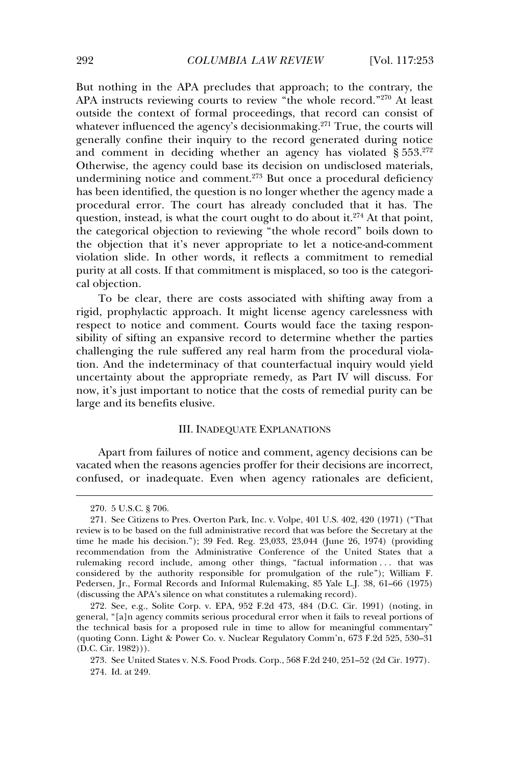But nothing in the APA precludes that approach; to the contrary, the APA instructs reviewing courts to review "the whole record."[270] At least outside the context of formal proceedings, that record can consist of whatever influenced the agency's decisionmaking.[271] True, the courts will generally confine their inquiry to the record generated during notice and comment in deciding whether an agency has violated § 553.[272] Otherwise, the agency could base its decision on undisclosed materials, undermining notice and comment.[273] But once a procedural deficiency has been identified, the question is no longer whether the agency made a procedural error. The court has already concluded that it has. The question, instead, is what the court ought to do about it.[274] At that point, the categorical objection to reviewing "the whole record" boils down to the objection that it's never appropriate to let a notice-and-comment violation slide. In other words, it reflects a commitment to remedial purity at all costs. If that commitment is misplaced, so too is the categorical objection.

To be clear, there are costs associated with shifting away from a rigid, prophylactic approach. It might license agency carelessness with respect to notice and comment. Courts would face the taxing responsibility of sifting an expansive record to determine whether the parties challenging the rule suffered any real harm from the procedural violation. And the indeterminacy of that counterfactual inquiry would yield uncertainty about the appropriate remedy, as Part IV will discuss. For now, it's just important to notice that the costs of remedial purity can be large and its benefits elusive.

## III. INADEQUATE EXPLANATIONS

Apart from failures of notice and comment, agency decisions can be vacated when the reasons agencies proffer for their decisions are incorrect, confused, or inadequate. Even when agency rationales are deficient,

---

270. 5 U.S.C. § 706.

271. See Citizens to Pres. Overton Park, Inc. v. Volpe, 401 U.S. 402, 420 (1971) ("That review is to be based on the full administrative record that was before the Secretary at the time he made his decision."); 39 Fed. Reg. 23,033, 23,044 (June 26, 1974) (providing recommendation from the Administrative Conference of the United States that a rulemaking record include, among other things, "factual information . . . that was considered by the authority responsible for promulgation of the rule"); William F. Pedersen, Jr., Formal Records and Informal Rulemaking, 85 Yale L.J. 38, 61–66 (1975) (discussing the APA's silence on what constitutes a rulemaking record).

272. See, e.g., Solite Corp. v. EPA, 952 F.2d 473, 484 (D.C. Cir. 1991) (noting, in general, "[a]n agency commits serious procedural error when it fails to reveal portions of the technical basis for a proposed rule in time to allow for meaningful commentary" (quoting Conn. Light & Power Co. v. Nuclear Regulatory Comm'n, 673 F.2d 525, 530–31 (D.C. Cir. 1982))).

273. See United States v. N.S. Food Prods. Corp., 568 F.2d 240, 251–52 (2d Cir. 1977).

274. Id. at 249.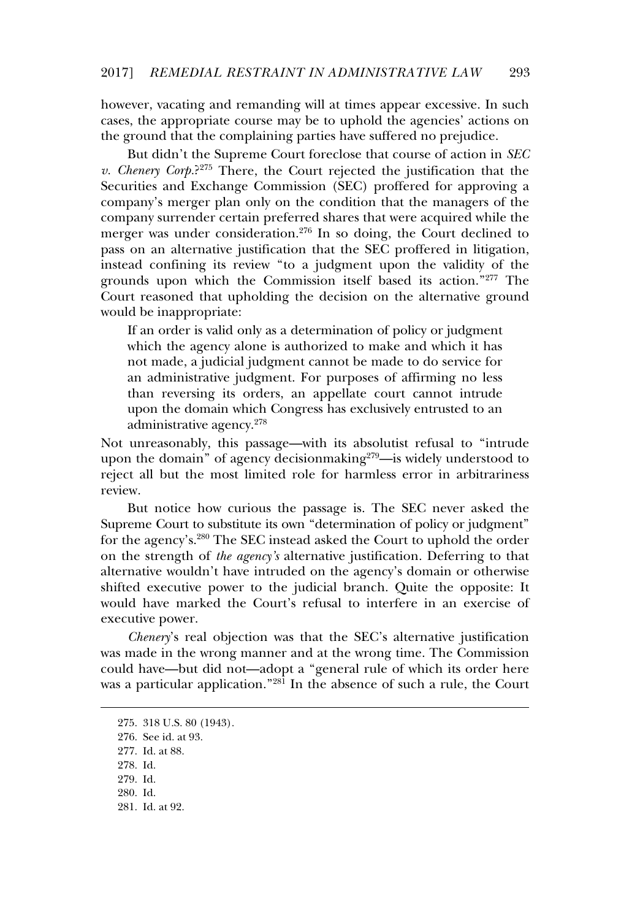however, vacating and remanding will at times appear excessive. In such cases, the appropriate course may be to uphold the agencies' actions on the ground that the complaining parties have suffered no prejudice.

But didn't the Supreme Court foreclose that course of action in *SEC v. Chenery Corp.*?[275] There, the Court rejected the justification that the Securities and Exchange Commission (SEC) proffered for approving a company's merger plan only on the condition that the managers of the company surrender certain preferred shares that were acquired while the merger was under consideration.[276] In so doing, the Court declined to pass on an alternative justification that the SEC proffered in litigation, instead confining its review "to a judgment upon the validity of the grounds upon which the Commission itself based its action."[277] The Court reasoned that upholding the decision on the alternative ground would be inappropriate:

> If an order is valid only as a determination of policy or judgment which the agency alone is authorized to make and which it has not made, a judicial judgment cannot be made to do service for an administrative judgment. For purposes of affirming no less than reversing its orders, an appellate court cannot intrude upon the domain which Congress has exclusively entrusted to an administrative agency.[278]

Not unreasonably, this passage—with its absolutist refusal to "intrude upon the domain" of agency decisionmaking[279]—is widely understood to reject all but the most limited role for harmless error in arbitrariness review.

But notice how curious the passage is. The SEC never asked the Supreme Court to substitute its own "determination of policy or judgment" for the agency's.[280] The SEC instead asked the Court to uphold the order on the strength of *the agency's* alternative justification. Deferring to that alternative wouldn't have intruded on the agency's domain or otherwise shifted executive power to the judicial branch. Quite the opposite: It would have marked the Court's refusal to interfere in an exercise of executive power.

*Chenery*'s real objection was that the SEC's alternative justification was made in the wrong manner and at the wrong time. The Commission could have—but did not—adopt a "general rule of which its order here was a particular application."[281] In the absence of such a rule, the Court

---

275. 318 U.S. 80 (1943).

276. See id. at 93.

277. Id. at 88.

278. Id.

279. Id.

280. Id.

281. Id. at 92.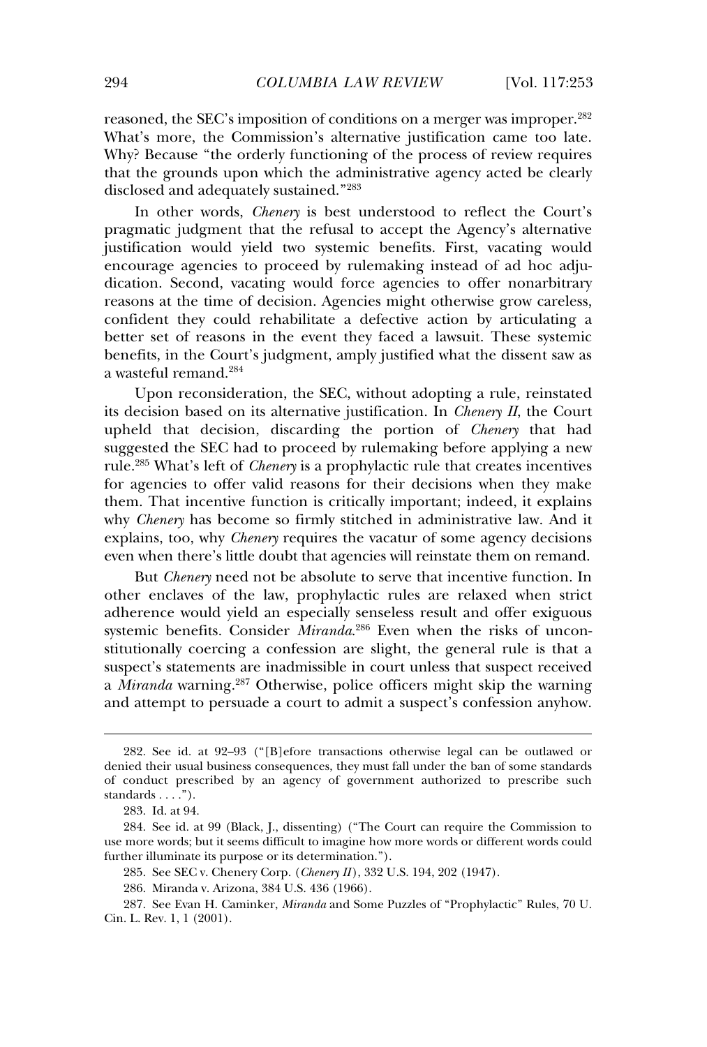reasoned, the SEC's imposition of conditions on a merger was improper.[282] What's more, the Commission's alternative justification came too late. Why? Because "the orderly functioning of the process of review requires that the grounds upon which the administrative agency acted be clearly disclosed and adequately sustained."[283]

In other words, *Chenery* is best understood to reflect the Court's pragmatic judgment that the refusal to accept the Agency's alternative justification would yield two systemic benefits. First, vacating would encourage agencies to proceed by rulemaking instead of ad hoc adjudication. Second, vacating would force agencies to offer nonarbitrary reasons at the time of decision. Agencies might otherwise grow careless, confident they could rehabilitate a defective action by articulating a better set of reasons in the event they faced a lawsuit. These systemic benefits, in the Court's judgment, amply justified what the dissent saw as a wasteful remand.[284]

Upon reconsideration, the SEC, without adopting a rule, reinstated its decision based on its alternative justification. In *Chenery II*, the Court upheld that decision, discarding the portion of *Chenery* that had suggested the SEC had to proceed by rulemaking before applying a new rule.[285] What's left of *Chenery* is a prophylactic rule that creates incentives for agencies to offer valid reasons for their decisions when they make them. That incentive function is critically important; indeed, it explains why *Chenery* has become so firmly stitched in administrative law. And it explains, too, why *Chenery* requires the vacatur of some agency decisions even when there's little doubt that agencies will reinstate them on remand.

But *Chenery* need not be absolute to serve that incentive function. In other enclaves of the law, prophylactic rules are relaxed when strict adherence would yield an especially senseless result and offer exiguous systemic benefits. Consider *Miranda*.[286] Even when the risks of unconstitutionally coercing a confession are slight, the general rule is that a suspect's statements are inadmissible in court unless that suspect received a *Miranda* warning.[287] Otherwise, police officers might skip the warning and attempt to persuade a court to admit a suspect's confession anyhow.

---

282. See id. at 92–93 ("[B]efore transactions otherwise legal can be outlawed or denied their usual business consequences, they must fall under the ban of some standards of conduct prescribed by an agency of government authorized to prescribe such standards . . . .").

283. Id. at 94.

284. See id. at 99 (Black, J., dissenting) ("The Court can require the Commission to use more words; but it seems difficult to imagine how more words or different words could further illuminate its purpose or its determination.").

285. See SEC v. Chenery Corp. (*Chenery II*), 332 U.S. 194, 202 (1947).

286. Miranda v. Arizona, 384 U.S. 436 (1966).

287. See Evan H. Caminker, *Miranda* and Some Puzzles of "Prophylactic" Rules, 70 U. Cin. L. Rev. 1, 1 (2001).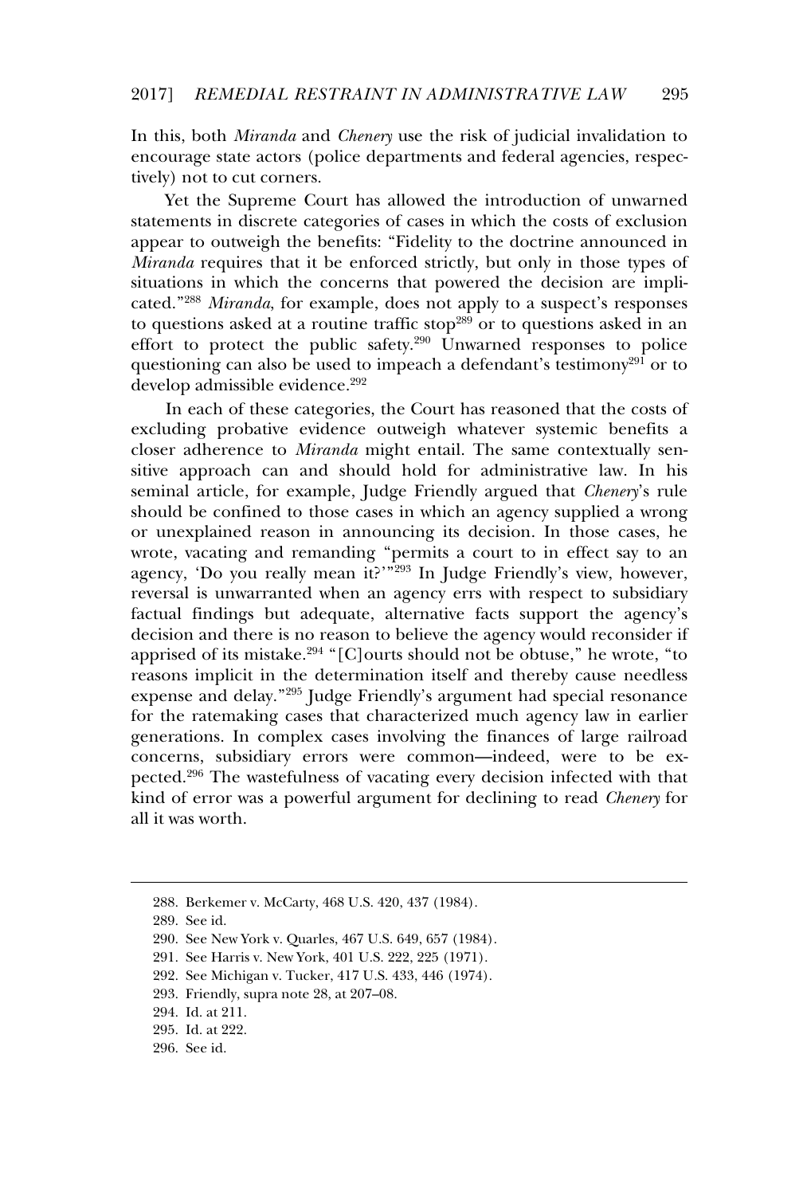In this, both *Miranda* and *Chenery* use the risk of judicial invalidation to encourage state actors (police departments and federal agencies, respectively) not to cut corners.

Yet the Supreme Court has allowed the introduction of unwarned statements in discrete categories of cases in which the costs of exclusion appear to outweigh the benefits: "Fidelity to the doctrine announced in *Miranda* requires that it be enforced strictly, but only in those types of situations in which the concerns that powered the decision are implicated."[288] *Miranda*, for example, does not apply to a suspect's responses to questions asked at a routine traffic stop[289] or to questions asked in an effort to protect the public safety.[290] Unwarned responses to police questioning can also be used to impeach a defendant's testimony[291] or to develop admissible evidence.[292]

In each of these categories, the Court has reasoned that the costs of excluding probative evidence outweigh whatever systemic benefits a closer adherence to *Miranda* might entail. The same contextually sensitive approach can and should hold for administrative law. In his seminal article, for example, Judge Friendly argued that *Chenery*'s rule should be confined to those cases in which an agency supplied a wrong or unexplained reason in announcing its decision. In those cases, he wrote, vacating and remanding "permits a court to in effect say to an agency, 'Do you really mean it?'"[293] In Judge Friendly's view, however, reversal is unwarranted when an agency errs with respect to subsidiary factual findings but adequate, alternative facts support the agency's decision and there is no reason to believe the agency would reconsider if apprised of its mistake.[294] "[C]ourts should not be obtuse," he wrote, "to reasons implicit in the determination itself and thereby cause needless expense and delay."[295] Judge Friendly's argument had special resonance for the ratemaking cases that characterized much agency law in earlier generations. In complex cases involving the finances of large railroad concerns, subsidiary errors were common—indeed, were to be expected.[296] The wastefulness of vacating every decision infected with that kind of error was a powerful argument for declining to read *Chenery* for all it was worth.

---

288. Berkemer v. McCarty, 468 U.S. 420, 437 (1984).

289. See id.

290. See New York v. Quarles, 467 U.S. 649, 657 (1984).

291. See Harris v. New York, 401 U.S. 222, 225 (1971).

292. See Michigan v. Tucker, 417 U.S. 433, 446 (1974).

293. Friendly, supra note 28, at 207–08.

294. Id. at 211.

295. Id. at 222.

296. See id.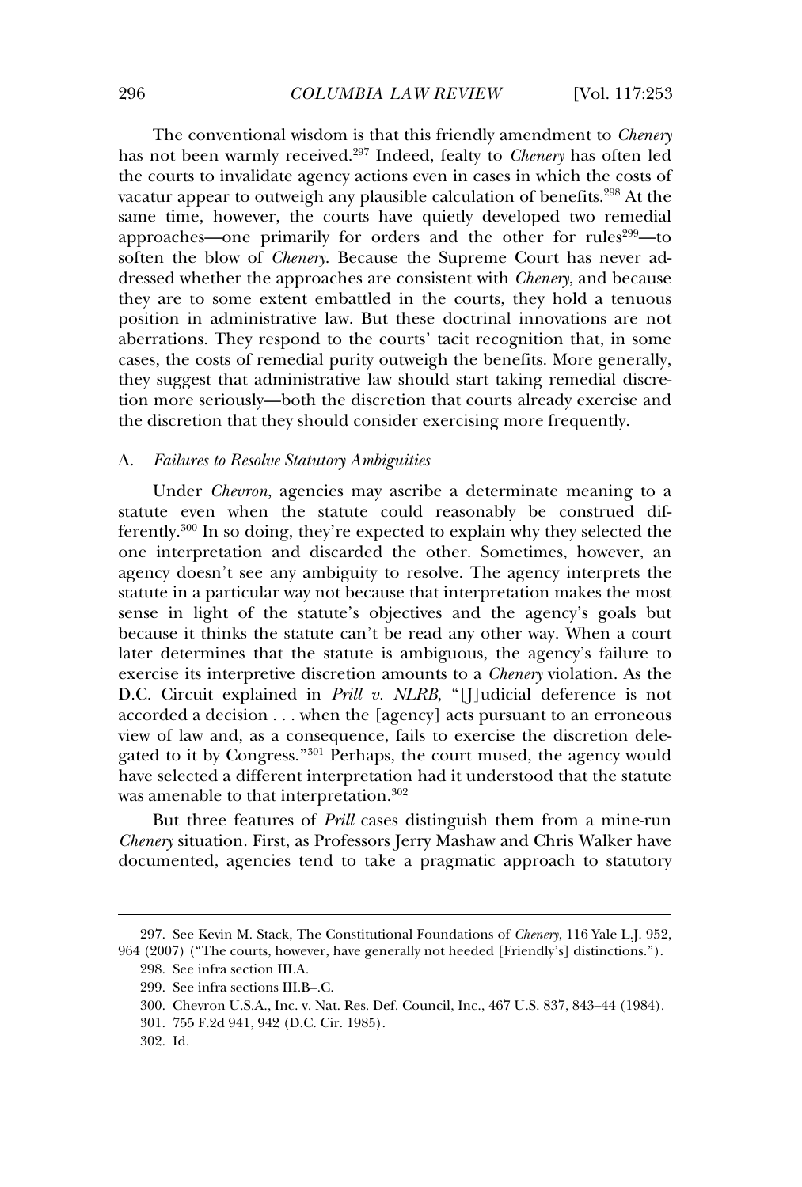The conventional wisdom is that this friendly amendment to *Chenery* has not been warmly received.[297] Indeed, fealty to *Chenery* has often led the courts to invalidate agency actions even in cases in which the costs of vacatur appear to outweigh any plausible calculation of benefits.[298] At the same time, however, the courts have quietly developed two remedial approaches—one primarily for orders and the other for rules[299]—to soften the blow of *Chenery*. Because the Supreme Court has never addressed whether the approaches are consistent with *Chenery*, and because they are to some extent embattled in the courts, they hold a tenuous position in administrative law. But these doctrinal innovations are not aberrations. They respond to the courts' tacit recognition that, in some cases, the costs of remedial purity outweigh the benefits. More generally, they suggest that administrative law should start taking remedial discretion more seriously—both the discretion that courts already exercise and the discretion that they should consider exercising more frequently.

### A. *Failures to Resolve Statutory Ambiguities*

Under *Chevron*, agencies may ascribe a determinate meaning to a statute even when the statute could reasonably be construed differently.[300] In so doing, they're expected to explain why they selected the one interpretation and discarded the other. Sometimes, however, an agency doesn't see any ambiguity to resolve. The agency interprets the statute in a particular way not because that interpretation makes the most sense in light of the statute's objectives and the agency's goals but because it thinks the statute can't be read any other way. When a court later determines that the statute is ambiguous, the agency's failure to exercise its interpretive discretion amounts to a *Chenery* violation. As the D.C. Circuit explained in *Prill v. NLRB*, "[J]udicial deference is not accorded a decision . . . when the [agency] acts pursuant to an erroneous view of law and, as a consequence, fails to exercise the discretion delegated to it by Congress."[301] Perhaps, the court mused, the agency would have selected a different interpretation had it understood that the statute was amenable to that interpretation.[302]

But three features of *Prill* cases distinguish them from a mine-run *Chenery* situation. First, as Professors Jerry Mashaw and Chris Walker have documented, agencies tend to take a pragmatic approach to statutory

---

297. See Kevin M. Stack, The Constitutional Foundations of *Chenery*, 116 Yale L.J. 952, 964 (2007) ("The courts, however, have generally not heeded [Friendly's] distinctions.").

298. See infra section III.A.

299. See infra sections III.B–.C.

300. Chevron U.S.A., Inc. v. Nat. Res. Def. Council, Inc., 467 U.S. 837, 843–44 (1984).

301. 755 F.2d 941, 942 (D.C. Cir. 1985).

302. Id.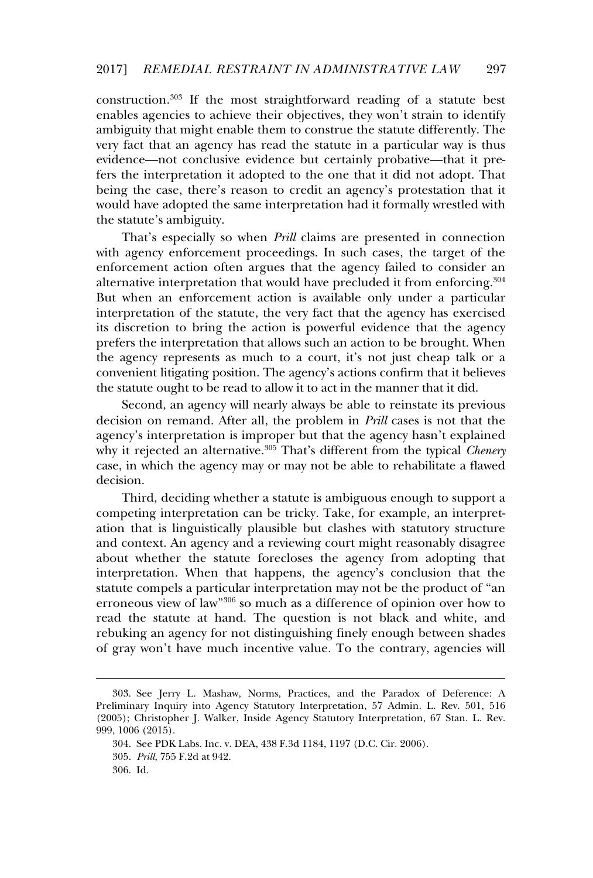construction.[303] If the most straightforward reading of a statute best enables agencies to achieve their objectives, they won't strain to identify ambiguity that might enable them to construe the statute differently. The very fact that an agency has read the statute in a particular way is thus evidence—not conclusive evidence but certainly probative—that it prefers the interpretation it adopted to the one that it did not adopt. That being the case, there's reason to credit an agency's protestation that it would have adopted the same interpretation had it formally wrestled with the statute's ambiguity.

That's especially so when *Prill* claims are presented in connection with agency enforcement proceedings. In such cases, the target of the enforcement action often argues that the agency failed to consider an alternative interpretation that would have precluded it from enforcing.[304] But when an enforcement action is available only under a particular interpretation of the statute, the very fact that the agency has exercised its discretion to bring the action is powerful evidence that the agency prefers the interpretation that allows such an action to be brought. When the agency represents as much to a court, it's not just cheap talk or a convenient litigating position. The agency's actions confirm that it believes the statute ought to be read to allow it to act in the manner that it did.

Second, an agency will nearly always be able to reinstate its previous decision on remand. After all, the problem in *Prill* cases is not that the agency's interpretation is improper but that the agency hasn't explained why it rejected an alternative.[305] That's different from the typical *Chenery* case, in which the agency may or may not be able to rehabilitate a flawed decision.

Third, deciding whether a statute is ambiguous enough to support a competing interpretation can be tricky. Take, for example, an interpretation that is linguistically plausible but clashes with statutory structure and context. An agency and a reviewing court might reasonably disagree about whether the statute forecloses the agency from adopting that interpretation. When that happens, the agency's conclusion that the statute compels a particular interpretation may not be the product of "an erroneous view of law"[306] so much as a difference of opinion over how to read the statute at hand. The question is not black and white, and rebuking an agency for not distinguishing finely enough between shades of gray won't have much incentive value. To the contrary, agencies will

---

303. See Jerry L. Mashaw, Norms, Practices, and the Paradox of Deference: A Preliminary Inquiry into Agency Statutory Interpretation, 57 Admin. L. Rev. 501, 516 (2005); Christopher J. Walker, Inside Agency Statutory Interpretation, 67 Stan. L. Rev. 999, 1006 (2015).

304. See PDK Labs. Inc. v. DEA, 438 F.3d 1184, 1197 (D.C. Cir. 2006).

305. *Prill*, 755 F.2d at 942.

306. Id.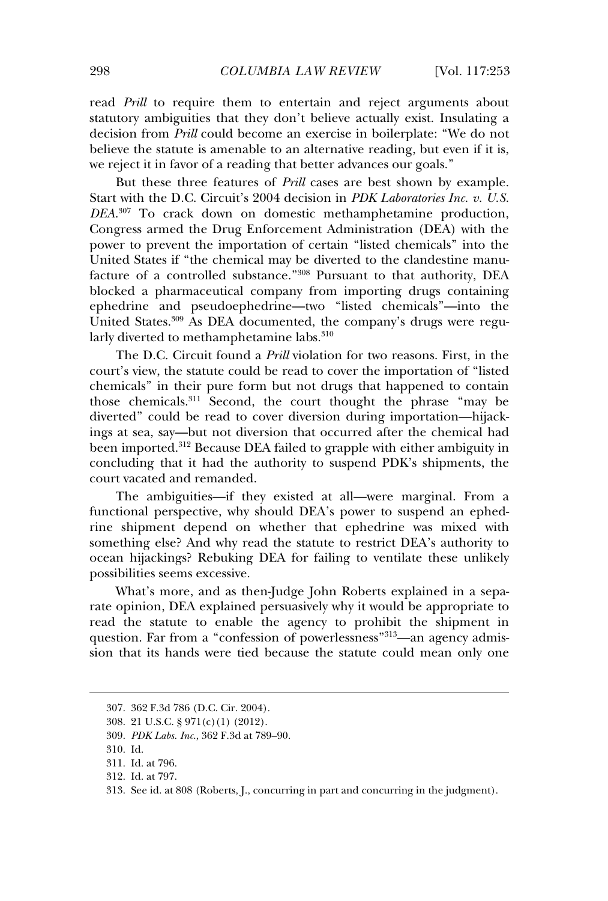read *Prill* to require them to entertain and reject arguments about statutory ambiguities that they don't believe actually exist. Insulating a decision from *Prill* could become an exercise in boilerplate: "We do not believe the statute is amenable to an alternative reading, but even if it is, we reject it in favor of a reading that better advances our goals."

But these three features of *Prill* cases are best shown by example. Start with the D.C. Circuit's 2004 decision in *PDK Laboratories Inc. v. U.S. DEA*.[307] To crack down on domestic methamphetamine production, Congress armed the Drug Enforcement Administration (DEA) with the power to prevent the importation of certain "listed chemicals" into the United States if "the chemical may be diverted to the clandestine manufacture of a controlled substance."[308] Pursuant to that authority, DEA blocked a pharmaceutical company from importing drugs containing ephedrine and pseudoephedrine—two "listed chemicals"—into the United States.[309] As DEA documented, the company's drugs were regularly diverted to methamphetamine labs.[310]

The D.C. Circuit found a *Prill* violation for two reasons. First, in the court's view, the statute could be read to cover the importation of "listed chemicals" in their pure form but not drugs that happened to contain those chemicals.[311] Second, the court thought the phrase "may be diverted" could be read to cover diversion during importation—hijackings at sea, say—but not diversion that occurred after the chemical had been imported.[312] Because DEA failed to grapple with either ambiguity in concluding that it had the authority to suspend PDK's shipments, the court vacated and remanded.

The ambiguities—if they existed at all—were marginal. From a functional perspective, why should DEA's power to suspend an ephedrine shipment depend on whether that ephedrine was mixed with something else? And why read the statute to restrict DEA's authority to ocean hijackings? Rebuking DEA for failing to ventilate these unlikely possibilities seems excessive.

What's more, and as then-Judge John Roberts explained in a separate opinion, DEA explained persuasively why it would be appropriate to read the statute to enable the agency to prohibit the shipment in question. Far from a "confession of powerlessness"[313]—an agency admission that its hands were tied because the statute could mean only one

307. 362 F.3d 786 (D.C. Cir. 2004).

308. 21 U.S.C. § 971(c)(1) (2012).

309. *PDK Labs. Inc.*, 362 F.3d at 789–90.

310. Id.

311. Id. at 796.

312. Id. at 797.

313. See id. at 808 (Roberts, J., concurring in part and concurring in the judgment).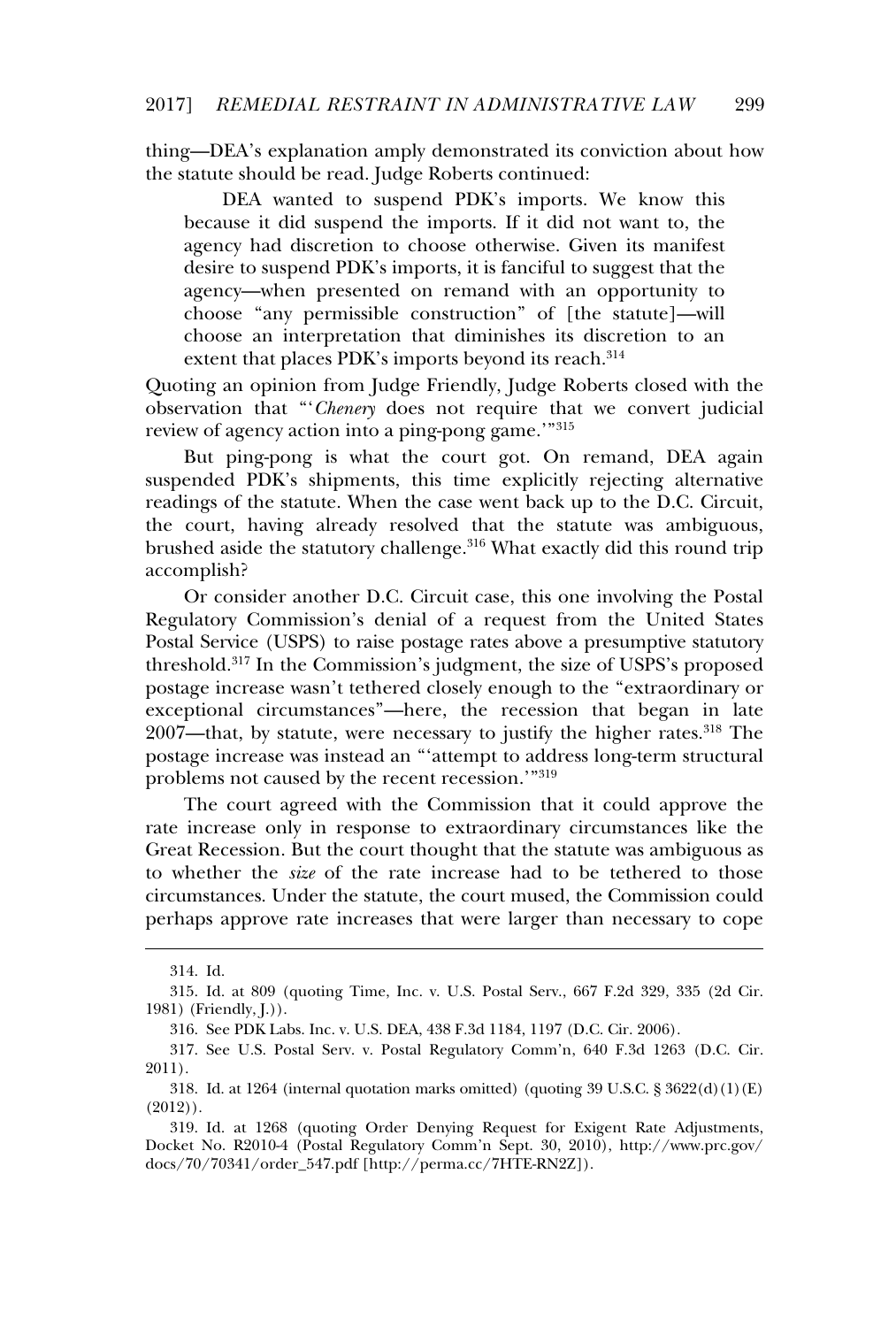thing—DEA's explanation amply demonstrated its conviction about how the statute should be read. Judge Roberts continued:

> DEA wanted to suspend PDK's imports. We know this because it did suspend the imports. If it did not want to, the agency had discretion to choose otherwise. Given its manifest desire to suspend PDK's imports, it is fanciful to suggest that the agency—when presented on remand with an opportunity to choose "any permissible construction" of [the statute]—will choose an interpretation that diminishes its discretion to an extent that places PDK's imports beyond its reach.[314]

Quoting an opinion from Judge Friendly, Judge Roberts closed with the observation that "'*Chenery* does not require that we convert judicial review of agency action into a ping-pong game.'"[315]

But ping-pong is what the court got. On remand, DEA again suspended PDK's shipments, this time explicitly rejecting alternative readings of the statute. When the case went back up to the D.C. Circuit, the court, having already resolved that the statute was ambiguous, brushed aside the statutory challenge.[316] What exactly did this round trip accomplish?

Or consider another D.C. Circuit case, this one involving the Postal Regulatory Commission's denial of a request from the United States Postal Service (USPS) to raise postage rates above a presumptive statutory threshold.[317] In the Commission's judgment, the size of USPS's proposed postage increase wasn't tethered closely enough to the "extraordinary or exceptional circumstances"—here, the recession that began in late 2007—that, by statute, were necessary to justify the higher rates.[318] The postage increase was instead an "'attempt to address long-term structural problems not caused by the recent recession.'"[319]

The court agreed with the Commission that it could approve the rate increase only in response to extraordinary circumstances like the Great Recession. But the court thought that the statute was ambiguous as to whether the *size* of the rate increase had to be tethered to those circumstances. Under the statute, the court mused, the Commission could perhaps approve rate increases that were larger than necessary to cope

---

314. Id.

315. Id. at 809 (quoting Time, Inc. v. U.S. Postal Serv., 667 F.2d 329, 335 (2d Cir. 1981) (Friendly, J.)).

316. See PDK Labs. Inc. v. U.S. DEA, 438 F.3d 1184, 1197 (D.C. Cir. 2006).

317. See U.S. Postal Serv. v. Postal Regulatory Comm'n, 640 F.3d 1263 (D.C. Cir. 2011).

318. Id. at 1264 (internal quotation marks omitted) (quoting 39 U.S.C. § 3622(d)(1)(E) (2012)).

319. Id. at 1268 (quoting Order Denying Request for Exigent Rate Adjustments, Docket No. R2010-4 (Postal Regulatory Comm'n Sept. 30, 2010), http://www.prc.gov/docs/70/70341/order_547.pdf [http://perma.cc/7HTE-RN2Z]).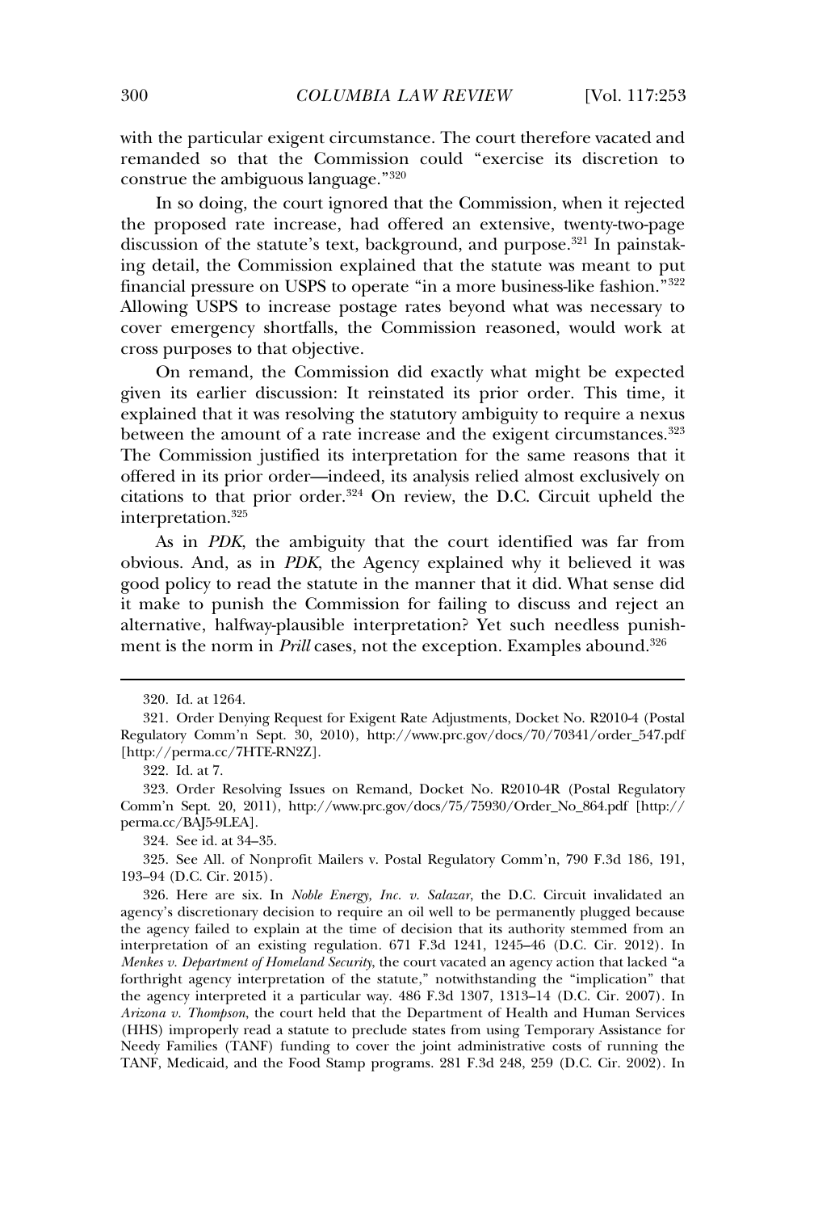with the particular exigent circumstance. The court therefore vacated and remanded so that the Commission could "exercise its discretion to construe the ambiguous language."[320]

In so doing, the court ignored that the Commission, when it rejected the proposed rate increase, had offered an extensive, twenty-two-page discussion of the statute's text, background, and purpose.[321] In painstaking detail, the Commission explained that the statute was meant to put financial pressure on USPS to operate "in a more business-like fashion."[322] Allowing USPS to increase postage rates beyond what was necessary to cover emergency shortfalls, the Commission reasoned, would work at cross purposes to that objective.

On remand, the Commission did exactly what might be expected given its earlier discussion: It reinstated its prior order. This time, it explained that it was resolving the statutory ambiguity to require a nexus between the amount of a rate increase and the exigent circumstances.[323] The Commission justified its interpretation for the same reasons that it offered in its prior order—indeed, its analysis relied almost exclusively on citations to that prior order.[324] On review, the D.C. Circuit upheld the interpretation.[325]

As in *PDK*, the ambiguity that the court identified was far from obvious. And, as in *PDK*, the Agency explained why it believed it was good policy to read the statute in the manner that it did. What sense did it make to punish the Commission for failing to discuss and reject an alternative, halfway-plausible interpretation? Yet such needless punishment is the norm in *Prill* cases, not the exception. Examples abound.[326]

---

320. Id. at 1264.

321. Order Denying Request for Exigent Rate Adjustments, Docket No. R2010-4 (Postal Regulatory Comm'n Sept. 30, 2010), http://www.prc.gov/docs/70/70341/order_547.pdf [http://perma.cc/7HTE-RN2Z].

322. Id. at 7.

323. Order Resolving Issues on Remand, Docket No. R2010-4R (Postal Regulatory Comm'n Sept. 20, 2011), http://www.prc.gov/docs/75/75930/Order_No_864.pdf [http://perma.cc/BAJ5-9LEA].

324. See id. at 34–35.

325. See All. of Nonprofit Mailers v. Postal Regulatory Comm'n, 790 F.3d 186, 191, 193–94 (D.C. Cir. 2015).

326. Here are six. In *Noble Energy, Inc. v. Salazar*, the D.C. Circuit invalidated an agency's discretionary decision to require an oil well to be permanently plugged because the agency failed to explain at the time of decision that its authority stemmed from an interpretation of an existing regulation. 671 F.3d 1241, 1245–46 (D.C. Cir. 2012). In *Menkes v. Department of Homeland Security*, the court vacated an agency action that lacked "a forthright agency interpretation of the statute," notwithstanding the "implication" that the agency interpreted it a particular way. 486 F.3d 1307, 1313–14 (D.C. Cir. 2007). In *Arizona v. Thompson*, the court held that the Department of Health and Human Services (HHS) improperly read a statute to preclude states from using Temporary Assistance for Needy Families (TANF) funding to cover the joint administrative costs of running the TANF, Medicaid, and the Food Stamp programs. 281 F.3d 248, 259 (D.C. Cir. 2002). In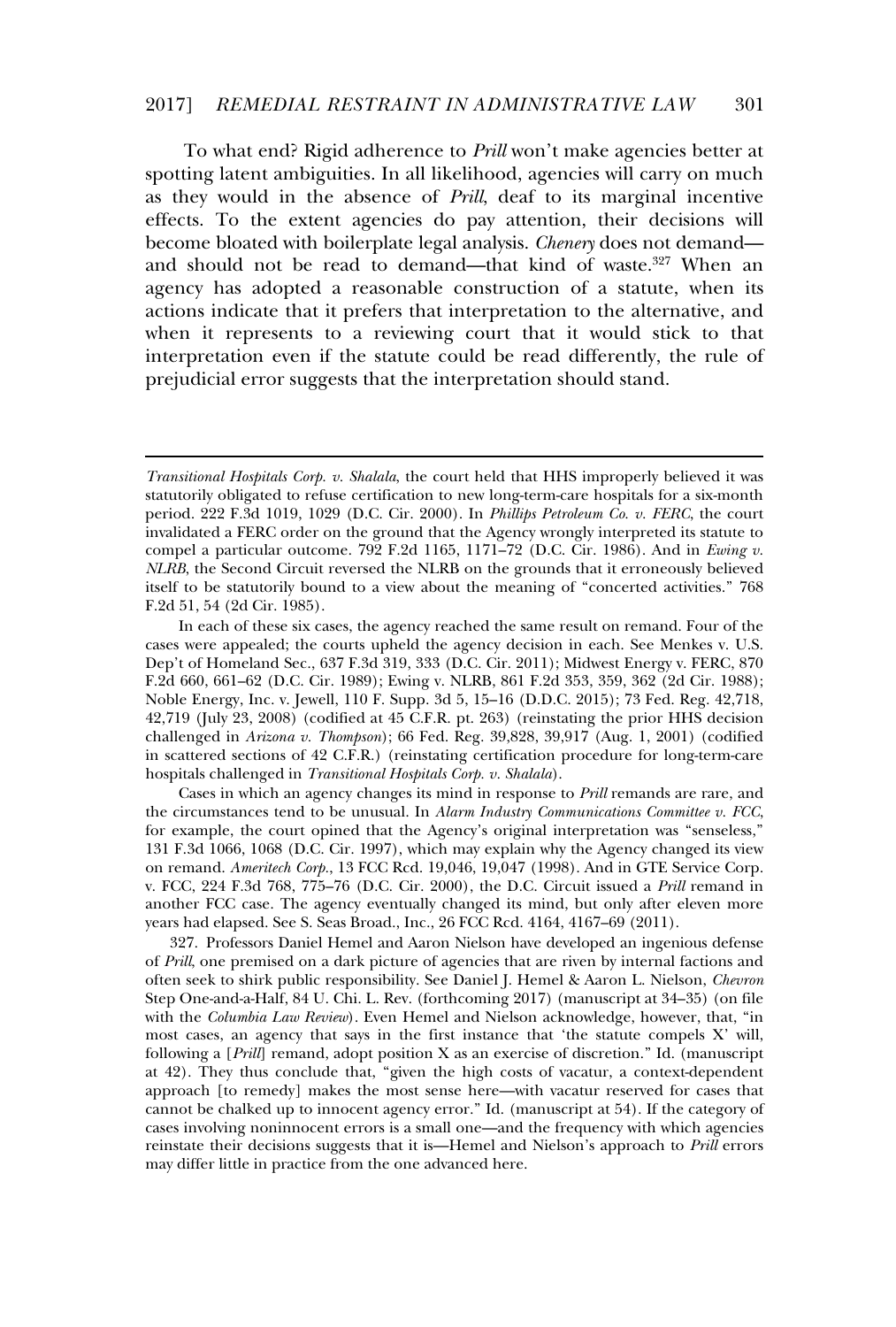To what end? Rigid adherence to *Prill* won't make agencies better at spotting latent ambiguities. In all likelihood, agencies will carry on much as they would in the absence of *Prill*, deaf to its marginal incentive effects. To the extent agencies do pay attention, their decisions will become bloated with boilerplate legal analysis. *Chenery* does not demand—and should not be read to demand—that kind of waste.[327] When an agency has adopted a reasonable construction of a statute, when its actions indicate that it prefers that interpretation to the alternative, and when it represents to a reviewing court that it would stick to that interpretation even if the statute could be read differently, the rule of prejudicial error suggests that the interpretation should stand.

---

*Transitional Hospitals Corp. v. Shalala*, the court held that HHS improperly believed it was statutorily obligated to refuse certification to new long-term-care hospitals for a six-month period. 222 F.3d 1019, 1029 (D.C. Cir. 2000). In *Phillips Petroleum Co. v. FERC*, the court invalidated a FERC order on the ground that the Agency wrongly interpreted its statute to compel a particular outcome. 792 F.2d 1165, 1171–72 (D.C. Cir. 1986). And in *Ewing v. NLRB*, the Second Circuit reversed the NLRB on the grounds that it erroneously believed itself to be statutorily bound to a view about the meaning of "concerted activities." 768 F.2d 51, 54 (2d Cir. 1985).

In each of these six cases, the agency reached the same result on remand. Four of the cases were appealed; the courts upheld the agency decision in each. See Menkes v. U.S. Dep't of Homeland Sec., 637 F.3d 319, 333 (D.C. Cir. 2011); Midwest Energy v. FERC, 870 F.2d 660, 661–62 (D.C. Cir. 1989); Ewing v. NLRB, 861 F.2d 353, 359, 362 (2d Cir. 1988); Noble Energy, Inc. v. Jewell, 110 F. Supp. 3d 5, 15–16 (D.D.C. 2015); 73 Fed. Reg. 42,718, 42,719 (July 23, 2008) (codified at 45 C.F.R. pt. 263) (reinstating the prior HHS decision challenged in *Arizona v. Thompson*); 66 Fed. Reg. 39,828, 39,917 (Aug. 1, 2001) (codified in scattered sections of 42 C.F.R.) (reinstating certification procedure for long-term-care hospitals challenged in *Transitional Hospitals Corp. v. Shalala*).

Cases in which an agency changes its mind in response to *Prill* remands are rare, and the circumstances tend to be unusual. In *Alarm Industry Communications Committee v. FCC*, for example, the court opined that the Agency's original interpretation was "senseless," 131 F.3d 1066, 1068 (D.C. Cir. 1997), which may explain why the Agency changed its view on remand. *Ameritech Corp.*, 13 FCC Rcd. 19,046, 19,047 (1998). And in GTE Service Corp. v. FCC, 224 F.3d 768, 775–76 (D.C. Cir. 2000), the D.C. Circuit issued a *Prill* remand in another FCC case. The agency eventually changed its mind, but only after eleven more years had elapsed. See S. Seas Broad., Inc., 26 FCC Rcd. 4164, 4167–69 (2011).

327. Professors Daniel Hemel and Aaron Nielson have developed an ingenious defense of *Prill*, one premised on a dark picture of agencies that are riven by internal factions and often seek to shirk public responsibility. See Daniel J. Hemel & Aaron L. Nielson, *Chevron* Step One-and-a-Half, 84 U. Chi. L. Rev. (forthcoming 2017) (manuscript at 34–35) (on file with the *Columbia Law Review*). Even Hemel and Nielson acknowledge, however, that, "in most cases, an agency that says in the first instance that 'the statute compels X' will, following a [*Prill*] remand, adopt position X as an exercise of discretion." Id. (manuscript at 42). They thus conclude that, "given the high costs of vacatur, a context-dependent approach [to remedy] makes the most sense here—with vacatur reserved for cases that cannot be chalked up to innocent agency error." Id. (manuscript at 54). If the category of cases involving noninnocent errors is a small one—and the frequency with which agencies reinstate their decisions suggests that it is—Hemel and Nielson's approach to *Prill* errors may differ little in practice from the one advanced here.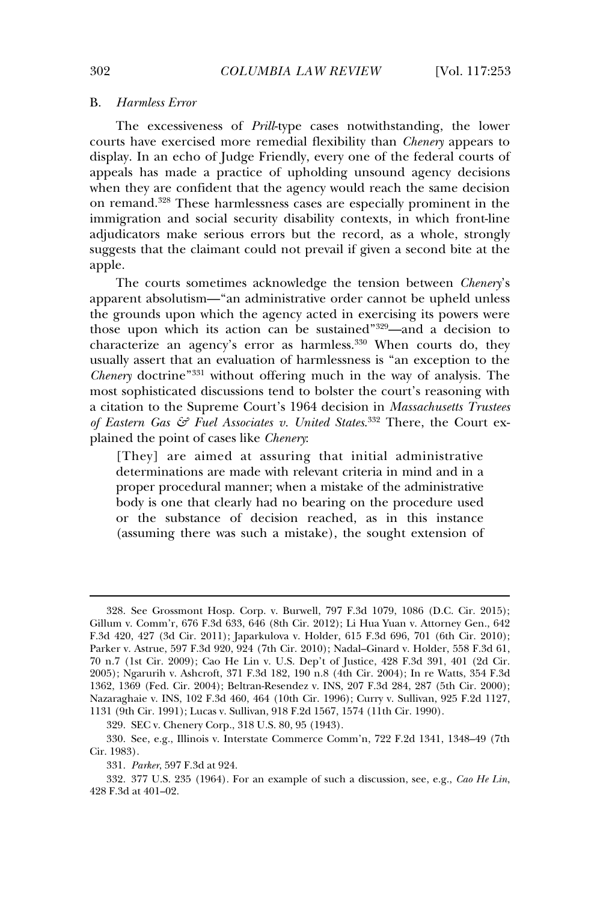### B. *Harmless Error*

The excessiveness of *Prill*-type cases notwithstanding, the lower courts have exercised more remedial flexibility than *Chenery* appears to display. In an echo of Judge Friendly, every one of the federal courts of appeals has made a practice of upholding unsound agency decisions when they are confident that the agency would reach the same decision on remand.[328] These harmlessness cases are especially prominent in the immigration and social security disability contexts, in which front-line adjudicators make serious errors but the record, as a whole, strongly suggests that the claimant could not prevail if given a second bite at the apple.

The courts sometimes acknowledge the tension between *Chenery*'s apparent absolutism—"an administrative order cannot be upheld unless the grounds upon which the agency acted in exercising its powers were those upon which its action can be sustained"[329]—and a decision to characterize an agency's error as harmless.[330] When courts do, they usually assert that an evaluation of harmlessness is "an exception to the *Chenery* doctrine"[331] without offering much in the way of analysis. The most sophisticated discussions tend to bolster the court's reasoning with a citation to the Supreme Court's 1964 decision in *Massachusetts Trustees of Eastern Gas & Fuel Associates v. United States*.[332] There, the Court explained the point of cases like *Chenery*:

> [They] are aimed at assuring that initial administrative determinations are made with relevant criteria in mind and in a proper procedural manner; when a mistake of the administrative body is one that clearly had no bearing on the procedure used or the substance of decision reached, as in this instance (assuming there was such a mistake), the sought extension of

---

328. See Grossmont Hosp. Corp. v. Burwell, 797 F.3d 1079, 1086 (D.C. Cir. 2015); Gillum v. Comm'r, 676 F.3d 633, 646 (8th Cir. 2012); Li Hua Yuan v. Attorney Gen., 642 F.3d 420, 427 (3d Cir. 2011); Japarkulova v. Holder, 615 F.3d 696, 701 (6th Cir. 2010); Parker v. Astrue, 597 F.3d 920, 924 (7th Cir. 2010); Nadal–Ginard v. Holder, 558 F.3d 61, 70 n.7 (1st Cir. 2009); Cao He Lin v. U.S. Dep't of Justice, 428 F.3d 391, 401 (2d Cir. 2005); Ngarurih v. Ashcroft, 371 F.3d 182, 190 n.8 (4th Cir. 2004); In re Watts, 354 F.3d 1362, 1369 (Fed. Cir. 2004); Beltran-Resendez v. INS, 207 F.3d 284, 287 (5th Cir. 2000); Nazaraghaie v. INS, 102 F.3d 460, 464 (10th Cir. 1996); Curry v. Sullivan, 925 F.2d 1127, 1131 (9th Cir. 1991); Lucas v. Sullivan, 918 F.2d 1567, 1574 (11th Cir. 1990).

329. SEC v. Chenery Corp., 318 U.S. 80, 95 (1943).

330. See, e.g., Illinois v. Interstate Commerce Comm'n, 722 F.2d 1341, 1348–49 (7th Cir. 1983).

331. *Parker*, 597 F.3d at 924.

332. 377 U.S. 235 (1964). For an example of such a discussion, see, e.g., *Cao He Lin*, 428 F.3d at 401–02.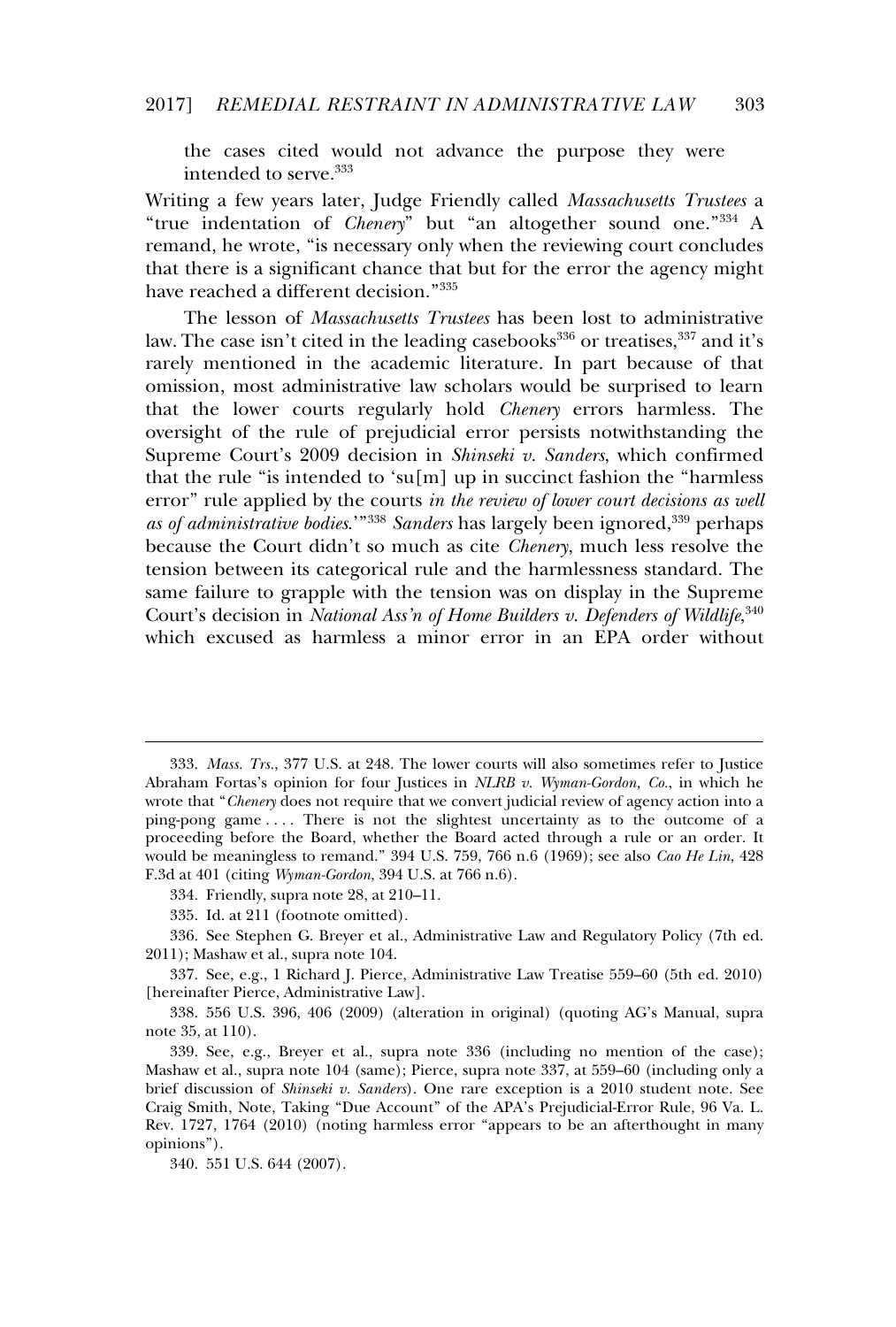the cases cited would not advance the purpose they were intended to serve.[333]

Writing a few years later, Judge Friendly called *Massachusetts Trustees* a "true indentation of *Chenery*" but "an altogether sound one."[334] A remand, he wrote, "is necessary only when the reviewing court concludes that there is a significant chance that but for the error the agency might have reached a different decision."[335]

The lesson of *Massachusetts Trustees* has been lost to administrative law. The case isn't cited in the leading casebooks[336] or treatises,[337] and it's rarely mentioned in the academic literature. In part because of that omission, most administrative law scholars would be surprised to learn that the lower courts regularly hold *Chenery* errors harmless. The oversight of the rule of prejudicial error persists notwithstanding the Supreme Court's 2009 decision in *Shinseki v. Sanders*, which confirmed that the rule "is intended to 'su[m] up in succinct fashion the "harmless error" rule applied by the courts *in the review of lower court decisions as well as of administrative bodies*.'"[338] *Sanders* has largely been ignored,[339] perhaps because the Court didn't so much as cite *Chenery*, much less resolve the tension between its categorical rule and the harmlessness standard. The same failure to grapple with the tension was on display in the Supreme Court's decision in *National Ass'n of Home Builders v. Defenders of Wildlife*,[340] which excused as harmless a minor error in an EPA order without

---

333. *Mass. Trs.*, 377 U.S. at 248. The lower courts will also sometimes refer to Justice Abraham Fortas's opinion for four Justices in *NLRB v. Wyman-Gordon, Co.*, in which he wrote that "*Chenery* does not require that we convert judicial review of agency action into a ping-pong game . . . . There is not the slightest uncertainty as to the outcome of a proceeding before the Board, whether the Board acted through a rule or an order. It would be meaningless to remand." 394 U.S. 759, 766 n.6 (1969); see also *Cao He Lin*, 428 F.3d at 401 (citing *Wyman-Gordon*, 394 U.S. at 766 n.6).

334. Friendly, supra note 28, at 210–11.

335. Id. at 211 (footnote omitted).

336. See Stephen G. Breyer et al., Administrative Law and Regulatory Policy (7th ed. 2011); Mashaw et al., supra note 104.

337. See, e.g., 1 Richard J. Pierce, Administrative Law Treatise 559–60 (5th ed. 2010) [hereinafter Pierce, Administrative Law].

338. 556 U.S. 396, 406 (2009) (alteration in original) (quoting AG's Manual, supra note 35, at 110).

339. See, e.g., Breyer et al., supra note 336 (including no mention of the case); Mashaw et al., supra note 104 (same); Pierce, supra note 337, at 559–60 (including only a brief discussion of *Shinseki v. Sanders*). One rare exception is a 2010 student note. See Craig Smith, Note, Taking "Due Account" of the APA's Prejudicial-Error Rule, 96 Va. L. Rev. 1727, 1764 (2010) (noting harmless error "appears to be an afterthought in many opinions").

340. 551 U.S. 644 (2007).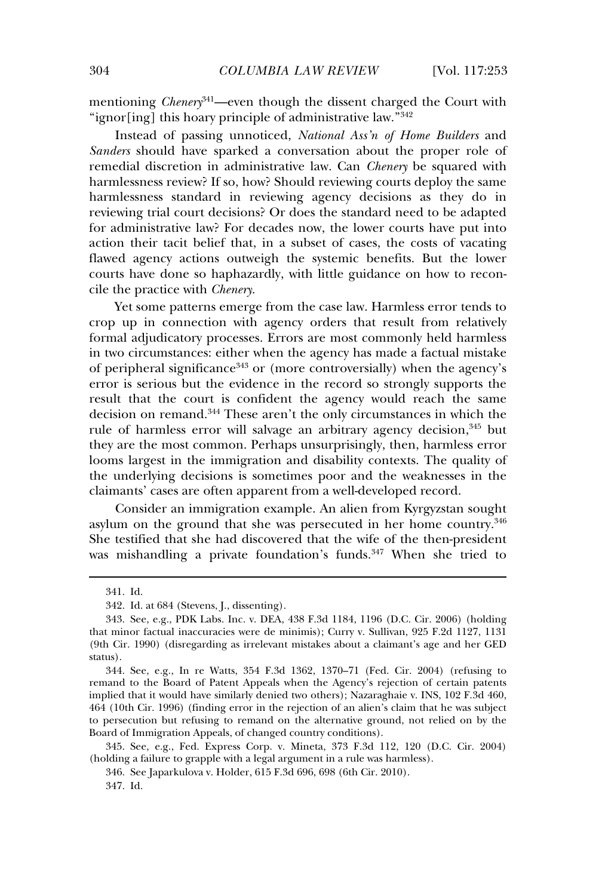mentioning *Chenery*[341]—even though the dissent charged the Court with "ignor[ing] this hoary principle of administrative law."[342]

Instead of passing unnoticed, *National Ass'n of Home Builders* and *Sanders* should have sparked a conversation about the proper role of remedial discretion in administrative law. Can *Chenery* be squared with harmlessness review? If so, how? Should reviewing courts deploy the same harmlessness standard in reviewing agency decisions as they do in reviewing trial court decisions? Or does the standard need to be adapted for administrative law? For decades now, the lower courts have put into action their tacit belief that, in a subset of cases, the costs of vacating flawed agency actions outweigh the systemic benefits. But the lower courts have done so haphazardly, with little guidance on how to reconcile the practice with *Chenery*.

Yet some patterns emerge from the case law. Harmless error tends to crop up in connection with agency orders that result from relatively formal adjudicatory processes. Errors are most commonly held harmless in two circumstances: either when the agency has made a factual mistake of peripheral significance[343] or (more controversially) when the agency's error is serious but the evidence in the record so strongly supports the result that the court is confident the agency would reach the same decision on remand.[344] These aren't the only circumstances in which the rule of harmless error will salvage an arbitrary agency decision,[345] but they are the most common. Perhaps unsurprisingly, then, harmless error looms largest in the immigration and disability contexts. The quality of the underlying decisions is sometimes poor and the weaknesses in the claimants' cases are often apparent from a well-developed record.

Consider an immigration example. An alien from Kyrgyzstan sought asylum on the ground that she was persecuted in her home country.[346] She testified that she had discovered that the wife of the then-president was mishandling a private foundation's funds.[347] When she tried to

---

341. Id.

342. Id. at 684 (Stevens, J., dissenting).

343. See, e.g., PDK Labs. Inc. v. DEA, 438 F.3d 1184, 1196 (D.C. Cir. 2006) (holding that minor factual inaccuracies were de minimis); Curry v. Sullivan, 925 F.2d 1127, 1131 (9th Cir. 1990) (disregarding as irrelevant mistakes about a claimant's age and her GED status).

344. See, e.g., In re Watts, 354 F.3d 1362, 1370–71 (Fed. Cir. 2004) (refusing to remand to the Board of Patent Appeals when the Agency's rejection of certain patents implied that it would have similarly denied two others); Nazaraghaie v. INS, 102 F.3d 460, 464 (10th Cir. 1996) (finding error in the rejection of an alien's claim that he was subject to persecution but refusing to remand on the alternative ground, not relied on by the Board of Immigration Appeals, of changed country conditions).

345. See, e.g., Fed. Express Corp. v. Mineta, 373 F.3d 112, 120 (D.C. Cir. 2004) (holding a failure to grapple with a legal argument in a rule was harmless).

346. See Japarkulova v. Holder, 615 F.3d 696, 698 (6th Cir. 2010).

347. Id.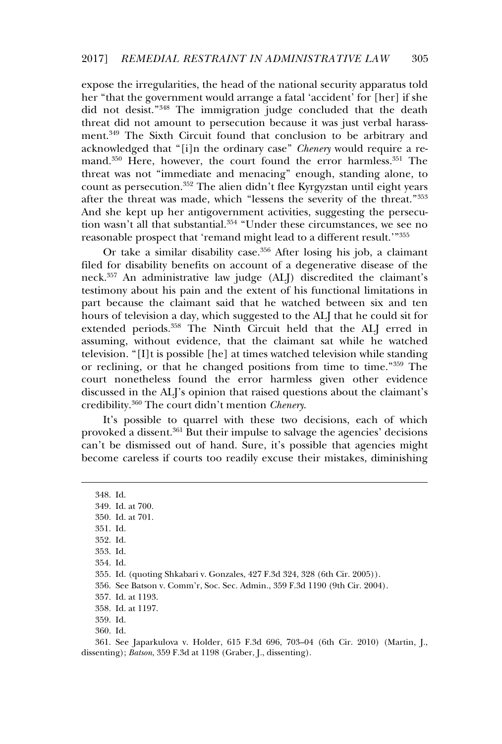expose the irregularities, the head of the national security apparatus told her "that the government would arrange a fatal 'accident' for [her] if she did not desist."[348] The immigration judge concluded that the death threat did not amount to persecution because it was just verbal harassment.[349] The Sixth Circuit found that conclusion to be arbitrary and acknowledged that "[i]n the ordinary case" *Chenery* would require a remand.[350] Here, however, the court found the error harmless.[351] The threat was not "immediate and menacing" enough, standing alone, to count as persecution.[352] The alien didn't flee Kyrgyzstan until eight years after the threat was made, which "lessens the severity of the threat."[353] And she kept up her antigovernment activities, suggesting the persecution wasn't all that substantial.[354] "Under these circumstances, we see no reasonable prospect that 'remand might lead to a different result.'"[355]

Or take a similar disability case.[356] After losing his job, a claimant filed for disability benefits on account of a degenerative disease of the neck.[357] An administrative law judge (ALJ) discredited the claimant's testimony about his pain and the extent of his functional limitations in part because the claimant said that he watched between six and ten hours of television a day, which suggested to the ALJ that he could sit for extended periods.[358] The Ninth Circuit held that the ALJ erred in assuming, without evidence, that the claimant sat while he watched television. "[I]t is possible [he] at times watched television while standing or reclining, or that he changed positions from time to time."[359] The court nonetheless found the error harmless given other evidence discussed in the ALJ's opinion that raised questions about the claimant's credibility.[360] The court didn't mention *Chenery*.

It's possible to quarrel with these two decisions, each of which provoked a dissent.[361] But their impulse to salvage the agencies' decisions can't be dismissed out of hand. Sure, it's possible that agencies might become careless if courts too readily excuse their mistakes, diminishing

---

348. Id.

349. Id. at 700.

350. Id. at 701.

351. Id.

352. Id.

353. Id.

354. Id.

355. Id. (quoting Shkabari v. Gonzales, 427 F.3d 324, 328 (6th Cir. 2005)).

356. See Batson v. Comm'r, Soc. Sec. Admin., 359 F.3d 1190 (9th Cir. 2004).

357. Id. at 1193.

358. Id. at 1197.

359. Id.

360. Id.

361. See Japarkulova v. Holder, 615 F.3d 696, 703–04 (6th Cir. 2010) (Martin, J., dissenting); *Batson*, 359 F.3d at 1198 (Graber, J., dissenting).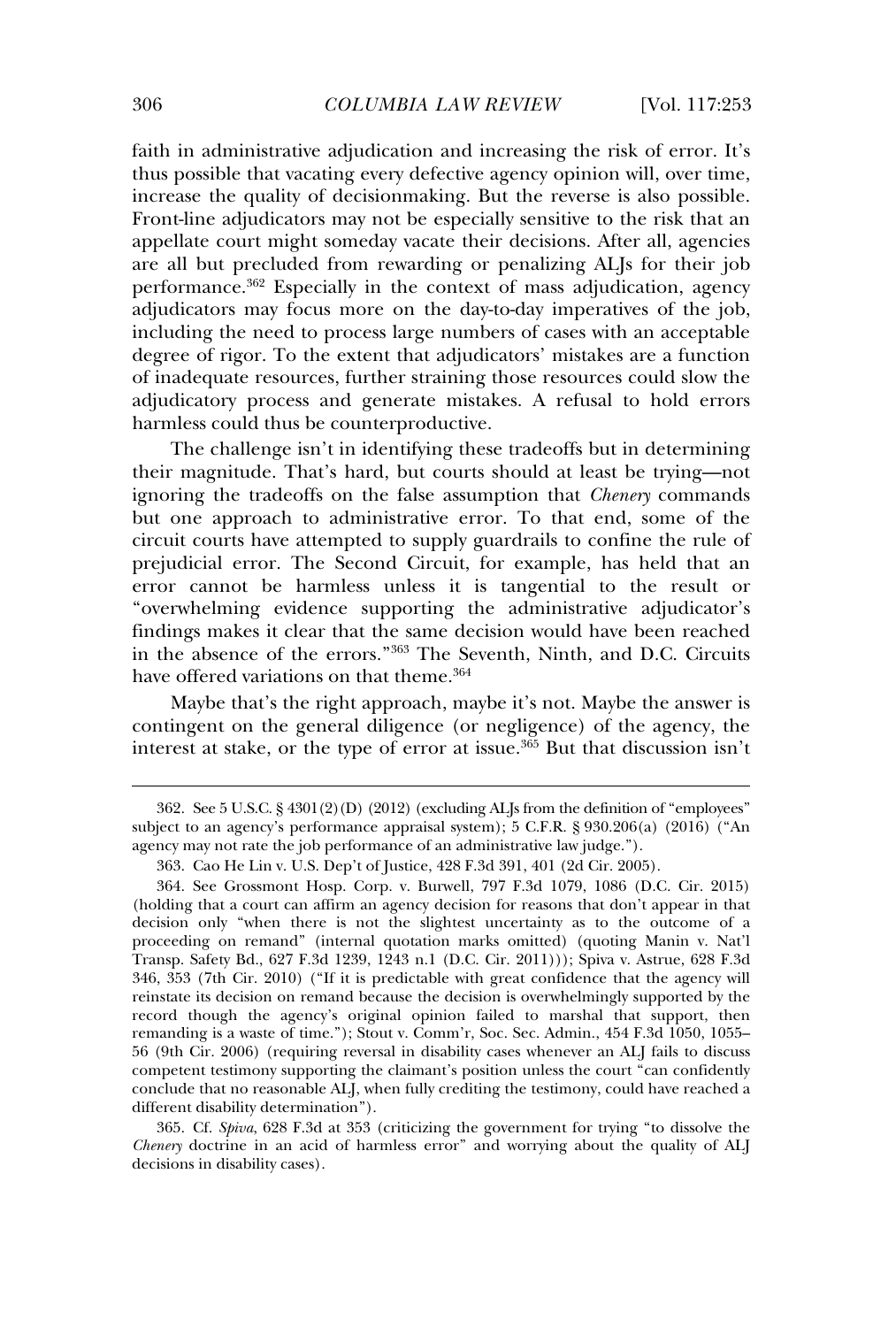faith in administrative adjudication and increasing the risk of error. It's thus possible that vacating every defective agency opinion will, over time, increase the quality of decisionmaking. But the reverse is also possible. Front-line adjudicators may not be especially sensitive to the risk that an appellate court might someday vacate their decisions. After all, agencies are all but precluded from rewarding or penalizing ALJs for their job performance.[362] Especially in the context of mass adjudication, agency adjudicators may focus more on the day-to-day imperatives of the job, including the need to process large numbers of cases with an acceptable degree of rigor. To the extent that adjudicators' mistakes are a function of inadequate resources, further straining those resources could slow the adjudicatory process and generate mistakes. A refusal to hold errors harmless could thus be counterproductive.

The challenge isn't in identifying these tradeoffs but in determining their magnitude. That's hard, but courts should at least be trying—not ignoring the tradeoffs on the false assumption that *Chenery* commands but one approach to administrative error. To that end, some of the circuit courts have attempted to supply guardrails to confine the rule of prejudicial error. The Second Circuit, for example, has held that an error cannot be harmless unless it is tangential to the result or "overwhelming evidence supporting the administrative adjudicator's findings makes it clear that the same decision would have been reached in the absence of the errors."[363] The Seventh, Ninth, and D.C. Circuits have offered variations on that theme.[364]

Maybe that's the right approach, maybe it's not. Maybe the answer is contingent on the general diligence (or negligence) of the agency, the interest at stake, or the type of error at issue.[365] But that discussion isn't

---

362. See 5 U.S.C. § 4301(2)(D) (2012) (excluding ALJs from the definition of "employees" subject to an agency's performance appraisal system); 5 C.F.R. § 930.206(a) (2016) ("An agency may not rate the job performance of an administrative law judge.").

363. Cao He Lin v. U.S. Dep't of Justice, 428 F.3d 391, 401 (2d Cir. 2005).

364. See Grossmont Hosp. Corp. v. Burwell, 797 F.3d 1079, 1086 (D.C. Cir. 2015) (holding that a court can affirm an agency decision for reasons that don't appear in that decision only "when there is not the slightest uncertainty as to the outcome of a proceeding on remand" (internal quotation marks omitted) (quoting Manin v. Nat'l Transp. Safety Bd., 627 F.3d 1239, 1243 n.1 (D.C. Cir. 2011))); Spiva v. Astrue, 628 F.3d 346, 353 (7th Cir. 2010) ("If it is predictable with great confidence that the agency will reinstate its decision on remand because the decision is overwhelmingly supported by the record though the agency's original opinion failed to marshal that support, then remanding is a waste of time."); Stout v. Comm'r, Soc. Sec. Admin., 454 F.3d 1050, 1055–56 (9th Cir. 2006) (requiring reversal in disability cases whenever an ALJ fails to discuss competent testimony supporting the claimant's position unless the court "can confidently conclude that no reasonable ALJ, when fully crediting the testimony, could have reached a different disability determination").

365. Cf. *Spiva*, 628 F.3d at 353 (criticizing the government for trying "to dissolve the *Chenery* doctrine in an acid of harmless error" and worrying about the quality of ALJ decisions in disability cases).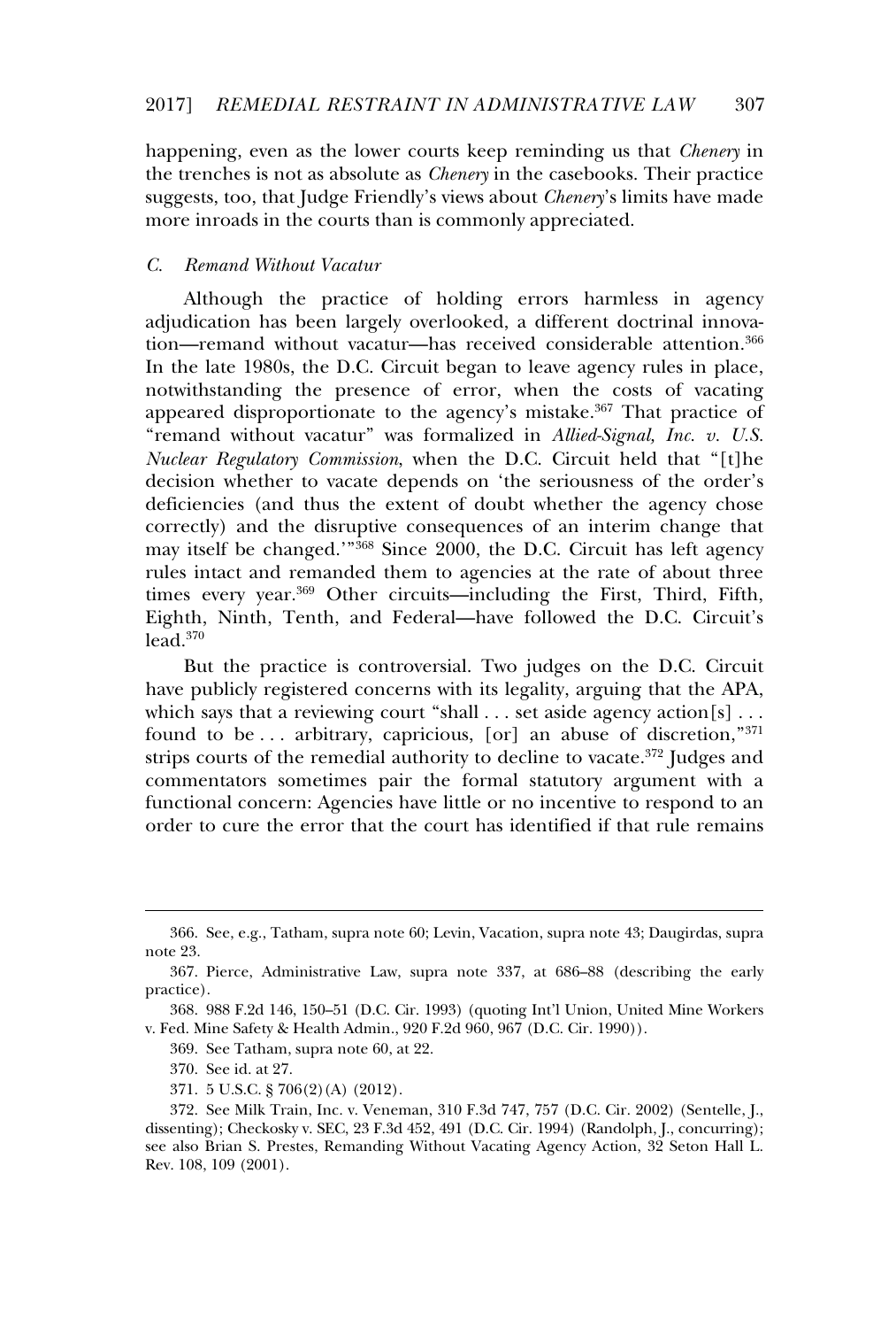happening, even as the lower courts keep reminding us that *Chenery* in the trenches is not as absolute as *Chenery* in the casebooks. Their practice suggests, too, that Judge Friendly's views about *Chenery*'s limits have made more inroads in the courts than is commonly appreciated.

### *C. Remand Without Vacatur*

Although the practice of holding errors harmless in agency adjudication has been largely overlooked, a different doctrinal innovation—remand without vacatur—has received considerable attention.[366] In the late 1980s, the D.C. Circuit began to leave agency rules in place, notwithstanding the presence of error, when the costs of vacating appeared disproportionate to the agency's mistake.[367] That practice of "remand without vacatur" was formalized in *Allied-Signal, Inc. v. U.S. Nuclear Regulatory Commission*, when the D.C. Circuit held that "[t]he decision whether to vacate depends on 'the seriousness of the order's deficiencies (and thus the extent of doubt whether the agency chose correctly) and the disruptive consequences of an interim change that may itself be changed.'"[368] Since 2000, the D.C. Circuit has left agency rules intact and remanded them to agencies at the rate of about three times every year.[369] Other circuits—including the First, Third, Fifth, Eighth, Ninth, Tenth, and Federal—have followed the D.C. Circuit's lead.[370]

But the practice is controversial. Two judges on the D.C. Circuit have publicly registered concerns with its legality, arguing that the APA, which says that a reviewing court "shall . . . set aside agency action[s] . . . found to be . . . arbitrary, capricious, [or] an abuse of discretion,"[371] strips courts of the remedial authority to decline to vacate.[372] Judges and commentators sometimes pair the formal statutory argument with a functional concern: Agencies have little or no incentive to respond to an order to cure the error that the court has identified if that rule remains

---

366. See, e.g., Tatham, supra note 60; Levin, Vacation, supra note 43; Daugirdas, supra note 23.

367. Pierce, Administrative Law, supra note 337, at 686–88 (describing the early practice).

368. 988 F.2d 146, 150–51 (D.C. Cir. 1993) (quoting Int'l Union, United Mine Workers v. Fed. Mine Safety & Health Admin., 920 F.2d 960, 967 (D.C. Cir. 1990)).

369. See Tatham, supra note 60, at 22.

370. See id. at 27.

371. 5 U.S.C. § 706(2)(A) (2012).

372. See Milk Train, Inc. v. Veneman, 310 F.3d 747, 757 (D.C. Cir. 2002) (Sentelle, J., dissenting); Checkosky v. SEC, 23 F.3d 452, 491 (D.C. Cir. 1994) (Randolph, J., concurring); see also Brian S. Prestes, Remanding Without Vacating Agency Action, 32 Seton Hall L. Rev. 108, 109 (2001).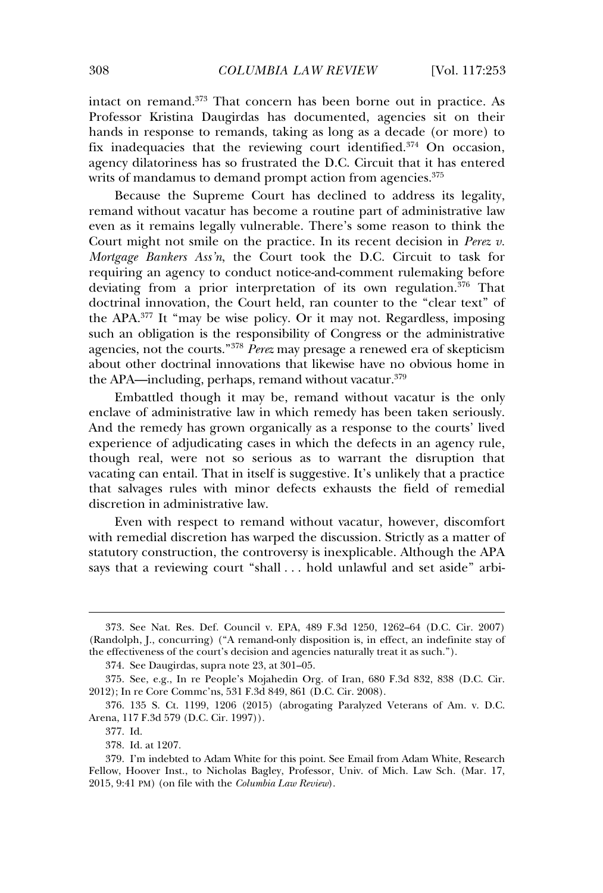intact on remand.[373] That concern has been borne out in practice. As Professor Kristina Daugirdas has documented, agencies sit on their hands in response to remands, taking as long as a decade (or more) to fix inadequacies that the reviewing court identified.[374] On occasion, agency dilatoriness has so frustrated the D.C. Circuit that it has entered writs of mandamus to demand prompt action from agencies.[375]

Because the Supreme Court has declined to address its legality, remand without vacatur has become a routine part of administrative law even as it remains legally vulnerable. There's some reason to think the Court might not smile on the practice. In its recent decision in *Perez v. Mortgage Bankers Ass'n*, the Court took the D.C. Circuit to task for requiring an agency to conduct notice-and-comment rulemaking before deviating from a prior interpretation of its own regulation.[376] That doctrinal innovation, the Court held, ran counter to the "clear text" of the APA.[377] It "may be wise policy. Or it may not. Regardless, imposing such an obligation is the responsibility of Congress or the administrative agencies, not the courts."[378] *Perez* may presage a renewed era of skepticism about other doctrinal innovations that likewise have no obvious home in the APA—including, perhaps, remand without vacatur.[379]

Embattled though it may be, remand without vacatur is the only enclave of administrative law in which remedy has been taken seriously. And the remedy has grown organically as a response to the courts' lived experience of adjudicating cases in which the defects in an agency rule, though real, were not so serious as to warrant the disruption that vacating can entail. That in itself is suggestive. It's unlikely that a practice that salvages rules with minor defects exhausts the field of remedial discretion in administrative law.

Even with respect to remand without vacatur, however, discomfort with remedial discretion has warped the discussion. Strictly as a matter of statutory construction, the controversy is inexplicable. Although the APA says that a reviewing court "shall . . . hold unlawful and set aside" arbi-

---

373. See Nat. Res. Def. Council v. EPA, 489 F.3d 1250, 1262–64 (D.C. Cir. 2007) (Randolph, J., concurring) ("A remand-only disposition is, in effect, an indefinite stay of the effectiveness of the court's decision and agencies naturally treat it as such.").

374. See Daugirdas, supra note 23, at 301–05.

375. See, e.g., In re People's Mojahedin Org. of Iran, 680 F.3d 832, 838 (D.C. Cir. 2012); In re Core Commc'ns, 531 F.3d 849, 861 (D.C. Cir. 2008).

376. 135 S. Ct. 1199, 1206 (2015) (abrogating Paralyzed Veterans of Am. v. D.C. Arena, 117 F.3d 579 (D.C. Cir. 1997)).

377. Id.

378. Id. at 1207.

379. I'm indebted to Adam White for this point. See Email from Adam White, Research Fellow, Hoover Inst., to Nicholas Bagley, Professor, Univ. of Mich. Law Sch. (Mar. 17, 2015, 9:41 PM) (on file with the *Columbia Law Review*).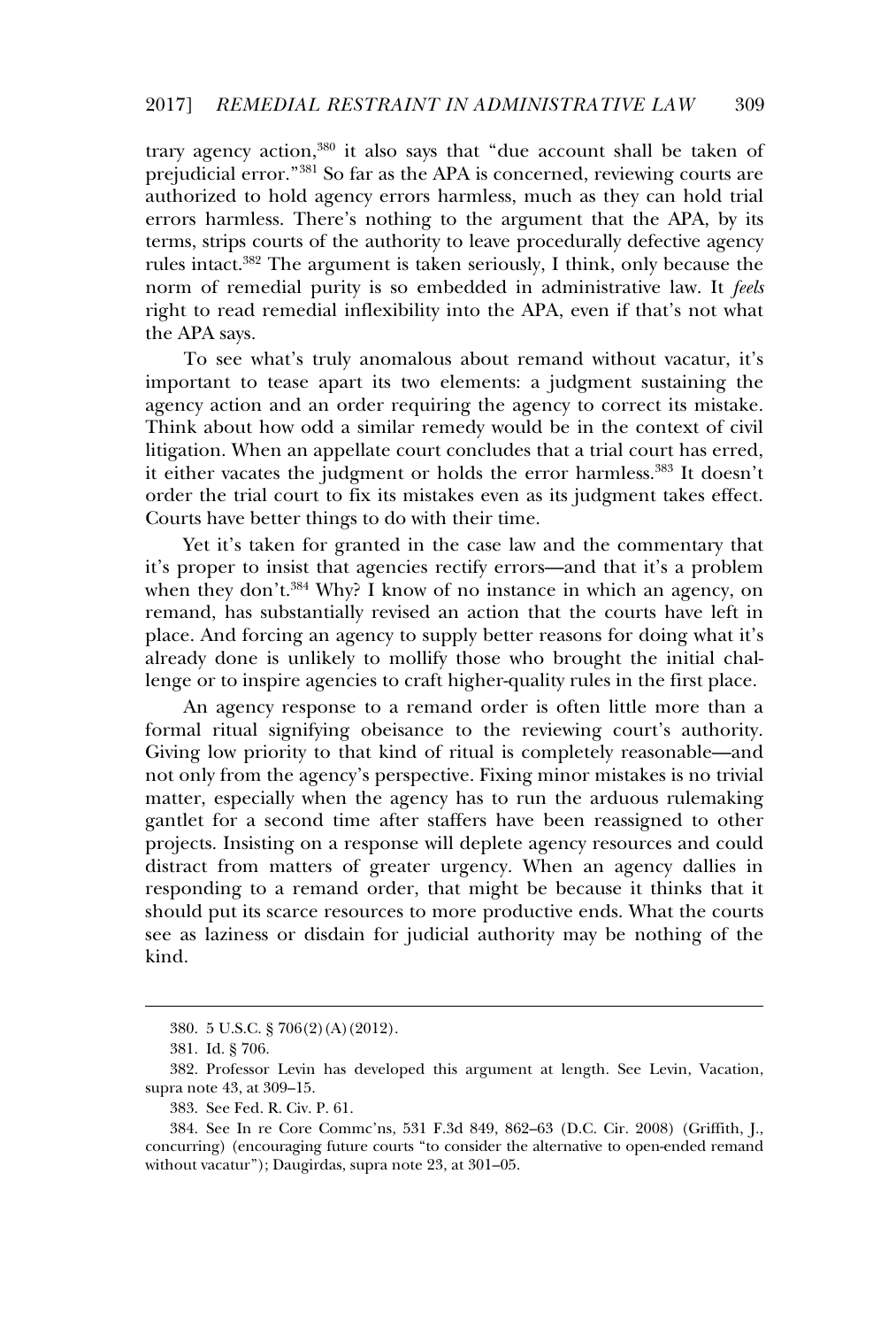trary agency action,[380] it also says that "due account shall be taken of prejudicial error."[381] So far as the APA is concerned, reviewing courts are authorized to hold agency errors harmless, much as they can hold trial errors harmless. There's nothing to the argument that the APA, by its terms, strips courts of the authority to leave procedurally defective agency rules intact.[382] The argument is taken seriously, I think, only because the norm of remedial purity is so embedded in administrative law. It *feels* right to read remedial inflexibility into the APA, even if that's not what the APA says.

To see what's truly anomalous about remand without vacatur, it's important to tease apart its two elements: a judgment sustaining the agency action and an order requiring the agency to correct its mistake. Think about how odd a similar remedy would be in the context of civil litigation. When an appellate court concludes that a trial court has erred, it either vacates the judgment or holds the error harmless.[383] It doesn't order the trial court to fix its mistakes even as its judgment takes effect. Courts have better things to do with their time.

Yet it's taken for granted in the case law and the commentary that it's proper to insist that agencies rectify errors—and that it's a problem when they don't.[384] Why? I know of no instance in which an agency, on remand, has substantially revised an action that the courts have left in place. And forcing an agency to supply better reasons for doing what it's already done is unlikely to mollify those who brought the initial challenge or to inspire agencies to craft higher-quality rules in the first place.

An agency response to a remand order is often little more than a formal ritual signifying obeisance to the reviewing court's authority. Giving low priority to that kind of ritual is completely reasonable—and not only from the agency's perspective. Fixing minor mistakes is no trivial matter, especially when the agency has to run the arduous rulemaking gantlet for a second time after staffers have been reassigned to other projects. Insisting on a response will deplete agency resources and could distract from matters of greater urgency. When an agency dallies in responding to a remand order, that might be because it thinks that it should put its scarce resources to more productive ends. What the courts see as laziness or disdain for judicial authority may be nothing of the kind.

---

380. 5 U.S.C. § 706(2)(A)(2012).

381. Id. § 706.

382. Professor Levin has developed this argument at length. See Levin, Vacation, supra note 43, at 309–15.

383. See Fed. R. Civ. P. 61.

384. See In re Core Commc'ns, 531 F.3d 849, 862–63 (D.C. Cir. 2008) (Griffith, J., concurring) (encouraging future courts "to consider the alternative to open-ended remand without vacatur"); Daugirdas, supra note 23, at 301–05.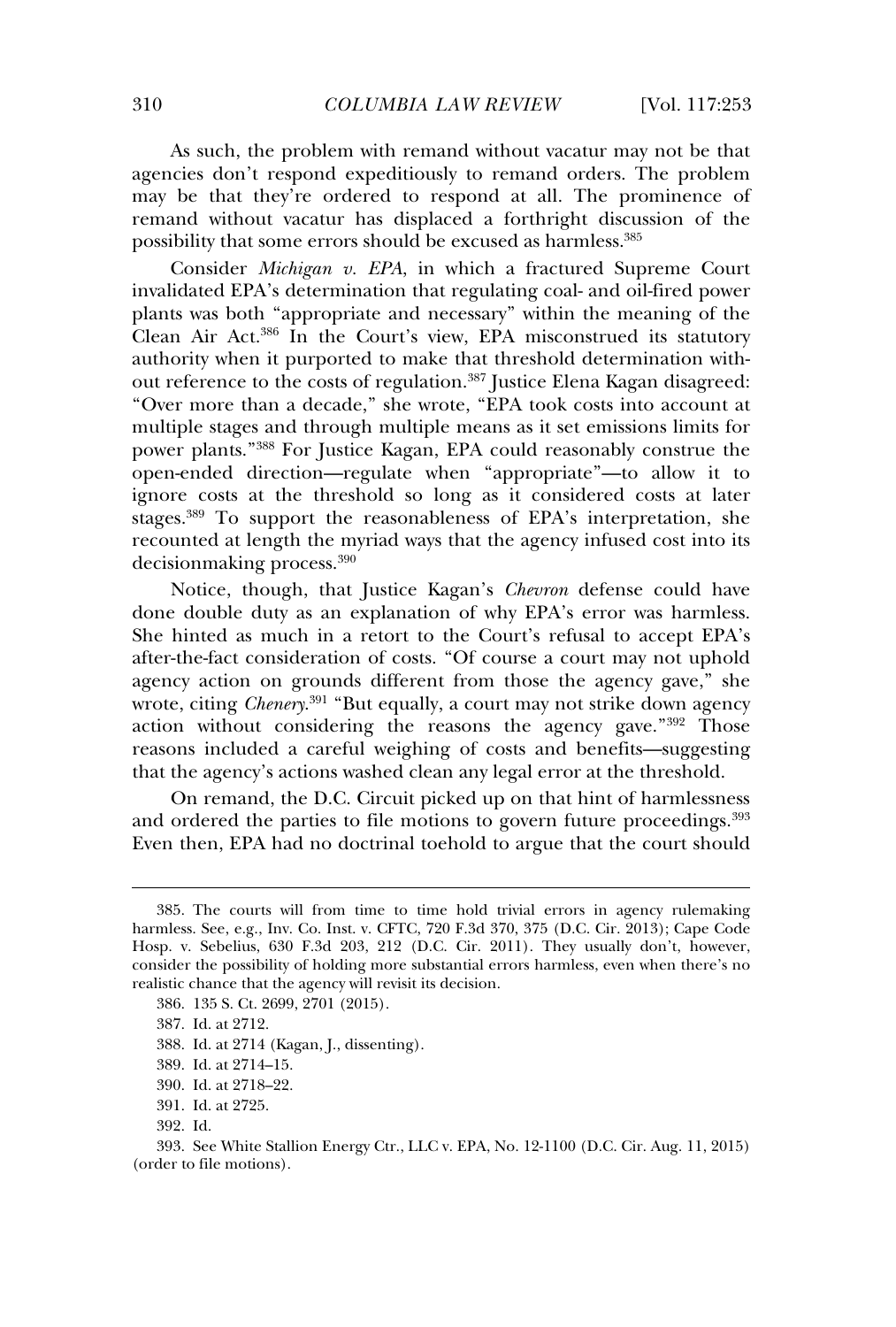As such, the problem with remand without vacatur may not be that agencies don't respond expeditiously to remand orders. The problem may be that they're ordered to respond at all. The prominence of remand without vacatur has displaced a forthright discussion of the possibility that some errors should be excused as harmless.[385]

Consider *Michigan v. EPA*, in which a fractured Supreme Court invalidated EPA's determination that regulating coal- and oil-fired power plants was both "appropriate and necessary" within the meaning of the Clean Air Act.[386] In the Court's view, EPA misconstrued its statutory authority when it purported to make that threshold determination without reference to the costs of regulation.[387] Justice Elena Kagan disagreed: "Over more than a decade," she wrote, "EPA took costs into account at multiple stages and through multiple means as it set emissions limits for power plants."[388] For Justice Kagan, EPA could reasonably construe the open-ended direction—regulate when "appropriate"—to allow it to ignore costs at the threshold so long as it considered costs at later stages.[389] To support the reasonableness of EPA's interpretation, she recounted at length the myriad ways that the agency infused cost into its decisionmaking process.[390]

Notice, though, that Justice Kagan's *Chevron* defense could have done double duty as an explanation of why EPA's error was harmless. She hinted as much in a retort to the Court's refusal to accept EPA's after-the-fact consideration of costs. "Of course a court may not uphold agency action on grounds different from those the agency gave," she wrote, citing *Chenery*.[391] "But equally, a court may not strike down agency action without considering the reasons the agency gave."[392] Those reasons included a careful weighing of costs and benefits—suggesting that the agency's actions washed clean any legal error at the threshold.

On remand, the D.C. Circuit picked up on that hint of harmlessness and ordered the parties to file motions to govern future proceedings.[393] Even then, EPA had no doctrinal toehold to argue that the court should

---

385. The courts will from time to time hold trivial errors in agency rulemaking harmless. See, e.g., Inv. Co. Inst. v. CFTC, 720 F.3d 370, 375 (D.C. Cir. 2013); Cape Code Hosp. v. Sebelius, 630 F.3d 203, 212 (D.C. Cir. 2011). They usually don't, however, consider the possibility of holding more substantial errors harmless, even when there's no realistic chance that the agency will revisit its decision.

386. 135 S. Ct. 2699, 2701 (2015).

387. Id. at 2712.

388. Id. at 2714 (Kagan, J., dissenting).

389. Id. at 2714–15.

390. Id. at 2718–22.

391. Id. at 2725.

392. Id.

393. See White Stallion Energy Ctr., LLC v. EPA, No. 12-1100 (D.C. Cir. Aug. 11, 2015) (order to file motions).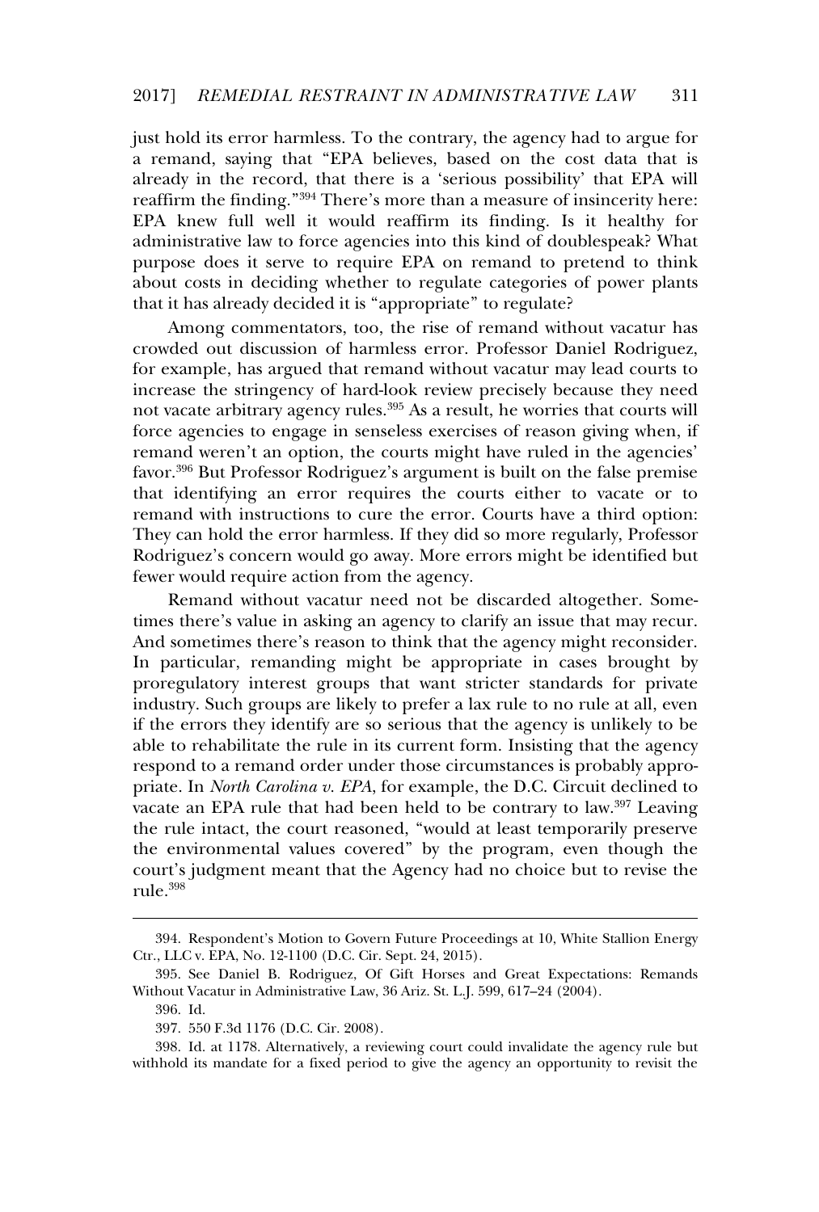just hold its error harmless. To the contrary, the agency had to argue for a remand, saying that "EPA believes, based on the cost data that is already in the record, that there is a 'serious possibility' that EPA will reaffirm the finding."[394] There's more than a measure of insincerity here: EPA knew full well it would reaffirm its finding. Is it healthy for administrative law to force agencies into this kind of doublespeak? What purpose does it serve to require EPA on remand to pretend to think about costs in deciding whether to regulate categories of power plants that it has already decided it is "appropriate" to regulate?

Among commentators, too, the rise of remand without vacatur has crowded out discussion of harmless error. Professor Daniel Rodriguez, for example, has argued that remand without vacatur may lead courts to increase the stringency of hard-look review precisely because they need not vacate arbitrary agency rules.[395] As a result, he worries that courts will force agencies to engage in senseless exercises of reason giving when, if remand weren't an option, the courts might have ruled in the agencies' favor.[396] But Professor Rodriguez's argument is built on the false premise that identifying an error requires the courts either to vacate or to remand with instructions to cure the error. Courts have a third option: They can hold the error harmless. If they did so more regularly, Professor Rodriguez's concern would go away. More errors might be identified but fewer would require action from the agency.

Remand without vacatur need not be discarded altogether. Sometimes there's value in asking an agency to clarify an issue that may recur. And sometimes there's reason to think that the agency might reconsider. In particular, remanding might be appropriate in cases brought by proregulatory interest groups that want stricter standards for private industry. Such groups are likely to prefer a lax rule to no rule at all, even if the errors they identify are so serious that the agency is unlikely to be able to rehabilitate the rule in its current form. Insisting that the agency respond to a remand order under those circumstances is probably appropriate. In *North Carolina v. EPA*, for example, the D.C. Circuit declined to vacate an EPA rule that had been held to be contrary to law.[397] Leaving the rule intact, the court reasoned, "would at least temporarily preserve the environmental values covered" by the program, even though the court's judgment meant that the Agency had no choice but to revise the rule.[398]

---

394. Respondent's Motion to Govern Future Proceedings at 10, White Stallion Energy Ctr., LLC v. EPA, No. 12-1100 (D.C. Cir. Sept. 24, 2015).

395. See Daniel B. Rodriguez, Of Gift Horses and Great Expectations: Remands Without Vacatur in Administrative Law, 36 Ariz. St. L.J. 599, 617–24 (2004).

396. Id.

397. 550 F.3d 1176 (D.C. Cir. 2008).

398. Id. at 1178. Alternatively, a reviewing court could invalidate the agency rule but withhold its mandate for a fixed period to give the agency an opportunity to revisit the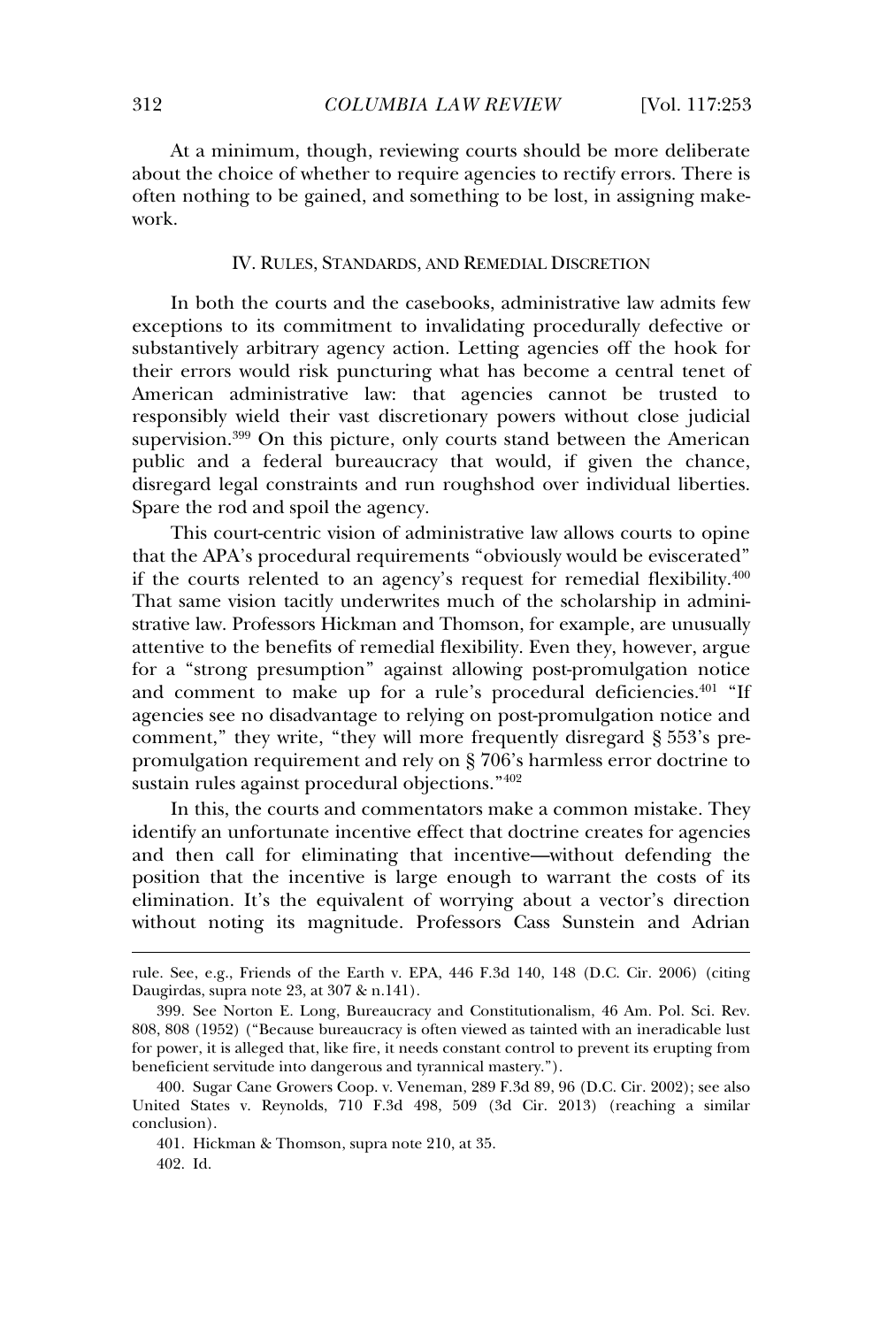At a minimum, though, reviewing courts should be more deliberate about the choice of whether to require agencies to rectify errors. There is often nothing to be gained, and something to be lost, in assigning make-work.

## IV. RULES, STANDARDS, AND REMEDIAL DISCRETION

In both the courts and the casebooks, administrative law admits few exceptions to its commitment to invalidating procedurally defective or substantively arbitrary agency action. Letting agencies off the hook for their errors would risk puncturing what has become a central tenet of American administrative law: that agencies cannot be trusted to responsibly wield their vast discretionary powers without close judicial supervision.[399] On this picture, only courts stand between the American public and a federal bureaucracy that would, if given the chance, disregard legal constraints and run roughshod over individual liberties. Spare the rod and spoil the agency.

This court-centric vision of administrative law allows courts to opine that the APA's procedural requirements "obviously would be eviscerated" if the courts relented to an agency's request for remedial flexibility.[400] That same vision tacitly underwrites much of the scholarship in administrative law. Professors Hickman and Thomson, for example, are unusually attentive to the benefits of remedial flexibility. Even they, however, argue for a "strong presumption" against allowing post-promulgation notice and comment to make up for a rule's procedural deficiencies.[401] "If agencies see no disadvantage to relying on post-promulgation notice and comment," they write, "they will more frequently disregard § 553's pre-promulgation requirement and rely on § 706's harmless error doctrine to sustain rules against procedural objections."[402]

In this, the courts and commentators make a common mistake. They identify an unfortunate incentive effect that doctrine creates for agencies and then call for eliminating that incentive—without defending the position that the incentive is large enough to warrant the costs of its elimination. It's the equivalent of worrying about a vector's direction without noting its magnitude. Professors Cass Sunstein and Adrian

---

rule. See, e.g., Friends of the Earth v. EPA, 446 F.3d 140, 148 (D.C. Cir. 2006) (citing Daugirdas, supra note 23, at 307 & n.141).

399. See Norton E. Long, Bureaucracy and Constitutionalism, 46 Am. Pol. Sci. Rev. 808, 808 (1952) ("Because bureaucracy is often viewed as tainted with an ineradicable lust for power, it is alleged that, like fire, it needs constant control to prevent its erupting from beneficient servitude into dangerous and tyrannical mastery.").

400. Sugar Cane Growers Coop. v. Veneman, 289 F.3d 89, 96 (D.C. Cir. 2002); see also United States v. Reynolds, 710 F.3d 498, 509 (3d Cir. 2013) (reaching a similar conclusion).

401. Hickman & Thomson, supra note 210, at 35.

402. Id.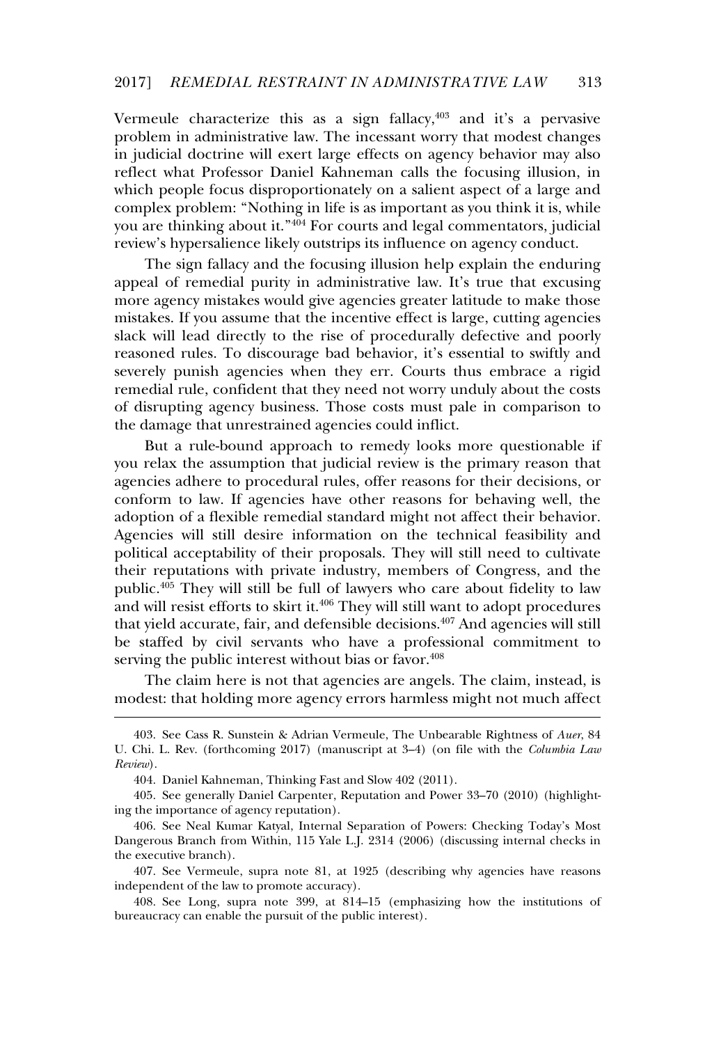Vermeule characterize this as a sign fallacy,[403] and it's a pervasive problem in administrative law. The incessant worry that modest changes in judicial doctrine will exert large effects on agency behavior may also reflect what Professor Daniel Kahneman calls the focusing illusion, in which people focus disproportionately on a salient aspect of a large and complex problem: "Nothing in life is as important as you think it is, while you are thinking about it."[404] For courts and legal commentators, judicial review's hypersalience likely outstrips its influence on agency conduct.

The sign fallacy and the focusing illusion help explain the enduring appeal of remedial purity in administrative law. It's true that excusing more agency mistakes would give agencies greater latitude to make those mistakes. If you assume that the incentive effect is large, cutting agencies slack will lead directly to the rise of procedurally defective and poorly reasoned rules. To discourage bad behavior, it's essential to swiftly and severely punish agencies when they err. Courts thus embrace a rigid remedial rule, confident that they need not worry unduly about the costs of disrupting agency business. Those costs must pale in comparison to the damage that unrestrained agencies could inflict.

But a rule-bound approach to remedy looks more questionable if you relax the assumption that judicial review is the primary reason that agencies adhere to procedural rules, offer reasons for their decisions, or conform to law. If agencies have other reasons for behaving well, the adoption of a flexible remedial standard might not affect their behavior. Agencies will still desire information on the technical feasibility and political acceptability of their proposals. They will still need to cultivate their reputations with private industry, members of Congress, and the public.[405] They will still be full of lawyers who care about fidelity to law and will resist efforts to skirt it.[406] They will still want to adopt procedures that yield accurate, fair, and defensible decisions.[407] And agencies will still be staffed by civil servants who have a professional commitment to serving the public interest without bias or favor.[408]

The claim here is not that agencies are angels. The claim, instead, is modest: that holding more agency errors harmless might not much affect

---

403. See Cass R. Sunstein & Adrian Vermeule, The Unbearable Rightness of *Auer*, 84 U. Chi. L. Rev. (forthcoming 2017) (manuscript at 3–4) (on file with the *Columbia Law Review*).

404. Daniel Kahneman, Thinking Fast and Slow 402 (2011).

405. See generally Daniel Carpenter, Reputation and Power 33–70 (2010) (highlighting the importance of agency reputation).

406. See Neal Kumar Katyal, Internal Separation of Powers: Checking Today's Most Dangerous Branch from Within, 115 Yale L.J. 2314 (2006) (discussing internal checks in the executive branch).

407. See Vermeule, supra note 81, at 1925 (describing why agencies have reasons independent of the law to promote accuracy).

408. See Long, supra note 399, at 814–15 (emphasizing how the institutions of bureaucracy can enable the pursuit of the public interest).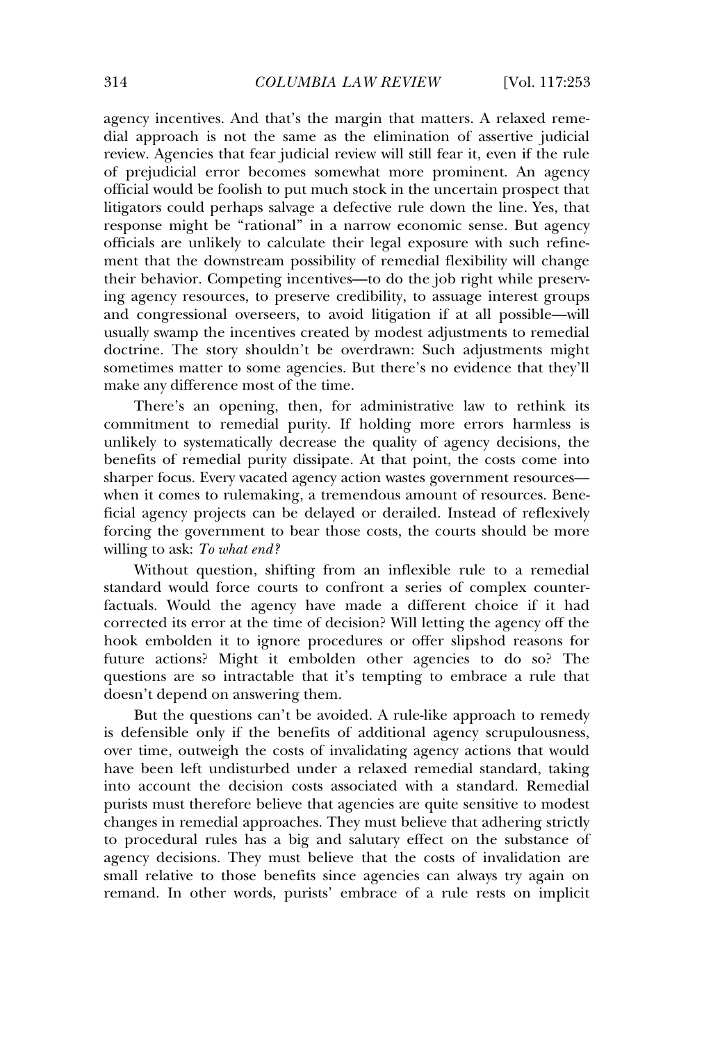agency incentives. And that's the margin that matters. A relaxed remedial approach is not the same as the elimination of assertive judicial review. Agencies that fear judicial review will still fear it, even if the rule of prejudicial error becomes somewhat more prominent. An agency official would be foolish to put much stock in the uncertain prospect that litigators could perhaps salvage a defective rule down the line. Yes, that response might be "rational" in a narrow economic sense. But agency officials are unlikely to calculate their legal exposure with such refinement that the downstream possibility of remedial flexibility will change their behavior. Competing incentives—to do the job right while preserving agency resources, to preserve credibility, to assuage interest groups and congressional overseers, to avoid litigation if at all possible—will usually swamp the incentives created by modest adjustments to remedial doctrine. The story shouldn't be overdrawn: Such adjustments might sometimes matter to some agencies. But there's no evidence that they'll make any difference most of the time.

There's an opening, then, for administrative law to rethink its commitment to remedial purity. If holding more errors harmless is unlikely to systematically decrease the quality of agency decisions, the benefits of remedial purity dissipate. At that point, the costs come into sharper focus. Every vacated agency action wastes government resources—when it comes to rulemaking, a tremendous amount of resources. Beneficial agency projects can be delayed or derailed. Instead of reflexively forcing the government to bear those costs, the courts should be more willing to ask: *To what end?*

Without question, shifting from an inflexible rule to a remedial standard would force courts to confront a series of complex counterfactuals. Would the agency have made a different choice if it had corrected its error at the time of decision? Will letting the agency off the hook embolden it to ignore procedures or offer slipshod reasons for future actions? Might it embolden other agencies to do so? The questions are so intractable that it's tempting to embrace a rule that doesn't depend on answering them.

But the questions can't be avoided. A rule-like approach to remedy is defensible only if the benefits of additional agency scrupulousness, over time, outweigh the costs of invalidating agency actions that would have been left undisturbed under a relaxed remedial standard, taking into account the decision costs associated with a standard. Remedial purists must therefore believe that agencies are quite sensitive to modest changes in remedial approaches. They must believe that adhering strictly to procedural rules has a big and salutary effect on the substance of agency decisions. They must believe that the costs of invalidation are small relative to those benefits since agencies can always try again on remand. In other words, purists' embrace of a rule rests on implicit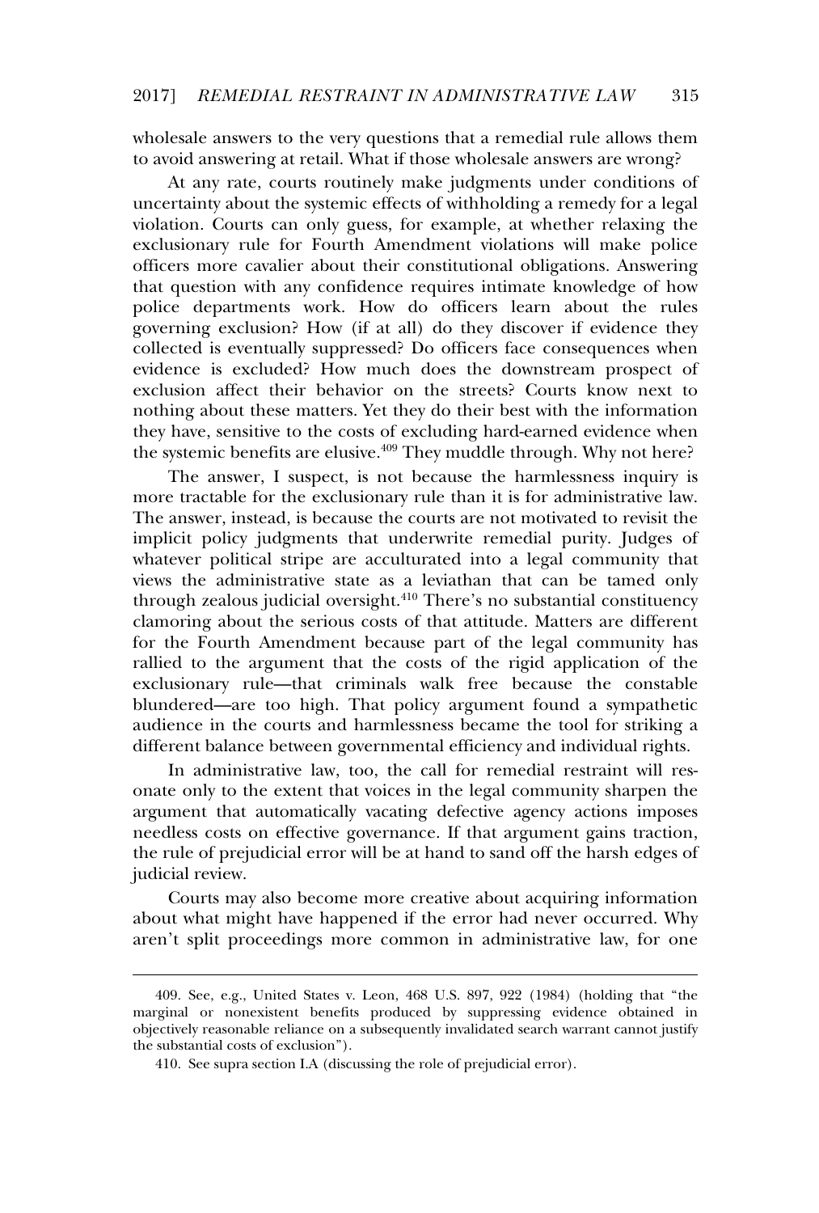wholesale answers to the very questions that a remedial rule allows them to avoid answering at retail. What if those wholesale answers are wrong?

At any rate, courts routinely make judgments under conditions of uncertainty about the systemic effects of withholding a remedy for a legal violation. Courts can only guess, for example, at whether relaxing the exclusionary rule for Fourth Amendment violations will make police officers more cavalier about their constitutional obligations. Answering that question with any confidence requires intimate knowledge of how police departments work. How do officers learn about the rules governing exclusion? How (if at all) do they discover if evidence they collected is eventually suppressed? Do officers face consequences when evidence is excluded? How much does the downstream prospect of exclusion affect their behavior on the streets? Courts know next to nothing about these matters. Yet they do their best with the information they have, sensitive to the costs of excluding hard-earned evidence when the systemic benefits are elusive.[409] They muddle through. Why not here?

The answer, I suspect, is not because the harmlessness inquiry is more tractable for the exclusionary rule than it is for administrative law. The answer, instead, is because the courts are not motivated to revisit the implicit policy judgments that underwrite remedial purity. Judges of whatever political stripe are acculturated into a legal community that views the administrative state as a leviathan that can be tamed only through zealous judicial oversight.[410] There's no substantial constituency clamoring about the serious costs of that attitude. Matters are different for the Fourth Amendment because part of the legal community has rallied to the argument that the costs of the rigid application of the exclusionary rule—that criminals walk free because the constable blundered—are too high. That policy argument found a sympathetic audience in the courts and harmlessness became the tool for striking a different balance between governmental efficiency and individual rights.

In administrative law, too, the call for remedial restraint will resonate only to the extent that voices in the legal community sharpen the argument that automatically vacating defective agency actions imposes needless costs on effective governance. If that argument gains traction, the rule of prejudicial error will be at hand to sand off the harsh edges of judicial review.

Courts may also become more creative about acquiring information about what might have happened if the error had never occurred. Why aren't split proceedings more common in administrative law, for one

---

409. See, e.g., United States v. Leon, 468 U.S. 897, 922 (1984) (holding that "the marginal or nonexistent benefits produced by suppressing evidence obtained in objectively reasonable reliance on a subsequently invalidated search warrant cannot justify the substantial costs of exclusion").

410. See supra section I.A (discussing the role of prejudicial error).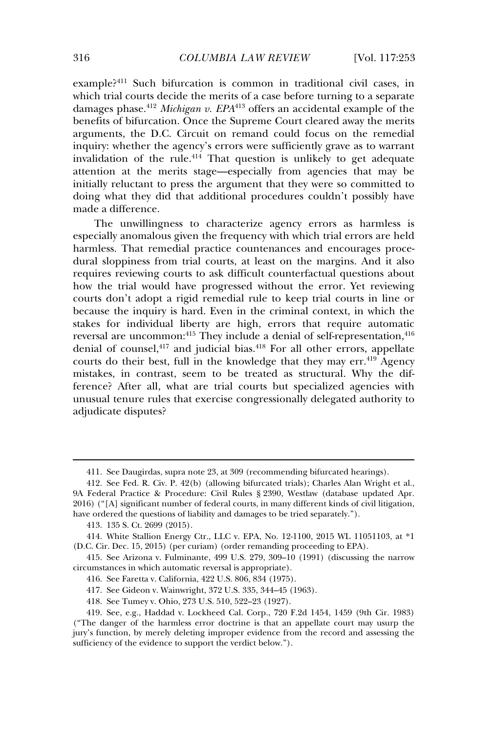example?[411] Such bifurcation is common in traditional civil cases, in which trial courts decide the merits of a case before turning to a separate damages phase.[412] *Michigan v. EPA*[413] offers an accidental example of the benefits of bifurcation. Once the Supreme Court cleared away the merits arguments, the D.C. Circuit on remand could focus on the remedial inquiry: whether the agency's errors were sufficiently grave as to warrant invalidation of the rule.[414] That question is unlikely to get adequate attention at the merits stage—especially from agencies that may be initially reluctant to press the argument that they were so committed to doing what they did that additional procedures couldn't possibly have made a difference.

The unwillingness to characterize agency errors as harmless is especially anomalous given the frequency with which trial errors are held harmless. That remedial practice countenances and encourages procedural sloppiness from trial courts, at least on the margins. And it also requires reviewing courts to ask difficult counterfactual questions about how the trial would have progressed without the error. Yet reviewing courts don't adopt a rigid remedial rule to keep trial courts in line or because the inquiry is hard. Even in the criminal context, in which the stakes for individual liberty are high, errors that require automatic reversal are uncommon:[415] They include a denial of self-representation,[416] denial of counsel,[417] and judicial bias.[418] For all other errors, appellate courts do their best, full in the knowledge that they may err.[419] Agency mistakes, in contrast, seem to be treated as structural. Why the difference? After all, what are trial courts but specialized agencies with unusual tenure rules that exercise congressionally delegated authority to adjudicate disputes?

---

411. See Daugirdas, supra note 23, at 309 (recommending bifurcated hearings).

412. See Fed. R. Civ. P. 42(b) (allowing bifurcated trials); Charles Alan Wright et al., 9A Federal Practice & Procedure: Civil Rules § 2390, Westlaw (database updated Apr. 2016) ("[A] significant number of federal courts, in many different kinds of civil litigation, have ordered the questions of liability and damages to be tried separately.").

413. 135 S. Ct. 2699 (2015).

414. White Stallion Energy Ctr., LLC v. EPA, No. 12-1100, 2015 WL 11051103, at *1 (D.C. Cir. Dec. 15, 2015) (per curiam) (order remanding proceeding to EPA).

415. See Arizona v. Fulminante, 499 U.S. 279, 309–10 (1991) (discussing the narrow circumstances in which automatic reversal is appropriate).

416. See Faretta v. California, 422 U.S. 806, 834 (1975).

417. See Gideon v. Wainwright, 372 U.S. 335, 344–45 (1963).

418. See Tumey v. Ohio, 273 U.S. 510, 522–23 (1927).

419. See, e.g., Haddad v. Lockheed Cal. Corp., 720 F.2d 1454, 1459 (9th Cir. 1983) ("The danger of the harmless error doctrine is that an appellate court may usurp the jury's function, by merely deleting improper evidence from the record and assessing the sufficiency of the evidence to support the verdict below.").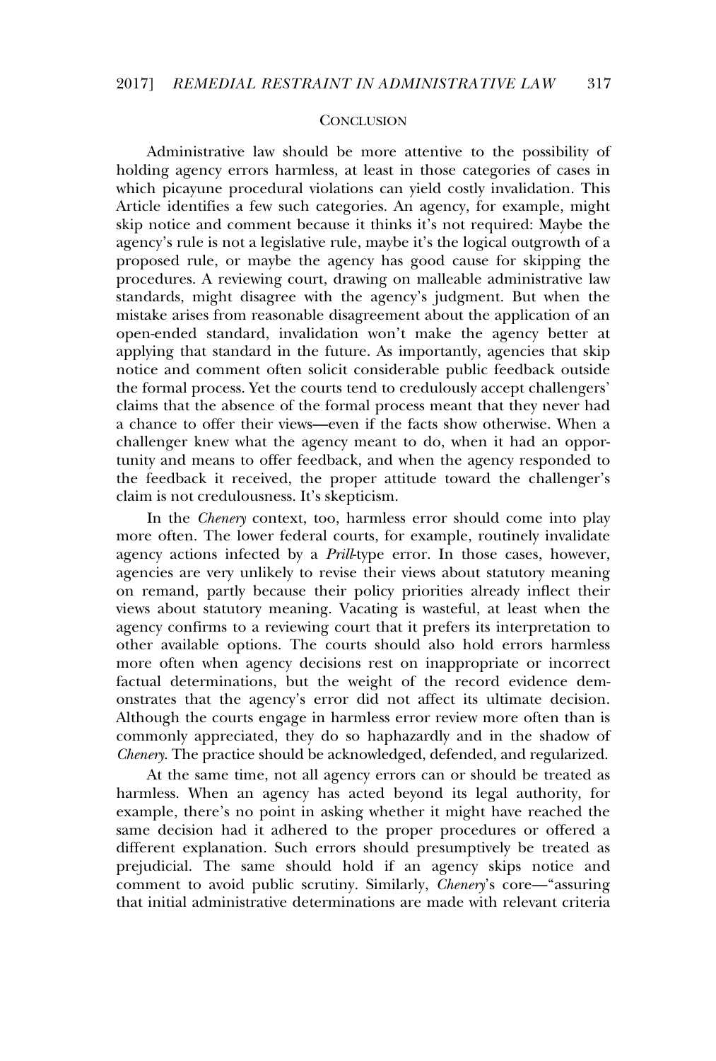## CONCLUSION

Administrative law should be more attentive to the possibility of holding agency errors harmless, at least in those categories of cases in which picayune procedural violations can yield costly invalidation. This Article identifies a few such categories. An agency, for example, might skip notice and comment because it thinks it's not required: Maybe the agency's rule is not a legislative rule, maybe it's the logical outgrowth of a proposed rule, or maybe the agency has good cause for skipping the procedures. A reviewing court, drawing on malleable administrative law standards, might disagree with the agency's judgment. But when the mistake arises from reasonable disagreement about the application of an open-ended standard, invalidation won't make the agency better at applying that standard in the future. As importantly, agencies that skip notice and comment often solicit considerable public feedback outside the formal process. Yet the courts tend to credulously accept challengers' claims that the absence of the formal process meant that they never had a chance to offer their views—even if the facts show otherwise. When a challenger knew what the agency meant to do, when it had an opportunity and means to offer feedback, and when the agency responded to the feedback it received, the proper attitude toward the challenger's claim is not credulousness. It's skepticism.

In the *Chenery* context, too, harmless error should come into play more often. The lower federal courts, for example, routinely invalidate agency actions infected by a *Prill*-type error. In those cases, however, agencies are very unlikely to revise their views about statutory meaning on remand, partly because their policy priorities already inflect their views about statutory meaning. Vacating is wasteful, at least when the agency confirms to a reviewing court that it prefers its interpretation to other available options. The courts should also hold errors harmless more often when agency decisions rest on inappropriate or incorrect factual determinations, but the weight of the record evidence demonstrates that the agency's error did not affect its ultimate decision. Although the courts engage in harmless error review more often than is commonly appreciated, they do so haphazardly and in the shadow of *Chenery*. The practice should be acknowledged, defended, and regularized.

At the same time, not all agency errors can or should be treated as harmless. When an agency has acted beyond its legal authority, for example, there's no point in asking whether it might have reached the same decision had it adhered to the proper procedures or offered a different explanation. Such errors should presumptively be treated as prejudicial. The same should hold if an agency skips notice and comment to avoid public scrutiny. Similarly, *Chenery*'s core—"assuring that initial administrative determinations are made with relevant criteria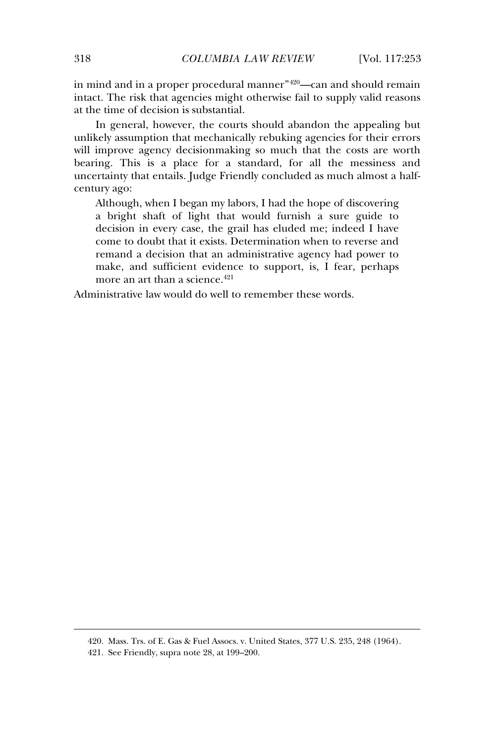in mind and in a proper procedural manner"[420]—can and should remain intact. The risk that agencies might otherwise fail to supply valid reasons at the time of decision is substantial.

In general, however, the courts should abandon the appealing but unlikely assumption that mechanically rebuking agencies for their errors will improve agency decisionmaking so much that the costs are worth bearing. This is a place for a standard, for all the messiness and uncertainty that entails. Judge Friendly concluded as much almost a half-century ago:

> Although, when I began my labors, I had the hope of discovering a bright shaft of light that would furnish a sure guide to decision in every case, the grail has eluded me; indeed I have come to doubt that it exists. Determination when to reverse and remand a decision that an administrative agency had power to make, and sufficient evidence to support, is, I fear, perhaps more an art than a science.[421]

Administrative law would do well to remember these words.

---

420. Mass. Trs. of E. Gas & Fuel Assocs. v. United States, 377 U.S. 235, 248 (1964).

421. See Friendly, supra note 28, at 199–200.